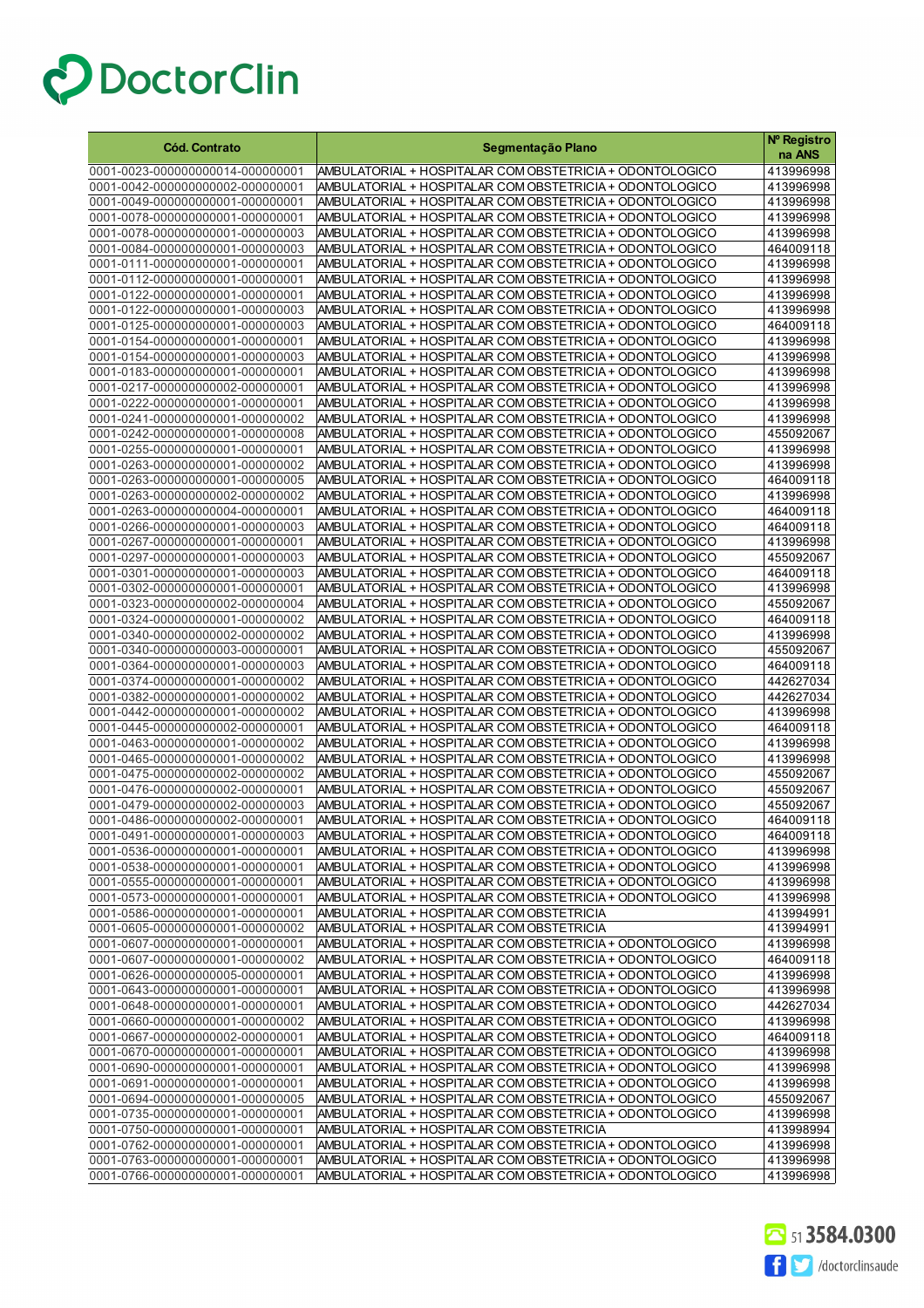# DoctorClin

| Cód. Contrato | Segmentação Plano | Nº Registro na ANS |
|---|---|---|
| 0001-0023-000000000014-000000001 | AMBULATORIAL + HOSPITALAR COM OBSTETRICIA + ODONTOLOGICO | 413996998 |
| 0001-0042-000000000002-000000001 | AMBULATORIAL + HOSPITALAR COM OBSTETRICIA + ODONTOLOGICO | 413996998 |
| 0001-0049-000000000001-000000001 | AMBULATORIAL + HOSPITALAR COM OBSTETRICIA + ODONTOLOGICO | 413996998 |
| 0001-0078-000000000001-000000001 | AMBULATORIAL + HOSPITALAR COM OBSTETRICIA + ODONTOLOGICO | 413996998 |
| 0001-0078-000000000001-000000003 | AMBULATORIAL + HOSPITALAR COM OBSTETRICIA + ODONTOLOGICO | 413996998 |
| 0001-0084-000000000001-000000003 | AMBULATORIAL + HOSPITALAR COM OBSTETRICIA + ODONTOLOGICO | 464009118 |
| 0001-0111-000000000001-000000001 | AMBULATORIAL + HOSPITALAR COM OBSTETRICIA + ODONTOLOGICO | 413996998 |
| 0001-0112-000000000001-000000001 | AMBULATORIAL + HOSPITALAR COM OBSTETRICIA + ODONTOLOGICO | 413996998 |
| 0001-0122-000000000001-000000001 | AMBULATORIAL + HOSPITALAR COM OBSTETRICIA + ODONTOLOGICO | 413996998 |
| 0001-0122-000000000001-000000003 | AMBULATORIAL + HOSPITALAR COM OBSTETRICIA + ODONTOLOGICO | 413996998 |
| 0001-0125-000000000001-000000003 | AMBULATORIAL + HOSPITALAR COM OBSTETRICIA + ODONTOLOGICO | 464009118 |
| 0001-0154-000000000001-000000001 | AMBULATORIAL + HOSPITALAR COM OBSTETRICIA + ODONTOLOGICO | 413996998 |
| 0001-0154-000000000001-000000003 | AMBULATORIAL + HOSPITALAR COM OBSTETRICIA + ODONTOLOGICO | 413996998 |
| 0001-0183-000000000001-000000001 | AMBULATORIAL + HOSPITALAR COM OBSTETRICIA + ODONTOLOGICO | 413996998 |
| 0001-0217-000000000002-000000001 | AMBULATORIAL + HOSPITALAR COM OBSTETRICIA + ODONTOLOGICO | 413996998 |
| 0001-0222-000000000001-000000001 | AMBULATORIAL + HOSPITALAR COM OBSTETRICIA + ODONTOLOGICO | 413996998 |
| 0001-0241-000000000001-000000002 | AMBULATORIAL + HOSPITALAR COM OBSTETRICIA + ODONTOLOGICO | 413996998 |
| 0001-0242-000000000001-000000008 | AMBULATORIAL + HOSPITALAR COM OBSTETRICIA + ODONTOLOGICO | 455092067 |
| 0001-0255-000000000001-000000001 | AMBULATORIAL + HOSPITALAR COM OBSTETRICIA + ODONTOLOGICO | 413996998 |
| 0001-0263-000000000001-000000002 | AMBULATORIAL + HOSPITALAR COM OBSTETRICIA + ODONTOLOGICO | 413996998 |
| 0001-0263-000000000001-000000005 | AMBULATORIAL + HOSPITALAR COM OBSTETRICIA + ODONTOLOGICO | 464009118 |
| 0001-0263-000000000002-000000002 | AMBULATORIAL + HOSPITALAR COM OBSTETRICIA + ODONTOLOGICO | 413996998 |
| 0001-0263-000000000004-000000001 | AMBULATORIAL + HOSPITALAR COM OBSTETRICIA + ODONTOLOGICO | 464009118 |
| 0001-0266-000000000001-000000003 | AMBULATORIAL + HOSPITALAR COM OBSTETRICIA + ODONTOLOGICO | 464009118 |
| 0001-0267-000000000001-000000001 | AMBULATORIAL + HOSPITALAR COM OBSTETRICIA + ODONTOLOGICO | 413996998 |
| 0001-0297-000000000001-000000003 | AMBULATORIAL + HOSPITALAR COM OBSTETRICIA + ODONTOLOGICO | 455092067 |
| 0001-0301-000000000001-000000003 | AMBULATORIAL + HOSPITALAR COM OBSTETRICIA + ODONTOLOGICO | 464009118 |
| 0001-0302-000000000001-000000001 | AMBULATORIAL + HOSPITALAR COM OBSTETRICIA + ODONTOLOGICO | 413996998 |
| 0001-0323-000000000002-000000004 | AMBULATORIAL + HOSPITALAR COM OBSTETRICIA + ODONTOLOGICO | 455092067 |
| 0001-0324-000000000001-000000002 | AMBULATORIAL + HOSPITALAR COM OBSTETRICIA + ODONTOLOGICO | 464009118 |
| 0001-0340-000000000002-000000002 | AMBULATORIAL + HOSPITALAR COM OBSTETRICIA + ODONTOLOGICO | 413996998 |
| 0001-0340-000000000003-000000001 | AMBULATORIAL + HOSPITALAR COM OBSTETRICIA + ODONTOLOGICO | 455092067 |
| 0001-0364-000000000001-000000003 | AMBULATORIAL + HOSPITALAR COM OBSTETRICIA + ODONTOLOGICO | 464009118 |
| 0001-0374-000000000001-000000002 | AMBULATORIAL + HOSPITALAR COM OBSTETRICIA + ODONTOLOGICO | 442627034 |
| 0001-0382-000000000001-000000002 | AMBULATORIAL + HOSPITALAR COM OBSTETRICIA + ODONTOLOGICO | 442627034 |
| 0001-0442-000000000001-000000002 | AMBULATORIAL + HOSPITALAR COM OBSTETRICIA + ODONTOLOGICO | 413996998 |
| 0001-0445-000000000002-000000001 | AMBULATORIAL + HOSPITALAR COM OBSTETRICIA + ODONTOLOGICO | 464009118 |
| 0001-0463-000000000001-000000002 | AMBULATORIAL + HOSPITALAR COM OBSTETRICIA + ODONTOLOGICO | 413996998 |
| 0001-0465-000000000001-000000002 | AMBULATORIAL + HOSPITALAR COM OBSTETRICIA + ODONTOLOGICO | 413996998 |
| 0001-0475-000000000002-000000002 | AMBULATORIAL + HOSPITALAR COM OBSTETRICIA + ODONTOLOGICO | 455092067 |
| 0001-0476-000000000002-000000001 | AMBULATORIAL + HOSPITALAR COM OBSTETRICIA + ODONTOLOGICO | 455092067 |
| 0001-0479-000000000002-000000003 | AMBULATORIAL + HOSPITALAR COM OBSTETRICIA + ODONTOLOGICO | 455092067 |
| 0001-0486-000000000002-000000001 | AMBULATORIAL + HOSPITALAR COM OBSTETRICIA + ODONTOLOGICO | 464009118 |
| 0001-0491-000000000001-000000003 | AMBULATORIAL + HOSPITALAR COM OBSTETRICIA + ODONTOLOGICO | 464009118 |
| 0001-0536-000000000001-000000001 | AMBULATORIAL + HOSPITALAR COM OBSTETRICIA + ODONTOLOGICO | 413996998 |
| 0001-0538-000000000001-000000001 | AMBULATORIAL + HOSPITALAR COM OBSTETRICIA + ODONTOLOGICO | 413996998 |
| 0001-0555-000000000001-000000001 | AMBULATORIAL + HOSPITALAR COM OBSTETRICIA + ODONTOLOGICO | 413996998 |
| 0001-0573-000000000001-000000001 | AMBULATORIAL + HOSPITALAR COM OBSTETRICIA + ODONTOLOGICO | 413996998 |
| 0001-0586-000000000001-000000001 | AMBULATORIAL + HOSPITALAR COM OBSTETRICIA | 413994991 |
| 0001-0605-000000000001-000000002 | AMBULATORIAL + HOSPITALAR COM OBSTETRICIA | 413994991 |
| 0001-0607-000000000001-000000001 | AMBULATORIAL + HOSPITALAR COM OBSTETRICIA + ODONTOLOGICO | 413996998 |
| 0001-0607-000000000001-000000002 | AMBULATORIAL + HOSPITALAR COM OBSTETRICIA + ODONTOLOGICO | 464009118 |
| 0001-0626-000000000005-000000001 | AMBULATORIAL + HOSPITALAR COM OBSTETRICIA + ODONTOLOGICO | 413996998 |
| 0001-0643-000000000001-000000001 | AMBULATORIAL + HOSPITALAR COM OBSTETRICIA + ODONTOLOGICO | 413996998 |
| 0001-0648-000000000001-000000001 | AMBULATORIAL + HOSPITALAR COM OBSTETRICIA + ODONTOLOGICO | 442627034 |
| 0001-0660-000000000001-000000002 | AMBULATORIAL + HOSPITALAR COM OBSTETRICIA + ODONTOLOGICO | 413996998 |
| 0001-0667-000000000002-000000001 | AMBULATORIAL + HOSPITALAR COM OBSTETRICIA + ODONTOLOGICO | 464009118 |
| 0001-0670-000000000001-000000001 | AMBULATORIAL + HOSPITALAR COM OBSTETRICIA + ODONTOLOGICO | 413996998 |
| 0001-0690-000000000001-000000001 | AMBULATORIAL + HOSPITALAR COM OBSTETRICIA + ODONTOLOGICO | 413996998 |
| 0001-0691-000000000001-000000001 | AMBULATORIAL + HOSPITALAR COM OBSTETRICIA + ODONTOLOGICO | 413996998 |
| 0001-0694-000000000001-000000005 | AMBULATORIAL + HOSPITALAR COM OBSTETRICIA + ODONTOLOGICO | 455092067 |
| 0001-0735-000000000001-000000001 | AMBULATORIAL + HOSPITALAR COM OBSTETRICIA + ODONTOLOGICO | 413996998 |
| 0001-0750-000000000001-000000001 | AMBULATORIAL + HOSPITALAR COM OBSTETRICIA | 413998994 |
| 0001-0762-000000000001-000000001 | AMBULATORIAL + HOSPITALAR COM OBSTETRICIA + ODONTOLOGICO | 413996998 |
| 0001-0763-000000000001-000000001 | AMBULATORIAL + HOSPITALAR COM OBSTETRICIA + ODONTOLOGICO | 413996998 |
| 0001-0766-000000000001-000000001 | AMBULATORIAL + HOSPITALAR COM OBSTETRICIA + ODONTOLOGICO | 413996998 |

51 3584.0300

/doctorclinsaude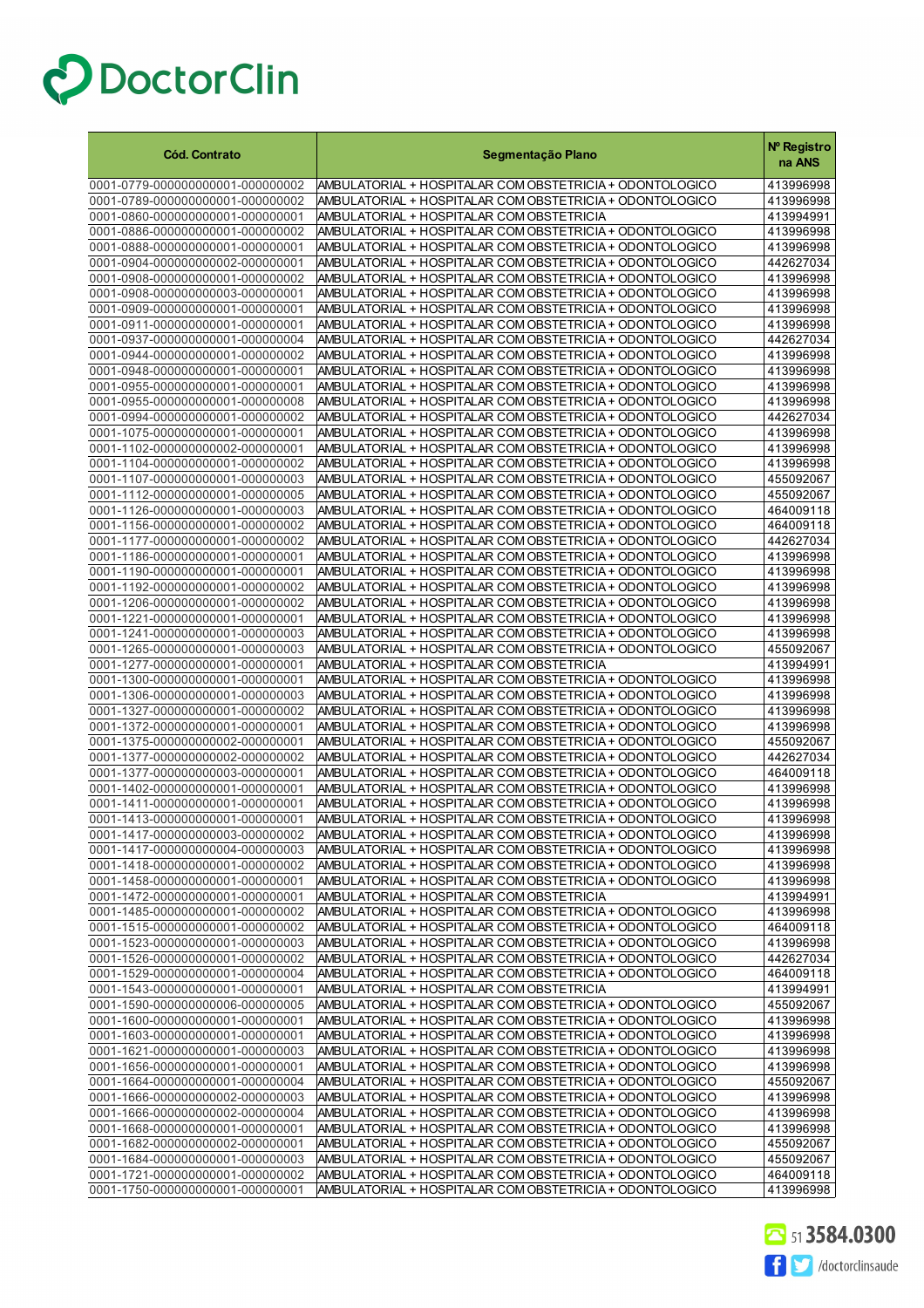# DoctorClin

| Cód. Contrato | Segmentação Plano | Nº Registro na ANS |
|---|---|---|
| 0001-0779-000000000001-000000002 | AMBULATORIAL + HOSPITALAR COM OBSTETRICIA + ODONTOLOGICO | 413996998 |
| 0001-0789-000000000001-000000002 | AMBULATORIAL + HOSPITALAR COM OBSTETRICIA + ODONTOLOGICO | 413996998 |
| 0001-0860-000000000001-000000001 | AMBULATORIAL + HOSPITALAR COM OBSTETRICIA | 413994991 |
| 0001-0886-000000000001-000000002 | AMBULATORIAL + HOSPITALAR COM OBSTETRICIA + ODONTOLOGICO | 413996998 |
| 0001-0888-000000000001-000000001 | AMBULATORIAL + HOSPITALAR COM OBSTETRICIA + ODONTOLOGICO | 413996998 |
| 0001-0904-000000000002-000000001 | AMBULATORIAL + HOSPITALAR COM OBSTETRICIA + ODONTOLOGICO | 442627034 |
| 0001-0908-000000000001-000000002 | AMBULATORIAL + HOSPITALAR COM OBSTETRICIA + ODONTOLOGICO | 413996998 |
| 0001-0908-000000000003-000000001 | AMBULATORIAL + HOSPITALAR COM OBSTETRICIA + ODONTOLOGICO | 413996998 |
| 0001-0909-000000000001-000000001 | AMBULATORIAL + HOSPITALAR COM OBSTETRICIA + ODONTOLOGICO | 413996998 |
| 0001-0911-000000000001-000000001 | AMBULATORIAL + HOSPITALAR COM OBSTETRICIA + ODONTOLOGICO | 413996998 |
| 0001-0937-000000000001-000000004 | AMBULATORIAL + HOSPITALAR COM OBSTETRICIA + ODONTOLOGICO | 442627034 |
| 0001-0944-000000000001-000000002 | AMBULATORIAL + HOSPITALAR COM OBSTETRICIA + ODONTOLOGICO | 413996998 |
| 0001-0948-000000000001-000000001 | AMBULATORIAL + HOSPITALAR COM OBSTETRICIA + ODONTOLOGICO | 413996998 |
| 0001-0955-000000000001-000000001 | AMBULATORIAL + HOSPITALAR COM OBSTETRICIA + ODONTOLOGICO | 413996998 |
| 0001-0955-000000000001-000000008 | AMBULATORIAL + HOSPITALAR COM OBSTETRICIA + ODONTOLOGICO | 413996998 |
| 0001-0994-000000000001-000000002 | AMBULATORIAL + HOSPITALAR COM OBSTETRICIA + ODONTOLOGICO | 442627034 |
| 0001-1075-000000000001-000000001 | AMBULATORIAL + HOSPITALAR COM OBSTETRICIA + ODONTOLOGICO | 413996998 |
| 0001-1102-000000000002-000000001 | AMBULATORIAL + HOSPITALAR COM OBSTETRICIA + ODONTOLOGICO | 413996998 |
| 0001-1104-000000000001-000000002 | AMBULATORIAL + HOSPITALAR COM OBSTETRICIA + ODONTOLOGICO | 413996998 |
| 0001-1107-000000000001-000000003 | AMBULATORIAL + HOSPITALAR COM OBSTETRICIA + ODONTOLOGICO | 455092067 |
| 0001-1112-000000000001-000000005 | AMBULATORIAL + HOSPITALAR COM OBSTETRICIA + ODONTOLOGICO | 455092067 |
| 0001-1126-000000000001-000000003 | AMBULATORIAL + HOSPITALAR COM OBSTETRICIA + ODONTOLOGICO | 464009118 |
| 0001-1156-000000000001-000000002 | AMBULATORIAL + HOSPITALAR COM OBSTETRICIA + ODONTOLOGICO | 464009118 |
| 0001-1177-000000000001-000000002 | AMBULATORIAL + HOSPITALAR COM OBSTETRICIA + ODONTOLOGICO | 442627034 |
| 0001-1186-000000000001-000000001 | AMBULATORIAL + HOSPITALAR COM OBSTETRICIA + ODONTOLOGICO | 413996998 |
| 0001-1190-000000000001-000000001 | AMBULATORIAL + HOSPITALAR COM OBSTETRICIA + ODONTOLOGICO | 413996998 |
| 0001-1192-000000000001-000000002 | AMBULATORIAL + HOSPITALAR COM OBSTETRICIA + ODONTOLOGICO | 413996998 |
| 0001-1206-000000000001-000000002 | AMBULATORIAL + HOSPITALAR COM OBSTETRICIA + ODONTOLOGICO | 413996998 |
| 0001-1221-000000000001-000000001 | AMBULATORIAL + HOSPITALAR COM OBSTETRICIA + ODONTOLOGICO | 413996998 |
| 0001-1241-000000000001-000000003 | AMBULATORIAL + HOSPITALAR COM OBSTETRICIA + ODONTOLOGICO | 413996998 |
| 0001-1265-000000000001-000000003 | AMBULATORIAL + HOSPITALAR COM OBSTETRICIA + ODONTOLOGICO | 455092067 |
| 0001-1277-000000000001-000000001 | AMBULATORIAL + HOSPITALAR COM OBSTETRICIA | 413994991 |
| 0001-1300-000000000001-000000001 | AMBULATORIAL + HOSPITALAR COM OBSTETRICIA + ODONTOLOGICO | 413996998 |
| 0001-1306-000000000001-000000003 | AMBULATORIAL + HOSPITALAR COM OBSTETRICIA + ODONTOLOGICO | 413996998 |
| 0001-1327-000000000001-000000002 | AMBULATORIAL + HOSPITALAR COM OBSTETRICIA + ODONTOLOGICO | 413996998 |
| 0001-1372-000000000001-000000001 | AMBULATORIAL + HOSPITALAR COM OBSTETRICIA + ODONTOLOGICO | 413996998 |
| 0001-1375-000000000002-000000001 | AMBULATORIAL + HOSPITALAR COM OBSTETRICIA + ODONTOLOGICO | 455092067 |
| 0001-1377-000000000002-000000002 | AMBULATORIAL + HOSPITALAR COM OBSTETRICIA + ODONTOLOGICO | 442627034 |
| 0001-1377-000000000003-000000001 | AMBULATORIAL + HOSPITALAR COM OBSTETRICIA + ODONTOLOGICO | 464009118 |
| 0001-1402-000000000001-000000001 | AMBULATORIAL + HOSPITALAR COM OBSTETRICIA + ODONTOLOGICO | 413996998 |
| 0001-1411-000000000001-000000001 | AMBULATORIAL + HOSPITALAR COM OBSTETRICIA + ODONTOLOGICO | 413996998 |
| 0001-1413-000000000001-000000001 | AMBULATORIAL + HOSPITALAR COM OBSTETRICIA + ODONTOLOGICO | 413996998 |
| 0001-1417-000000000003-000000002 | AMBULATORIAL + HOSPITALAR COM OBSTETRICIA + ODONTOLOGICO | 413996998 |
| 0001-1417-000000000004-000000003 | AMBULATORIAL + HOSPITALAR COM OBSTETRICIA + ODONTOLOGICO | 413996998 |
| 0001-1418-000000000001-000000002 | AMBULATORIAL + HOSPITALAR COM OBSTETRICIA + ODONTOLOGICO | 413996998 |
| 0001-1458-000000000001-000000001 | AMBULATORIAL + HOSPITALAR COM OBSTETRICIA + ODONTOLOGICO | 413996998 |
| 0001-1472-000000000001-000000001 | AMBULATORIAL + HOSPITALAR COM OBSTETRICIA | 413994991 |
| 0001-1485-000000000001-000000002 | AMBULATORIAL + HOSPITALAR COM OBSTETRICIA + ODONTOLOGICO | 413996998 |
| 0001-1515-000000000001-000000002 | AMBULATORIAL + HOSPITALAR COM OBSTETRICIA + ODONTOLOGICO | 464009118 |
| 0001-1523-000000000001-000000003 | AMBULATORIAL + HOSPITALAR COM OBSTETRICIA + ODONTOLOGICO | 413996998 |
| 0001-1526-000000000001-000000002 | AMBULATORIAL + HOSPITALAR COM OBSTETRICIA + ODONTOLOGICO | 442627034 |
| 0001-1529-000000000001-000000004 | AMBULATORIAL + HOSPITALAR COM OBSTETRICIA + ODONTOLOGICO | 464009118 |
| 0001-1543-000000000001-000000001 | AMBULATORIAL + HOSPITALAR COM OBSTETRICIA | 413994991 |
| 0001-1590-000000000006-000000005 | AMBULATORIAL + HOSPITALAR COM OBSTETRICIA + ODONTOLOGICO | 455092067 |
| 0001-1600-000000000001-000000001 | AMBULATORIAL + HOSPITALAR COM OBSTETRICIA + ODONTOLOGICO | 413996998 |
| 0001-1603-000000000001-000000001 | AMBULATORIAL + HOSPITALAR COM OBSTETRICIA + ODONTOLOGICO | 413996998 |
| 0001-1621-000000000001-000000003 | AMBULATORIAL + HOSPITALAR COM OBSTETRICIA + ODONTOLOGICO | 413996998 |
| 0001-1656-000000000001-000000001 | AMBULATORIAL + HOSPITALAR COM OBSTETRICIA + ODONTOLOGICO | 413996998 |
| 0001-1664-000000000001-000000004 | AMBULATORIAL + HOSPITALAR COM OBSTETRICIA + ODONTOLOGICO | 455092067 |
| 0001-1666-000000000002-000000003 | AMBULATORIAL + HOSPITALAR COM OBSTETRICIA + ODONTOLOGICO | 413996998 |
| 0001-1666-000000000002-000000004 | AMBULATORIAL + HOSPITALAR COM OBSTETRICIA + ODONTOLOGICO | 413996998 |
| 0001-1668-000000000001-000000001 | AMBULATORIAL + HOSPITALAR COM OBSTETRICIA + ODONTOLOGICO | 413996998 |
| 0001-1682-000000000002-000000001 | AMBULATORIAL + HOSPITALAR COM OBSTETRICIA + ODONTOLOGICO | 455092067 |
| 0001-1684-000000000001-000000003 | AMBULATORIAL + HOSPITALAR COM OBSTETRICIA + ODONTOLOGICO | 455092067 |
| 0001-1721-000000000001-000000002 | AMBULATORIAL + HOSPITALAR COM OBSTETRICIA + ODONTOLOGICO | 464009118 |
| 0001-1750-000000000001-000000001 | AMBULATORIAL + HOSPITALAR COM OBSTETRICIA + ODONTOLOGICO | 413996998 |

51 3584.0300

/doctorclinsaude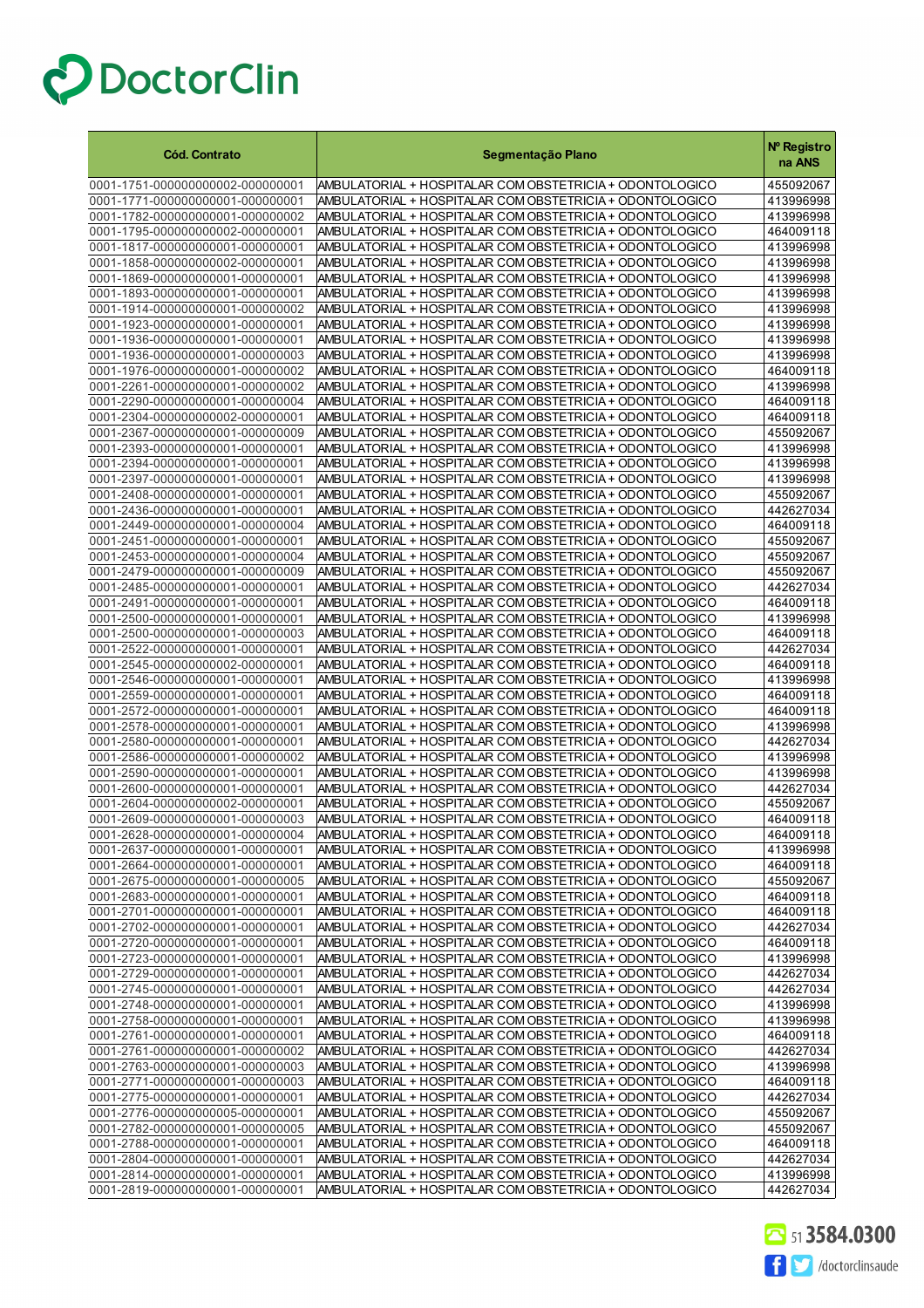# DoctorClin

| Cód. Contrato | Segmentação Plano | Nº Registro na ANS |
|---|---|---|
| 0001-1751-000000000002-000000001 | AMBULATORIAL + HOSPITALAR COM OBSTETRICIA + ODONTOLOGICO | 455092067 |
| 0001-1771-000000000001-000000001 | AMBULATORIAL + HOSPITALAR COM OBSTETRICIA + ODONTOLOGICO | 413996998 |
| 0001-1782-000000000001-000000002 | AMBULATORIAL + HOSPITALAR COM OBSTETRICIA + ODONTOLOGICO | 413996998 |
| 0001-1795-000000000002-000000001 | AMBULATORIAL + HOSPITALAR COM OBSTETRICIA + ODONTOLOGICO | 464009118 |
| 0001-1817-000000000002-000000001 | AMBULATORIAL + HOSPITALAR COM OBSTETRICIA + ODONTOLOGICO | 413996998 |
| 0001-1858-000000000002-000000001 | AMBULATORIAL + HOSPITALAR COM OBSTETRICIA + ODONTOLOGICO | 413996998 |
| 0001-1869-000000000001-000000001 | AMBULATORIAL + HOSPITALAR COM OBSTETRICIA + ODONTOLOGICO | 413996998 |
| 0001-1893-000000000001-000000001 | AMBULATORIAL + HOSPITALAR COM OBSTETRICIA + ODONTOLOGICO | 413996998 |
| 0001-1914-000000000001-000000002 | AMBULATORIAL + HOSPITALAR COM OBSTETRICIA + ODONTOLOGICO | 413996998 |
| 0001-1923-000000000001-000000001 | AMBULATORIAL + HOSPITALAR COM OBSTETRICIA + ODONTOLOGICO | 413996998 |
| 0001-1936-000000000001-000000001 | AMBULATORIAL + HOSPITALAR COM OBSTETRICIA + ODONTOLOGICO | 413996998 |
| 0001-1936-000000000001-000000003 | AMBULATORIAL + HOSPITALAR COM OBSTETRICIA + ODONTOLOGICO | 413996998 |
| 0001-1976-000000000001-000000002 | AMBULATORIAL + HOSPITALAR COM OBSTETRICIA + ODONTOLOGICO | 464009118 |
| 0001-2261-000000000001-000000002 | AMBULATORIAL + HOSPITALAR COM OBSTETRICIA + ODONTOLOGICO | 413996998 |
| 0001-2290-000000000001-000000004 | AMBULATORIAL + HOSPITALAR COM OBSTETRICIA + ODONTOLOGICO | 464009118 |
| 0001-2304-000000000002-000000001 | AMBULATORIAL + HOSPITALAR COM OBSTETRICIA + ODONTOLOGICO | 464009118 |
| 0001-2367-000000000001-000000009 | AMBULATORIAL + HOSPITALAR COM OBSTETRICIA + ODONTOLOGICO | 455092067 |
| 0001-2393-000000000001-000000001 | AMBULATORIAL + HOSPITALAR COM OBSTETRICIA + ODONTOLOGICO | 413996998 |
| 0001-2394-000000000001-000000001 | AMBULATORIAL + HOSPITALAR COM OBSTETRICIA + ODONTOLOGICO | 413996998 |
| 0001-2397-000000000001-000000001 | AMBULATORIAL + HOSPITALAR COM OBSTETRICIA + ODONTOLOGICO | 413996998 |
| 0001-2408-000000000001-000000001 | AMBULATORIAL + HOSPITALAR COM OBSTETRICIA + ODONTOLOGICO | 455092067 |
| 0001-2436-000000000001-000000001 | AMBULATORIAL + HOSPITALAR COM OBSTETRICIA + ODONTOLOGICO | 442627034 |
| 0001-2449-000000000001-000000004 | AMBULATORIAL + HOSPITALAR COM OBSTETRICIA + ODONTOLOGICO | 464009118 |
| 0001-2451-000000000001-000000001 | AMBULATORIAL + HOSPITALAR COM OBSTETRICIA + ODONTOLOGICO | 455092067 |
| 0001-2453-000000000001-000000004 | AMBULATORIAL + HOSPITALAR COM OBSTETRICIA + ODONTOLOGICO | 455092067 |
| 0001-2479-000000000001-000000009 | AMBULATORIAL + HOSPITALAR COM OBSTETRICIA + ODONTOLOGICO | 455092067 |
| 0001-2485-000000000001-000000001 | AMBULATORIAL + HOSPITALAR COM OBSTETRICIA + ODONTOLOGICO | 442627034 |
| 0001-2491-000000000001-000000001 | AMBULATORIAL + HOSPITALAR COM OBSTETRICIA + ODONTOLOGICO | 464009118 |
| 0001-2500-000000000001-000000001 | AMBULATORIAL + HOSPITALAR COM OBSTETRICIA + ODONTOLOGICO | 413996998 |
| 0001-2500-000000000001-000000003 | AMBULATORIAL + HOSPITALAR COM OBSTETRICIA + ODONTOLOGICO | 464009118 |
| 0001-2522-000000000001-000000001 | AMBULATORIAL + HOSPITALAR COM OBSTETRICIA + ODONTOLOGICO | 442627034 |
| 0001-2545-000000000002-000000001 | AMBULATORIAL + HOSPITALAR COM OBSTETRICIA + ODONTOLOGICO | 464009118 |
| 0001-2546-000000000001-000000001 | AMBULATORIAL + HOSPITALAR COM OBSTETRICIA + ODONTOLOGICO | 413996998 |
| 0001-2559-000000000001-000000001 | AMBULATORIAL + HOSPITALAR COM OBSTETRICIA + ODONTOLOGICO | 464009118 |
| 0001-2572-000000000001-000000001 | AMBULATORIAL + HOSPITALAR COM OBSTETRICIA + ODONTOLOGICO | 464009118 |
| 0001-2578-000000000001-000000001 | AMBULATORIAL + HOSPITALAR COM OBSTETRICIA + ODONTOLOGICO | 413996998 |
| 0001-2580-000000000001-000000001 | AMBULATORIAL + HOSPITALAR COM OBSTETRICIA + ODONTOLOGICO | 442627034 |
| 0001-2586-000000000001-000000002 | AMBULATORIAL + HOSPITALAR COM OBSTETRICIA + ODONTOLOGICO | 413996998 |
| 0001-2590-000000000001-000000001 | AMBULATORIAL + HOSPITALAR COM OBSTETRICIA + ODONTOLOGICO | 413996998 |
| 0001-2600-000000000001-000000001 | AMBULATORIAL + HOSPITALAR COM OBSTETRICIA + ODONTOLOGICO | 442627034 |
| 0001-2604-000000000002-000000001 | AMBULATORIAL + HOSPITALAR COM OBSTETRICIA + ODONTOLOGICO | 455092067 |
| 0001-2609-000000000001-000000003 | AMBULATORIAL + HOSPITALAR COM OBSTETRICIA + ODONTOLOGICO | 464009118 |
| 0001-2628-000000000001-000000004 | AMBULATORIAL + HOSPITALAR COM OBSTETRICIA + ODONTOLOGICO | 464009118 |
| 0001-2637-000000000001-000000001 | AMBULATORIAL + HOSPITALAR COM OBSTETRICIA + ODONTOLOGICO | 413996998 |
| 0001-2664-000000000001-000000001 | AMBULATORIAL + HOSPITALAR COM OBSTETRICIA + ODONTOLOGICO | 464009118 |
| 0001-2675-000000000001-000000005 | AMBULATORIAL + HOSPITALAR COM OBSTETRICIA + ODONTOLOGICO | 455092067 |
| 0001-2683-000000000001-000000001 | AMBULATORIAL + HOSPITALAR COM OBSTETRICIA + ODONTOLOGICO | 464009118 |
| 0001-2701-000000000001-000000001 | AMBULATORIAL + HOSPITALAR COM OBSTETRICIA + ODONTOLOGICO | 464009118 |
| 0001-2702-000000000001-000000001 | AMBULATORIAL + HOSPITALAR COM OBSTETRICIA + ODONTOLOGICO | 442627034 |
| 0001-2720-000000000001-000000001 | AMBULATORIAL + HOSPITALAR COM OBSTETRICIA + ODONTOLOGICO | 464009118 |
| 0001-2723-000000000001-000000001 | AMBULATORIAL + HOSPITALAR COM OBSTETRICIA + ODONTOLOGICO | 413996998 |
| 0001-2729-000000000001-000000001 | AMBULATORIAL + HOSPITALAR COM OBSTETRICIA + ODONTOLOGICO | 442627034 |
| 0001-2745-000000000001-000000001 | AMBULATORIAL + HOSPITALAR COM OBSTETRICIA + ODONTOLOGICO | 442627034 |
| 0001-2748-000000000001-000000001 | AMBULATORIAL + HOSPITALAR COM OBSTETRICIA + ODONTOLOGICO | 413996998 |
| 0001-2758-000000000001-000000001 | AMBULATORIAL + HOSPITALAR COM OBSTETRICIA + ODONTOLOGICO | 413996998 |
| 0001-2761-000000000001-000000001 | AMBULATORIAL + HOSPITALAR COM OBSTETRICIA + ODONTOLOGICO | 464009118 |
| 0001-2761-000000000001-000000002 | AMBULATORIAL + HOSPITALAR COM OBSTETRICIA + ODONTOLOGICO | 442627034 |
| 0001-2763-000000000001-000000003 | AMBULATORIAL + HOSPITALAR COM OBSTETRICIA + ODONTOLOGICO | 413996998 |
| 0001-2771-000000000001-000000003 | AMBULATORIAL + HOSPITALAR COM OBSTETRICIA + ODONTOLOGICO | 464009118 |
| 0001-2775-000000000001-000000001 | AMBULATORIAL + HOSPITALAR COM OBSTETRICIA + ODONTOLOGICO | 442627034 |
| 0001-2776-000000000005-000000001 | AMBULATORIAL + HOSPITALAR COM OBSTETRICIA + ODONTOLOGICO | 455092067 |
| 0001-2782-000000000001-000000005 | AMBULATORIAL + HOSPITALAR COM OBSTETRICIA + ODONTOLOGICO | 455092067 |
| 0001-2788-000000000001-000000001 | AMBULATORIAL + HOSPITALAR COM OBSTETRICIA + ODONTOLOGICO | 464009118 |
| 0001-2804-000000000001-000000001 | AMBULATORIAL + HOSPITALAR COM OBSTETRICIA + ODONTOLOGICO | 442627034 |
| 0001-2814-000000000001-000000001 | AMBULATORIAL + HOSPITALAR COM OBSTETRICIA + ODONTOLOGICO | 413996998 |
| 0001-2819-000000000001-000000001 | AMBULATORIAL + HOSPITALAR COM OBSTETRICIA + ODONTOLOGICO | 442627034 |

51 3584.0300

/doctorclinsaude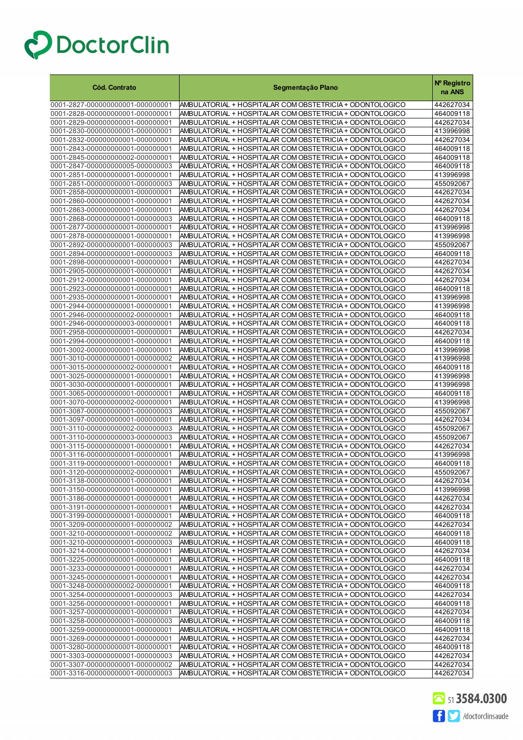# DoctorClin

| Cód. Contrato | Segmentação Plano | Nº Registro na ANS |
|---|---|---|
| 0001-2827-000000000001-000000001 | AMBULATORIAL + HOSPITALAR COM OBSTETRICIA + ODONTOLOGICO | 442627034 |
| 0001-2828-000000000001-000000001 | AMBULATORIAL + HOSPITALAR COM OBSTETRICIA + ODONTOLOGICO | 464009118 |
| 0001-2829-000000000001-000000001 | AMBULATORIAL + HOSPITALAR COM OBSTETRICIA + ODONTOLOGICO | 442627034 |
| 0001-2830-000000000001-000000001 | AMBULATORIAL + HOSPITALAR COM OBSTETRICIA + ODONTOLOGICO | 413996998 |
| 0001-2832-000000000001-000000001 | AMBULATORIAL + HOSPITALAR COM OBSTETRICIA + ODONTOLOGICO | 442627034 |
| 0001-2843-000000000001-000000001 | AMBULATORIAL + HOSPITALAR COM OBSTETRICIA + ODONTOLOGICO | 464009118 |
| 0001-2845-000000000002-000000001 | AMBULATORIAL + HOSPITALAR COM OBSTETRICIA + ODONTOLOGICO | 464009118 |
| 0001-2847-000000000005-000000003 | AMBULATORIAL + HOSPITALAR COM OBSTETRICIA + ODONTOLOGICO | 464009118 |
| 0001-2851-000000000001-000000001 | AMBULATORIAL + HOSPITALAR COM OBSTETRICIA + ODONTOLOGICO | 413996998 |
| 0001-2851-000000000001-000000003 | AMBULATORIAL + HOSPITALAR COM OBSTETRICIA + ODONTOLOGICO | 455092067 |
| 0001-2858-000000000001-000000001 | AMBULATORIAL + HOSPITALAR COM OBSTETRICIA + ODONTOLOGICO | 442627034 |
| 0001-2860-000000000001-000000001 | AMBULATORIAL + HOSPITALAR COM OBSTETRICIA + ODONTOLOGICO | 442627034 |
| 0001-2863-000000000001-000000001 | AMBULATORIAL + HOSPITALAR COM OBSTETRICIA + ODONTOLOGICO | 442627034 |
| 0001-2868-000000000001-000000003 | AMBULATORIAL + HOSPITALAR COM OBSTETRICIA + ODONTOLOGICO | 464009118 |
| 0001-2877-000000000001-000000001 | AMBULATORIAL + HOSPITALAR COM OBSTETRICIA + ODONTOLOGICO | 413996998 |
| 0001-2878-000000000001-000000001 | AMBULATORIAL + HOSPITALAR COM OBSTETRICIA + ODONTOLOGICO | 413996998 |
| 0001-2892-000000000001-000000003 | AMBULATORIAL + HOSPITALAR COM OBSTETRICIA + ODONTOLOGICO | 455092067 |
| 0001-2894-000000000001-000000003 | AMBULATORIAL + HOSPITALAR COM OBSTETRICIA + ODONTOLOGICO | 464009118 |
| 0001-2898-000000000001-000000001 | AMBULATORIAL + HOSPITALAR COM OBSTETRICIA + ODONTOLOGICO | 442627034 |
| 0001-2905-000000000001-000000001 | AMBULATORIAL + HOSPITALAR COM OBSTETRICIA + ODONTOLOGICO | 442627034 |
| 0001-2912-000000000001-000000001 | AMBULATORIAL + HOSPITALAR COM OBSTETRICIA + ODONTOLOGICO | 442627034 |
| 0001-2923-000000000001-000000001 | AMBULATORIAL + HOSPITALAR COM OBSTETRICIA + ODONTOLOGICO | 464009118 |
| 0001-2935-000000000001-000000001 | AMBULATORIAL + HOSPITALAR COM OBSTETRICIA + ODONTOLOGICO | 413996998 |
| 0001-2944-000000000001-000000001 | AMBULATORIAL + HOSPITALAR COM OBSTETRICIA + ODONTOLOGICO | 413996998 |
| 0001-2946-000000000002-000000001 | AMBULATORIAL + HOSPITALAR COM OBSTETRICIA + ODONTOLOGICO | 464009118 |
| 0001-2946-000000000003-000000001 | AMBULATORIAL + HOSPITALAR COM OBSTETRICIA + ODONTOLOGICO | 464009118 |
| 0001-2958-000000000001-000000001 | AMBULATORIAL + HOSPITALAR COM OBSTETRICIA + ODONTOLOGICO | 442627034 |
| 0001-2994-000000000001-000000001 | AMBULATORIAL + HOSPITALAR COM OBSTETRICIA + ODONTOLOGICO | 464009118 |
| 0001-3002-000000000001-000000001 | AMBULATORIAL + HOSPITALAR COM OBSTETRICIA + ODONTOLOGICO | 413996998 |
| 0001-3010-000000000001-000000002 | AMBULATORIAL + HOSPITALAR COM OBSTETRICIA + ODONTOLOGICO | 413996998 |
| 0001-3015-000000000002-000000001 | AMBULATORIAL + HOSPITALAR COM OBSTETRICIA + ODONTOLOGICO | 464009118 |
| 0001-3025-000000000001-000000001 | AMBULATORIAL + HOSPITALAR COM OBSTETRICIA + ODONTOLOGICO | 413996998 |
| 0001-3030-000000000001-000000001 | AMBULATORIAL + HOSPITALAR COM OBSTETRICIA + ODONTOLOGICO | 413996998 |
| 0001-3065-000000000001-000000001 | AMBULATORIAL + HOSPITALAR COM OBSTETRICIA + ODONTOLOGICO | 464009118 |
| 0001-3070-000000000002-000000001 | AMBULATORIAL + HOSPITALAR COM OBSTETRICIA + ODONTOLOGICO | 413996998 |
| 0001-3087-000000000001-000000003 | AMBULATORIAL + HOSPITALAR COM OBSTETRICIA + ODONTOLOGICO | 455092067 |
| 0001-3097-000000000001-000000001 | AMBULATORIAL + HOSPITALAR COM OBSTETRICIA + ODONTOLOGICO | 442627034 |
| 0001-3110-000000000002-000000003 | AMBULATORIAL + HOSPITALAR COM OBSTETRICIA + ODONTOLOGICO | 455092067 |
| 0001-3110-000000000003-000000003 | AMBULATORIAL + HOSPITALAR COM OBSTETRICIA + ODONTOLOGICO | 455092067 |
| 0001-3115-000000000001-000000001 | AMBULATORIAL + HOSPITALAR COM OBSTETRICIA + ODONTOLOGICO | 442627034 |
| 0001-3116-000000000001-000000001 | AMBULATORIAL + HOSPITALAR COM OBSTETRICIA + ODONTOLOGICO | 413996998 |
| 0001-3119-000000000001-000000001 | AMBULATORIAL + HOSPITALAR COM OBSTETRICIA + ODONTOLOGICO | 464009118 |
| 0001-3120-000000000002-000000001 | AMBULATORIAL + HOSPITALAR COM OBSTETRICIA + ODONTOLOGICO | 455092067 |
| 0001-3138-000000000001-000000001 | AMBULATORIAL + HOSPITALAR COM OBSTETRICIA + ODONTOLOGICO | 442627034 |
| 0001-3150-000000000001-000000001 | AMBULATORIAL + HOSPITALAR COM OBSTETRICIA + ODONTOLOGICO | 413996998 |
| 0001-3186-000000000001-000000001 | AMBULATORIAL + HOSPITALAR COM OBSTETRICIA + ODONTOLOGICO | 442627034 |
| 0001-3191-000000000001-000000001 | AMBULATORIAL + HOSPITALAR COM OBSTETRICIA + ODONTOLOGICO | 442627034 |
| 0001-3199-000000000001-000000001 | AMBULATORIAL + HOSPITALAR COM OBSTETRICIA + ODONTOLOGICO | 464009118 |
| 0001-3209-000000000001-000000002 | AMBULATORIAL + HOSPITALAR COM OBSTETRICIA + ODONTOLOGICO | 442627034 |
| 0001-3210-000000000001-000000002 | AMBULATORIAL + HOSPITALAR COM OBSTETRICIA + ODONTOLOGICO | 464009118 |
| 0001-3210-000000000001-000000003 | AMBULATORIAL + HOSPITALAR COM OBSTETRICIA + ODONTOLOGICO | 464009118 |
| 0001-3214-000000000001-000000001 | AMBULATORIAL + HOSPITALAR COM OBSTETRICIA + ODONTOLOGICO | 442627034 |
| 0001-3225-000000000001-000000001 | AMBULATORIAL + HOSPITALAR COM OBSTETRICIA + ODONTOLOGICO | 464009118 |
| 0001-3233-000000000001-000000001 | AMBULATORIAL + HOSPITALAR COM OBSTETRICIA + ODONTOLOGICO | 442627034 |
| 0001-3245-000000000001-000000001 | AMBULATORIAL + HOSPITALAR COM OBSTETRICIA + ODONTOLOGICO | 442627034 |
| 0001-3248-000000000002-000000001 | AMBULATORIAL + HOSPITALAR COM OBSTETRICIA + ODONTOLOGICO | 464009118 |
| 0001-3254-000000000001-000000003 | AMBULATORIAL + HOSPITALAR COM OBSTETRICIA + ODONTOLOGICO | 442627034 |
| 0001-3256-000000000001-000000001 | AMBULATORIAL + HOSPITALAR COM OBSTETRICIA + ODONTOLOGICO | 464009118 |
| 0001-3257-000000000001-000000001 | AMBULATORIAL + HOSPITALAR COM OBSTETRICIA + ODONTOLOGICO | 442627034 |
| 0001-3258-000000000001-000000003 | AMBULATORIAL + HOSPITALAR COM OBSTETRICIA + ODONTOLOGICO | 464009118 |
| 0001-3259-000000000001-000000001 | AMBULATORIAL + HOSPITALAR COM OBSTETRICIA + ODONTOLOGICO | 464009118 |
| 0001-3269-000000000001-000000001 | AMBULATORIAL + HOSPITALAR COM OBSTETRICIA + ODONTOLOGICO | 442627034 |
| 0001-3280-000000000001-000000001 | AMBULATORIAL + HOSPITALAR COM OBSTETRICIA + ODONTOLOGICO | 464009118 |
| 0001-3303-000000000001-000000003 | AMBULATORIAL + HOSPITALAR COM OBSTETRICIA + ODONTOLOGICO | 442627034 |
| 0001-3307-000000000001-000000002 | AMBULATORIAL + HOSPITALAR COM OBSTETRICIA + ODONTOLOGICO | 442627034 |
| 0001-3316-000000000001-000000003 | AMBULATORIAL + HOSPITALAR COM OBSTETRICIA + ODONTOLOGICO | 442627034 |

51 3584.0300

/doctorclinsaude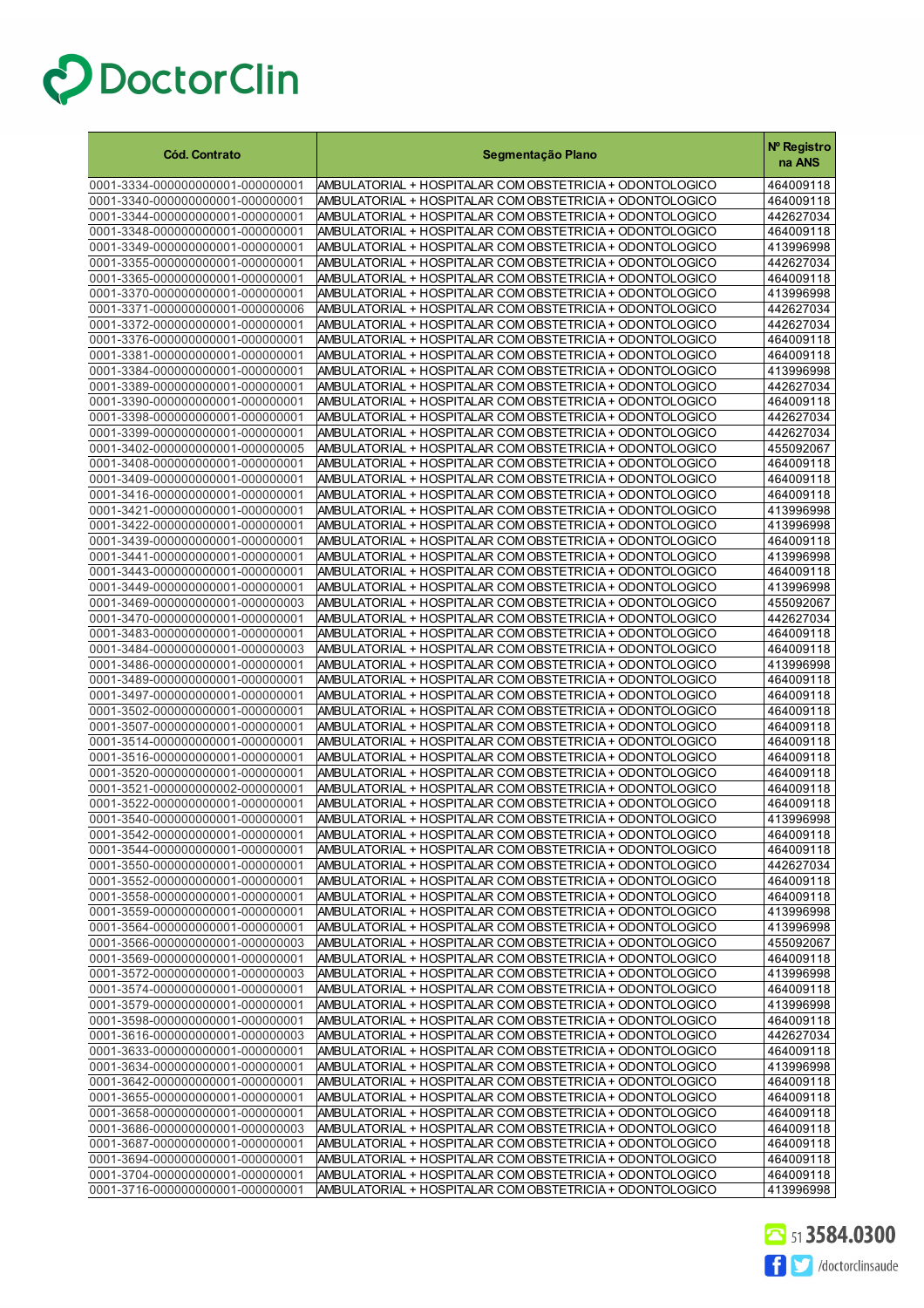| Cód. Contrato | Segmentação Plano | Nº Registro na ANS |
|---|---|---|
| 0001-3334-000000000001-000000001 | AMBULATORIAL + HOSPITALAR COM OBSTETRICIA + ODONTOLOGICO | 464009118 |
| 0001-3340-000000000001-000000001 | AMBULATORIAL + HOSPITALAR COM OBSTETRICIA + ODONTOLOGICO | 464009118 |
| 0001-3344-000000000001-000000001 | AMBULATORIAL + HOSPITALAR COM OBSTETRICIA + ODONTOLOGICO | 442627034 |
| 0001-3348-000000000001-000000001 | AMBULATORIAL + HOSPITALAR COM OBSTETRICIA + ODONTOLOGICO | 464009118 |
| 0001-3349-000000000001-000000001 | AMBULATORIAL + HOSPITALAR COM OBSTETRICIA + ODONTOLOGICO | 413996998 |
| 0001-3355-000000000001-000000001 | AMBULATORIAL + HOSPITALAR COM OBSTETRICIA + ODONTOLOGICO | 442627034 |
| 0001-3365-000000000001-000000001 | AMBULATORIAL + HOSPITALAR COM OBSTETRICIA + ODONTOLOGICO | 464009118 |
| 0001-3370-000000000001-000000001 | AMBULATORIAL + HOSPITALAR COM OBSTETRICIA + ODONTOLOGICO | 413996998 |
| 0001-3371-000000000001-000000006 | AMBULATORIAL + HOSPITALAR COM OBSTETRICIA + ODONTOLOGICO | 442627034 |
| 0001-3372-000000000001-000000001 | AMBULATORIAL + HOSPITALAR COM OBSTETRICIA + ODONTOLOGICO | 442627034 |
| 0001-3376-000000000001-000000001 | AMBULATORIAL + HOSPITALAR COM OBSTETRICIA + ODONTOLOGICO | 464009118 |
| 0001-3381-000000000001-000000001 | AMBULATORIAL + HOSPITALAR COM OBSTETRICIA + ODONTOLOGICO | 464009118 |
| 0001-3384-000000000001-000000001 | AMBULATORIAL + HOSPITALAR COM OBSTETRICIA + ODONTOLOGICO | 413996998 |
| 0001-3389-000000000001-000000001 | AMBULATORIAL + HOSPITALAR COM OBSTETRICIA + ODONTOLOGICO | 442627034 |
| 0001-3390-000000000001-000000001 | AMBULATORIAL + HOSPITALAR COM OBSTETRICIA + ODONTOLOGICO | 464009118 |
| 0001-3398-000000000001-000000001 | AMBULATORIAL + HOSPITALAR COM OBSTETRICIA + ODONTOLOGICO | 442627034 |
| 0001-3399-000000000001-000000001 | AMBULATORIAL + HOSPITALAR COM OBSTETRICIA + ODONTOLOGICO | 442627034 |
| 0001-3402-000000000001-000000005 | AMBULATORIAL + HOSPITALAR COM OBSTETRICIA + ODONTOLOGICO | 455092067 |
| 0001-3408-000000000001-000000001 | AMBULATORIAL + HOSPITALAR COM OBSTETRICIA + ODONTOLOGICO | 464009118 |
| 0001-3409-000000000001-000000001 | AMBULATORIAL + HOSPITALAR COM OBSTETRICIA + ODONTOLOGICO | 464009118 |
| 0001-3416-000000000001-000000001 | AMBULATORIAL + HOSPITALAR COM OBSTETRICIA + ODONTOLOGICO | 464009118 |
| 0001-3421-000000000001-000000001 | AMBULATORIAL + HOSPITALAR COM OBSTETRICIA + ODONTOLOGICO | 413996998 |
| 0001-3422-000000000001-000000001 | AMBULATORIAL + HOSPITALAR COM OBSTETRICIA + ODONTOLOGICO | 413996998 |
| 0001-3439-000000000001-000000001 | AMBULATORIAL + HOSPITALAR COM OBSTETRICIA + ODONTOLOGICO | 464009118 |
| 0001-3441-000000000001-000000001 | AMBULATORIAL + HOSPITALAR COM OBSTETRICIA + ODONTOLOGICO | 413996998 |
| 0001-3443-000000000001-000000001 | AMBULATORIAL + HOSPITALAR COM OBSTETRICIA + ODONTOLOGICO | 464009118 |
| 0001-3449-000000000001-000000001 | AMBULATORIAL + HOSPITALAR COM OBSTETRICIA + ODONTOLOGICO | 413996998 |
| 0001-3469-000000000001-000000003 | AMBULATORIAL + HOSPITALAR COM OBSTETRICIA + ODONTOLOGICO | 455092067 |
| 0001-3470-000000000001-000000001 | AMBULATORIAL + HOSPITALAR COM OBSTETRICIA + ODONTOLOGICO | 442627034 |
| 0001-3483-000000000001-000000001 | AMBULATORIAL + HOSPITALAR COM OBSTETRICIA + ODONTOLOGICO | 464009118 |
| 0001-3484-000000000001-000000003 | AMBULATORIAL + HOSPITALAR COM OBSTETRICIA + ODONTOLOGICO | 464009118 |
| 0001-3486-000000000001-000000001 | AMBULATORIAL + HOSPITALAR COM OBSTETRICIA + ODONTOLOGICO | 413996998 |
| 0001-3489-000000000001-000000001 | AMBULATORIAL + HOSPITALAR COM OBSTETRICIA + ODONTOLOGICO | 464009118 |
| 0001-3497-000000000001-000000001 | AMBULATORIAL + HOSPITALAR COM OBSTETRICIA + ODONTOLOGICO | 464009118 |
| 0001-3502-000000000001-000000001 | AMBULATORIAL + HOSPITALAR COM OBSTETRICIA + ODONTOLOGICO | 464009118 |
| 0001-3507-000000000001-000000001 | AMBULATORIAL + HOSPITALAR COM OBSTETRICIA + ODONTOLOGICO | 464009118 |
| 0001-3514-000000000001-000000001 | AMBULATORIAL + HOSPITALAR COM OBSTETRICIA + ODONTOLOGICO | 464009118 |
| 0001-3516-000000000001-000000001 | AMBULATORIAL + HOSPITALAR COM OBSTETRICIA + ODONTOLOGICO | 464009118 |
| 0001-3520-000000000001-000000001 | AMBULATORIAL + HOSPITALAR COM OBSTETRICIA + ODONTOLOGICO | 464009118 |
| 0001-3521-000000000002-000000001 | AMBULATORIAL + HOSPITALAR COM OBSTETRICIA + ODONTOLOGICO | 464009118 |
| 0001-3522-000000000001-000000001 | AMBULATORIAL + HOSPITALAR COM OBSTETRICIA + ODONTOLOGICO | 464009118 |
| 0001-3540-000000000001-000000001 | AMBULATORIAL + HOSPITALAR COM OBSTETRICIA + ODONTOLOGICO | 413996998 |
| 0001-3542-000000000001-000000001 | AMBULATORIAL + HOSPITALAR COM OBSTETRICIA + ODONTOLOGICO | 464009118 |
| 0001-3544-000000000001-000000001 | AMBULATORIAL + HOSPITALAR COM OBSTETRICIA + ODONTOLOGICO | 464009118 |
| 0001-3550-000000000001-000000001 | AMBULATORIAL + HOSPITALAR COM OBSTETRICIA + ODONTOLOGICO | 442627034 |
| 0001-3552-000000000001-000000001 | AMBULATORIAL + HOSPITALAR COM OBSTETRICIA + ODONTOLOGICO | 464009118 |
| 0001-3558-000000000001-000000001 | AMBULATORIAL + HOSPITALAR COM OBSTETRICIA + ODONTOLOGICO | 464009118 |
| 0001-3559-000000000001-000000001 | AMBULATORIAL + HOSPITALAR COM OBSTETRICIA + ODONTOLOGICO | 413996998 |
| 0001-3564-000000000001-000000001 | AMBULATORIAL + HOSPITALAR COM OBSTETRICIA + ODONTOLOGICO | 413996998 |
| 0001-3566-000000000001-000000003 | AMBULATORIAL + HOSPITALAR COM OBSTETRICIA + ODONTOLOGICO | 455092067 |
| 0001-3569-000000000001-000000001 | AMBULATORIAL + HOSPITALAR COM OBSTETRICIA + ODONTOLOGICO | 464009118 |
| 0001-3572-000000000001-000000003 | AMBULATORIAL + HOSPITALAR COM OBSTETRICIA + ODONTOLOGICO | 413996998 |
| 0001-3574-000000000001-000000001 | AMBULATORIAL + HOSPITALAR COM OBSTETRICIA + ODONTOLOGICO | 464009118 |
| 0001-3579-000000000001-000000001 | AMBULATORIAL + HOSPITALAR COM OBSTETRICIA + ODONTOLOGICO | 413996998 |
| 0001-3598-000000000001-000000001 | AMBULATORIAL + HOSPITALAR COM OBSTETRICIA + ODONTOLOGICO | 464009118 |
| 0001-3616-000000000001-000000003 | AMBULATORIAL + HOSPITALAR COM OBSTETRICIA + ODONTOLOGICO | 442627034 |
| 0001-3633-000000000001-000000001 | AMBULATORIAL + HOSPITALAR COM OBSTETRICIA + ODONTOLOGICO | 464009118 |
| 0001-3634-000000000001-000000001 | AMBULATORIAL + HOSPITALAR COM OBSTETRICIA + ODONTOLOGICO | 413996998 |
| 0001-3642-000000000001-000000001 | AMBULATORIAL + HOSPITALAR COM OBSTETRICIA + ODONTOLOGICO | 464009118 |
| 0001-3655-000000000001-000000001 | AMBULATORIAL + HOSPITALAR COM OBSTETRICIA + ODONTOLOGICO | 464009118 |
| 0001-3658-000000000001-000000001 | AMBULATORIAL + HOSPITALAR COM OBSTETRICIA + ODONTOLOGICO | 464009118 |
| 0001-3686-000000000001-000000003 | AMBULATORIAL + HOSPITALAR COM OBSTETRICIA + ODONTOLOGICO | 464009118 |
| 0001-3687-000000000001-000000001 | AMBULATORIAL + HOSPITALAR COM OBSTETRICIA + ODONTOLOGICO | 464009118 |
| 0001-3694-000000000001-000000001 | AMBULATORIAL + HOSPITALAR COM OBSTETRICIA + ODONTOLOGICO | 464009118 |
| 0001-3704-000000000001-000000001 | AMBULATORIAL + HOSPITALAR COM OBSTETRICIA + ODONTOLOGICO | 464009118 |
| 0001-3716-000000000001-000000001 | AMBULATORIAL + HOSPITALAR COM OBSTETRICIA + ODONTOLOGICO | 413996998 |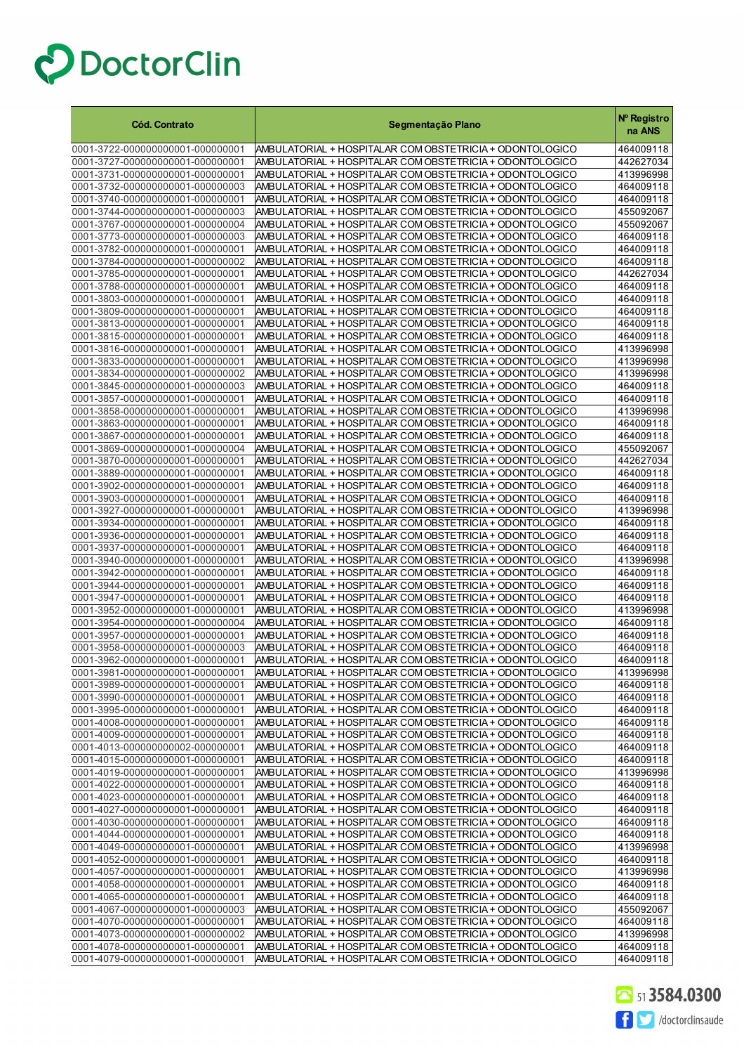| Cód. Contrato | Segmentação Plano | Nº Registro na ANS |
|---|---|---|
| 0001-3722-000000000001-000000001 | AMBULATORIAL + HOSPITALAR COM OBSTETRICIA + ODONTOLOGICO | 464009118 |
| 0001-3727-000000000001-000000001 | AMBULATORIAL + HOSPITALAR COM OBSTETRICIA + ODONTOLOGICO | 442627034 |
| 0001-3731-000000000001-000000001 | AMBULATORIAL + HOSPITALAR COM OBSTETRICIA + ODONTOLOGICO | 413996998 |
| 0001-3732-000000000001-000000003 | AMBULATORIAL + HOSPITALAR COM OBSTETRICIA + ODONTOLOGICO | 464009118 |
| 0001-3740-000000000001-000000001 | AMBULATORIAL + HOSPITALAR COM OBSTETRICIA + ODONTOLOGICO | 464009118 |
| 0001-3744-000000000001-000000003 | AMBULATORIAL + HOSPITALAR COM OBSTETRICIA + ODONTOLOGICO | 455092067 |
| 0001-3767-000000000001-000000004 | AMBULATORIAL + HOSPITALAR COM OBSTETRICIA + ODONTOLOGICO | 455092067 |
| 0001-3773-000000000001-000000003 | AMBULATORIAL + HOSPITALAR COM OBSTETRICIA + ODONTOLOGICO | 464009118 |
| 0001-3782-000000000001-000000001 | AMBULATORIAL + HOSPITALAR COM OBSTETRICIA + ODONTOLOGICO | 464009118 |
| 0001-3784-000000000001-000000002 | AMBULATORIAL + HOSPITALAR COM OBSTETRICIA + ODONTOLOGICO | 464009118 |
| 0001-3785-000000000001-000000001 | AMBULATORIAL + HOSPITALAR COM OBSTETRICIA + ODONTOLOGICO | 442627034 |
| 0001-3788-000000000001-000000001 | AMBULATORIAL + HOSPITALAR COM OBSTETRICIA + ODONTOLOGICO | 464009118 |
| 0001-3803-000000000001-000000001 | AMBULATORIAL + HOSPITALAR COM OBSTETRICIA + ODONTOLOGICO | 464009118 |
| 0001-3809-000000000001-000000001 | AMBULATORIAL + HOSPITALAR COM OBSTETRICIA + ODONTOLOGICO | 464009118 |
| 0001-3813-000000000001-000000001 | AMBULATORIAL + HOSPITALAR COM OBSTETRICIA + ODONTOLOGICO | 464009118 |
| 0001-3815-000000000001-000000001 | AMBULATORIAL + HOSPITALAR COM OBSTETRICIA + ODONTOLOGICO | 464009118 |
| 0001-3816-000000000001-000000001 | AMBULATORIAL + HOSPITALAR COM OBSTETRICIA + ODONTOLOGICO | 413996998 |
| 0001-3833-000000000001-000000001 | AMBULATORIAL + HOSPITALAR COM OBSTETRICIA + ODONTOLOGICO | 413996998 |
| 0001-3834-000000000001-000000002 | AMBULATORIAL + HOSPITALAR COM OBSTETRICIA + ODONTOLOGICO | 413996998 |
| 0001-3845-000000000001-000000003 | AMBULATORIAL + HOSPITALAR COM OBSTETRICIA + ODONTOLOGICO | 464009118 |
| 0001-3857-000000000001-000000001 | AMBULATORIAL + HOSPITALAR COM OBSTETRICIA + ODONTOLOGICO | 464009118 |
| 0001-3858-000000000001-000000001 | AMBULATORIAL + HOSPITALAR COM OBSTETRICIA + ODONTOLOGICO | 413996998 |
| 0001-3863-000000000001-000000001 | AMBULATORIAL + HOSPITALAR COM OBSTETRICIA + ODONTOLOGICO | 464009118 |
| 0001-3867-000000000001-000000001 | AMBULATORIAL + HOSPITALAR COM OBSTETRICIA + ODONTOLOGICO | 464009118 |
| 0001-3869-000000000001-000000004 | AMBULATORIAL + HOSPITALAR COM OBSTETRICIA + ODONTOLOGICO | 455092067 |
| 0001-3870-000000000001-000000001 | AMBULATORIAL + HOSPITALAR COM OBSTETRICIA + ODONTOLOGICO | 442627034 |
| 0001-3889-000000000001-000000001 | AMBULATORIAL + HOSPITALAR COM OBSTETRICIA + ODONTOLOGICO | 464009118 |
| 0001-3902-000000000001-000000001 | AMBULATORIAL + HOSPITALAR COM OBSTETRICIA + ODONTOLOGICO | 464009118 |
| 0001-3903-000000000001-000000001 | AMBULATORIAL + HOSPITALAR COM OBSTETRICIA + ODONTOLOGICO | 464009118 |
| 0001-3927-000000000001-000000001 | AMBULATORIAL + HOSPITALAR COM OBSTETRICIA + ODONTOLOGICO | 413996998 |
| 0001-3934-000000000001-000000001 | AMBULATORIAL + HOSPITALAR COM OBSTETRICIA + ODONTOLOGICO | 464009118 |
| 0001-3936-000000000001-000000001 | AMBULATORIAL + HOSPITALAR COM OBSTETRICIA + ODONTOLOGICO | 464009118 |
| 0001-3937-000000000001-000000001 | AMBULATORIAL + HOSPITALAR COM OBSTETRICIA + ODONTOLOGICO | 464009118 |
| 0001-3940-000000000001-000000001 | AMBULATORIAL + HOSPITALAR COM OBSTETRICIA + ODONTOLOGICO | 413996998 |
| 0001-3942-000000000001-000000001 | AMBULATORIAL + HOSPITALAR COM OBSTETRICIA + ODONTOLOGICO | 464009118 |
| 0001-3944-000000000001-000000001 | AMBULATORIAL + HOSPITALAR COM OBSTETRICIA + ODONTOLOGICO | 464009118 |
| 0001-3947-000000000001-000000001 | AMBULATORIAL + HOSPITALAR COM OBSTETRICIA + ODONTOLOGICO | 464009118 |
| 0001-3952-000000000001-000000001 | AMBULATORIAL + HOSPITALAR COM OBSTETRICIA + ODONTOLOGICO | 413996998 |
| 0001-3954-000000000001-000000004 | AMBULATORIAL + HOSPITALAR COM OBSTETRICIA + ODONTOLOGICO | 464009118 |
| 0001-3957-000000000001-000000001 | AMBULATORIAL + HOSPITALAR COM OBSTETRICIA + ODONTOLOGICO | 464009118 |
| 0001-3958-000000000001-000000003 | AMBULATORIAL + HOSPITALAR COM OBSTETRICIA + ODONTOLOGICO | 464009118 |
| 0001-3962-000000000001-000000001 | AMBULATORIAL + HOSPITALAR COM OBSTETRICIA + ODONTOLOGICO | 464009118 |
| 0001-3981-000000000001-000000001 | AMBULATORIAL + HOSPITALAR COM OBSTETRICIA + ODONTOLOGICO | 413996998 |
| 0001-3989-000000000001-000000001 | AMBULATORIAL + HOSPITALAR COM OBSTETRICIA + ODONTOLOGICO | 464009118 |
| 0001-3990-000000000001-000000001 | AMBULATORIAL + HOSPITALAR COM OBSTETRICIA + ODONTOLOGICO | 464009118 |
| 0001-3995-000000000001-000000001 | AMBULATORIAL + HOSPITALAR COM OBSTETRICIA + ODONTOLOGICO | 464009118 |
| 0001-4008-000000000001-000000001 | AMBULATORIAL + HOSPITALAR COM OBSTETRICIA + ODONTOLOGICO | 464009118 |
| 0001-4009-000000000001-000000001 | AMBULATORIAL + HOSPITALAR COM OBSTETRICIA + ODONTOLOGICO | 464009118 |
| 0001-4013-000000000002-000000001 | AMBULATORIAL + HOSPITALAR COM OBSTETRICIA + ODONTOLOGICO | 464009118 |
| 0001-4015-000000000001-000000001 | AMBULATORIAL + HOSPITALAR COM OBSTETRICIA + ODONTOLOGICO | 464009118 |
| 0001-4019-000000000001-000000001 | AMBULATORIAL + HOSPITALAR COM OBSTETRICIA + ODONTOLOGICO | 413996998 |
| 0001-4022-000000000001-000000001 | AMBULATORIAL + HOSPITALAR COM OBSTETRICIA + ODONTOLOGICO | 464009118 |
| 0001-4023-000000000001-000000001 | AMBULATORIAL + HOSPITALAR COM OBSTETRICIA + ODONTOLOGICO | 464009118 |
| 0001-4027-000000000001-000000001 | AMBULATORIAL + HOSPITALAR COM OBSTETRICIA + ODONTOLOGICO | 464009118 |
| 0001-4030-000000000001-000000001 | AMBULATORIAL + HOSPITALAR COM OBSTETRICIA + ODONTOLOGICO | 464009118 |
| 0001-4044-000000000001-000000001 | AMBULATORIAL + HOSPITALAR COM OBSTETRICIA + ODONTOLOGICO | 464009118 |
| 0001-4049-000000000001-000000001 | AMBULATORIAL + HOSPITALAR COM OBSTETRICIA + ODONTOLOGICO | 413996998 |
| 0001-4052-000000000001-000000001 | AMBULATORIAL + HOSPITALAR COM OBSTETRICIA + ODONTOLOGICO | 464009118 |
| 0001-4057-000000000001-000000001 | AMBULATORIAL + HOSPITALAR COM OBSTETRICIA + ODONTOLOGICO | 413996998 |
| 0001-4058-000000000001-000000001 | AMBULATORIAL + HOSPITALAR COM OBSTETRICIA + ODONTOLOGICO | 464009118 |
| 0001-4065-000000000001-000000001 | AMBULATORIAL + HOSPITALAR COM OBSTETRICIA + ODONTOLOGICO | 464009118 |
| 0001-4067-000000000001-000000003 | AMBULATORIAL + HOSPITALAR COM OBSTETRICIA + ODONTOLOGICO | 455092067 |
| 0001-4070-000000000001-000000001 | AMBULATORIAL + HOSPITALAR COM OBSTETRICIA + ODONTOLOGICO | 464009118 |
| 0001-4073-000000000001-000000002 | AMBULATORIAL + HOSPITALAR COM OBSTETRICIA + ODONTOLOGICO | 413996998 |
| 0001-4078-000000000001-000000001 | AMBULATORIAL + HOSPITALAR COM OBSTETRICIA + ODONTOLOGICO | 464009118 |
| 0001-4079-000000000001-000000001 | AMBULATORIAL + HOSPITALAR COM OBSTETRICIA + ODONTOLOGICO | 464009118 |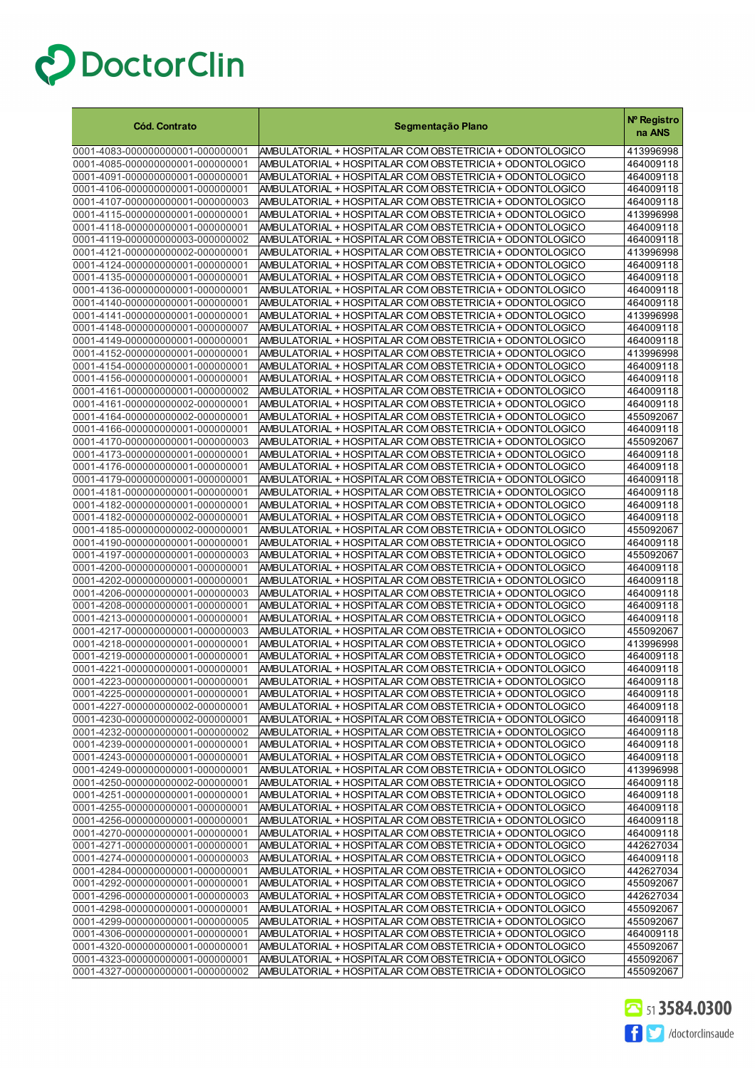# DoctorClin

| Cód. Contrato | Segmentação Plano | Nº Registro na ANS |
|---|---|---|
| 0001-4083-000000000001-000000001 | AMBULATORIAL + HOSPITALAR COM OBSTETRICIA + ODONTOLOGICO | 413996998 |
| 0001-4085-000000000001-000000001 | AMBULATORIAL + HOSPITALAR COM OBSTETRICIA + ODONTOLOGICO | 464009118 |
| 0001-4091-000000000001-000000001 | AMBULATORIAL + HOSPITALAR COM OBSTETRICIA + ODONTOLOGICO | 464009118 |
| 0001-4106-000000000001-000000001 | AMBULATORIAL + HOSPITALAR COM OBSTETRICIA + ODONTOLOGICO | 464009118 |
| 0001-4107-000000000001-000000003 | AMBULATORIAL + HOSPITALAR COM OBSTETRICIA + ODONTOLOGICO | 464009118 |
| 0001-4115-000000000001-000000001 | AMBULATORIAL + HOSPITALAR COM OBSTETRICIA + ODONTOLOGICO | 413996998 |
| 0001-4118-000000000001-000000001 | AMBULATORIAL + HOSPITALAR COM OBSTETRICIA + ODONTOLOGICO | 464009118 |
| 0001-4119-000000000003-000000002 | AMBULATORIAL + HOSPITALAR COM OBSTETRICIA + ODONTOLOGICO | 464009118 |
| 0001-4121-000000000002-000000001 | AMBULATORIAL + HOSPITALAR COM OBSTETRICIA + ODONTOLOGICO | 413996998 |
| 0001-4124-000000000001-000000001 | AMBULATORIAL + HOSPITALAR COM OBSTETRICIA + ODONTOLOGICO | 464009118 |
| 0001-4135-000000000001-000000001 | AMBULATORIAL + HOSPITALAR COM OBSTETRICIA + ODONTOLOGICO | 464009118 |
| 0001-4136-000000000001-000000001 | AMBULATORIAL + HOSPITALAR COM OBSTETRICIA + ODONTOLOGICO | 464009118 |
| 0001-4140-000000000001-000000001 | AMBULATORIAL + HOSPITALAR COM OBSTETRICIA + ODONTOLOGICO | 464009118 |
| 0001-4141-000000000001-000000001 | AMBULATORIAL + HOSPITALAR COM OBSTETRICIA + ODONTOLOGICO | 413996998 |
| 0001-4148-000000000001-000000007 | AMBULATORIAL + HOSPITALAR COM OBSTETRICIA + ODONTOLOGICO | 464009118 |
| 0001-4149-000000000001-000000001 | AMBULATORIAL + HOSPITALAR COM OBSTETRICIA + ODONTOLOGICO | 464009118 |
| 0001-4152-000000000001-000000001 | AMBULATORIAL + HOSPITALAR COM OBSTETRICIA + ODONTOLOGICO | 413996998 |
| 0001-4154-000000000001-000000001 | AMBULATORIAL + HOSPITALAR COM OBSTETRICIA + ODONTOLOGICO | 464009118 |
| 0001-4156-000000000001-000000001 | AMBULATORIAL + HOSPITALAR COM OBSTETRICIA + ODONTOLOGICO | 464009118 |
| 0001-4161-000000000001-000000002 | AMBULATORIAL + HOSPITALAR COM OBSTETRICIA + ODONTOLOGICO | 464009118 |
| 0001-4161-000000000002-000000001 | AMBULATORIAL + HOSPITALAR COM OBSTETRICIA + ODONTOLOGICO | 464009118 |
| 0001-4164-000000000002-000000001 | AMBULATORIAL + HOSPITALAR COM OBSTETRICIA + ODONTOLOGICO | 455092067 |
| 0001-4166-000000000001-000000001 | AMBULATORIAL + HOSPITALAR COM OBSTETRICIA + ODONTOLOGICO | 464009118 |
| 0001-4170-000000000001-000000003 | AMBULATORIAL + HOSPITALAR COM OBSTETRICIA + ODONTOLOGICO | 455092067 |
| 0001-4173-000000000001-000000001 | AMBULATORIAL + HOSPITALAR COM OBSTETRICIA + ODONTOLOGICO | 464009118 |
| 0001-4176-000000000001-000000001 | AMBULATORIAL + HOSPITALAR COM OBSTETRICIA + ODONTOLOGICO | 464009118 |
| 0001-4179-000000000001-000000001 | AMBULATORIAL + HOSPITALAR COM OBSTETRICIA + ODONTOLOGICO | 464009118 |
| 0001-4181-000000000001-000000001 | AMBULATORIAL + HOSPITALAR COM OBSTETRICIA + ODONTOLOGICO | 464009118 |
| 0001-4182-000000000001-000000001 | AMBULATORIAL + HOSPITALAR COM OBSTETRICIA + ODONTOLOGICO | 464009118 |
| 0001-4182-000000000002-000000001 | AMBULATORIAL + HOSPITALAR COM OBSTETRICIA + ODONTOLOGICO | 464009118 |
| 0001-4185-000000000002-000000001 | AMBULATORIAL + HOSPITALAR COM OBSTETRICIA + ODONTOLOGICO | 455092067 |
| 0001-4190-000000000001-000000001 | AMBULATORIAL + HOSPITALAR COM OBSTETRICIA + ODONTOLOGICO | 464009118 |
| 0001-4197-000000000001-000000003 | AMBULATORIAL + HOSPITALAR COM OBSTETRICIA + ODONTOLOGICO | 455092067 |
| 0001-4200-000000000001-000000001 | AMBULATORIAL + HOSPITALAR COM OBSTETRICIA + ODONTOLOGICO | 464009118 |
| 0001-4202-000000000001-000000001 | AMBULATORIAL + HOSPITALAR COM OBSTETRICIA + ODONTOLOGICO | 464009118 |
| 0001-4206-000000000001-000000003 | AMBULATORIAL + HOSPITALAR COM OBSTETRICIA + ODONTOLOGICO | 464009118 |
| 0001-4208-000000000001-000000001 | AMBULATORIAL + HOSPITALAR COM OBSTETRICIA + ODONTOLOGICO | 464009118 |
| 0001-4213-000000000001-000000001 | AMBULATORIAL + HOSPITALAR COM OBSTETRICIA + ODONTOLOGICO | 464009118 |
| 0001-4217-000000000001-000000003 | AMBULATORIAL + HOSPITALAR COM OBSTETRICIA + ODONTOLOGICO | 455092067 |
| 0001-4218-000000000001-000000001 | AMBULATORIAL + HOSPITALAR COM OBSTETRICIA + ODONTOLOGICO | 413996998 |
| 0001-4219-000000000001-000000001 | AMBULATORIAL + HOSPITALAR COM OBSTETRICIA + ODONTOLOGICO | 464009118 |
| 0001-4221-000000000001-000000001 | AMBULATORIAL + HOSPITALAR COM OBSTETRICIA + ODONTOLOGICO | 464009118 |
| 0001-4223-000000000001-000000001 | AMBULATORIAL + HOSPITALAR COM OBSTETRICIA + ODONTOLOGICO | 464009118 |
| 0001-4225-000000000001-000000001 | AMBULATORIAL + HOSPITALAR COM OBSTETRICIA + ODONTOLOGICO | 464009118 |
| 0001-4227-000000000002-000000001 | AMBULATORIAL + HOSPITALAR COM OBSTETRICIA + ODONTOLOGICO | 464009118 |
| 0001-4230-000000000002-000000001 | AMBULATORIAL + HOSPITALAR COM OBSTETRICIA + ODONTOLOGICO | 464009118 |
| 0001-4232-000000000001-000000002 | AMBULATORIAL + HOSPITALAR COM OBSTETRICIA + ODONTOLOGICO | 464009118 |
| 0001-4239-000000000001-000000001 | AMBULATORIAL + HOSPITALAR COM OBSTETRICIA + ODONTOLOGICO | 464009118 |
| 0001-4243-000000000001-000000001 | AMBULATORIAL + HOSPITALAR COM OBSTETRICIA + ODONTOLOGICO | 464009118 |
| 0001-4249-000000000001-000000001 | AMBULATORIAL + HOSPITALAR COM OBSTETRICIA + ODONTOLOGICO | 413996998 |
| 0001-4250-000000000002-000000001 | AMBULATORIAL + HOSPITALAR COM OBSTETRICIA + ODONTOLOGICO | 464009118 |
| 0001-4251-000000000001-000000001 | AMBULATORIAL + HOSPITALAR COM OBSTETRICIA + ODONTOLOGICO | 464009118 |
| 0001-4255-000000000001-000000001 | AMBULATORIAL + HOSPITALAR COM OBSTETRICIA + ODONTOLOGICO | 464009118 |
| 0001-4256-000000000001-000000001 | AMBULATORIAL + HOSPITALAR COM OBSTETRICIA + ODONTOLOGICO | 464009118 |
| 0001-4270-000000000001-000000001 | AMBULATORIAL + HOSPITALAR COM OBSTETRICIA + ODONTOLOGICO | 464009118 |
| 0001-4271-000000000001-000000001 | AMBULATORIAL + HOSPITALAR COM OBSTETRICIA + ODONTOLOGICO | 442627034 |
| 0001-4274-000000000001-000000003 | AMBULATORIAL + HOSPITALAR COM OBSTETRICIA + ODONTOLOGICO | 464009118 |
| 0001-4284-000000000001-000000001 | AMBULATORIAL + HOSPITALAR COM OBSTETRICIA + ODONTOLOGICO | 442627034 |
| 0001-4292-000000000001-000000001 | AMBULATORIAL + HOSPITALAR COM OBSTETRICIA + ODONTOLOGICO | 455092067 |
| 0001-4296-000000000001-000000003 | AMBULATORIAL + HOSPITALAR COM OBSTETRICIA + ODONTOLOGICO | 442627034 |
| 0001-4298-000000000001-000000001 | AMBULATORIAL + HOSPITALAR COM OBSTETRICIA + ODONTOLOGICO | 455092067 |
| 0001-4299-000000000001-000000005 | AMBULATORIAL + HOSPITALAR COM OBSTETRICIA + ODONTOLOGICO | 455092067 |
| 0001-4306-000000000001-000000001 | AMBULATORIAL + HOSPITALAR COM OBSTETRICIA + ODONTOLOGICO | 464009118 |
| 0001-4320-000000000001-000000001 | AMBULATORIAL + HOSPITALAR COM OBSTETRICIA + ODONTOLOGICO | 455092067 |
| 0001-4323-000000000001-000000001 | AMBULATORIAL + HOSPITALAR COM OBSTETRICIA + ODONTOLOGICO | 455092067 |
| 0001-4327-000000000001-000000002 | AMBULATORIAL + HOSPITALAR COM OBSTETRICIA + ODONTOLOGICO | 455092067 |

51 3584.0300

/doctorclinsaude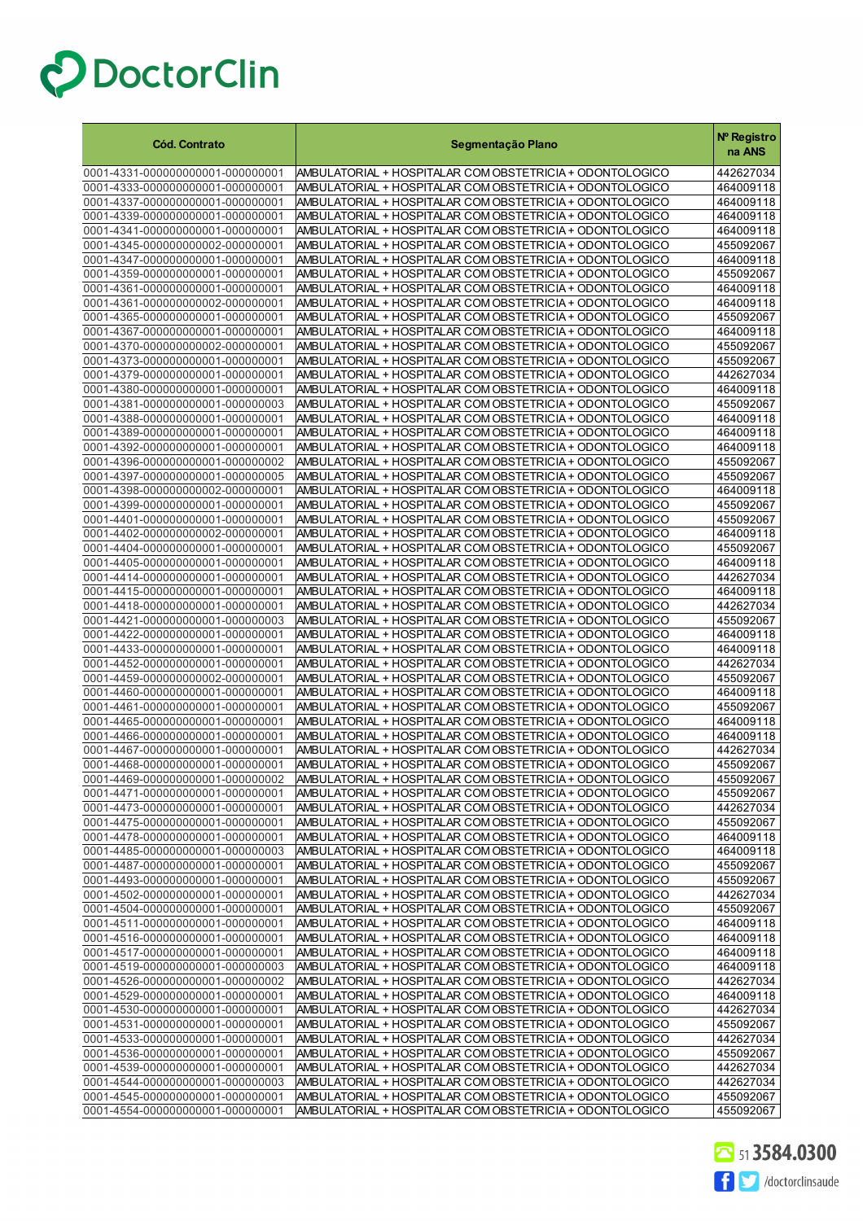# DoctorClin

| Cód. Contrato | Segmentação Plano | Nº Registro na ANS |
|---|---|---|
| 0001-4331-000000000001-000000001 | AMBULATORIAL + HOSPITALAR COM OBSTETRICIA + ODONTOLOGICO | 442627034 |
| 0001-4333-000000000001-000000001 | AMBULATORIAL + HOSPITALAR COM OBSTETRICIA + ODONTOLOGICO | 464009118 |
| 0001-4337-000000000001-000000001 | AMBULATORIAL + HOSPITALAR COM OBSTETRICIA + ODONTOLOGICO | 464009118 |
| 0001-4339-000000000001-000000001 | AMBULATORIAL + HOSPITALAR COM OBSTETRICIA + ODONTOLOGICO | 464009118 |
| 0001-4341-000000000001-000000001 | AMBULATORIAL + HOSPITALAR COM OBSTETRICIA + ODONTOLOGICO | 464009118 |
| 0001-4345-000000000002-000000001 | AMBULATORIAL + HOSPITALAR COM OBSTETRICIA + ODONTOLOGICO | 455092067 |
| 0001-4347-000000000001-000000001 | AMBULATORIAL + HOSPITALAR COM OBSTETRICIA + ODONTOLOGICO | 464009118 |
| 0001-4359-000000000001-000000001 | AMBULATORIAL + HOSPITALAR COM OBSTETRICIA + ODONTOLOGICO | 455092067 |
| 0001-4361-000000000001-000000001 | AMBULATORIAL + HOSPITALAR COM OBSTETRICIA + ODONTOLOGICO | 464009118 |
| 0001-4361-000000000002-000000001 | AMBULATORIAL + HOSPITALAR COM OBSTETRICIA + ODONTOLOGICO | 464009118 |
| 0001-4365-000000000001-000000001 | AMBULATORIAL + HOSPITALAR COM OBSTETRICIA + ODONTOLOGICO | 455092067 |
| 0001-4367-000000000001-000000001 | AMBULATORIAL + HOSPITALAR COM OBSTETRICIA + ODONTOLOGICO | 464009118 |
| 0001-4370-000000000002-000000001 | AMBULATORIAL + HOSPITALAR COM OBSTETRICIA + ODONTOLOGICO | 455092067 |
| 0001-4373-000000000001-000000001 | AMBULATORIAL + HOSPITALAR COM OBSTETRICIA + ODONTOLOGICO | 455092067 |
| 0001-4379-000000000001-000000001 | AMBULATORIAL + HOSPITALAR COM OBSTETRICIA + ODONTOLOGICO | 442627034 |
| 0001-4380-000000000001-000000001 | AMBULATORIAL + HOSPITALAR COM OBSTETRICIA + ODONTOLOGICO | 464009118 |
| 0001-4381-000000000001-000000003 | AMBULATORIAL + HOSPITALAR COM OBSTETRICIA + ODONTOLOGICO | 455092067 |
| 0001-4388-000000000001-000000001 | AMBULATORIAL + HOSPITALAR COM OBSTETRICIA + ODONTOLOGICO | 464009118 |
| 0001-4389-000000000001-000000001 | AMBULATORIAL + HOSPITALAR COM OBSTETRICIA + ODONTOLOGICO | 464009118 |
| 0001-4392-000000000001-000000001 | AMBULATORIAL + HOSPITALAR COM OBSTETRICIA + ODONTOLOGICO | 464009118 |
| 0001-4396-000000000001-000000002 | AMBULATORIAL + HOSPITALAR COM OBSTETRICIA + ODONTOLOGICO | 455092067 |
| 0001-4397-000000000001-000000005 | AMBULATORIAL + HOSPITALAR COM OBSTETRICIA + ODONTOLOGICO | 455092067 |
| 0001-4398-000000000002-000000001 | AMBULATORIAL + HOSPITALAR COM OBSTETRICIA + ODONTOLOGICO | 464009118 |
| 0001-4399-000000000001-000000001 | AMBULATORIAL + HOSPITALAR COM OBSTETRICIA + ODONTOLOGICO | 455092067 |
| 0001-4401-000000000001-000000001 | AMBULATORIAL + HOSPITALAR COM OBSTETRICIA + ODONTOLOGICO | 455092067 |
| 0001-4402-000000000002-000000001 | AMBULATORIAL + HOSPITALAR COM OBSTETRICIA + ODONTOLOGICO | 464009118 |
| 0001-4404-000000000001-000000001 | AMBULATORIAL + HOSPITALAR COM OBSTETRICIA + ODONTOLOGICO | 455092067 |
| 0001-4405-000000000001-000000001 | AMBULATORIAL + HOSPITALAR COM OBSTETRICIA + ODONTOLOGICO | 464009118 |
| 0001-4414-000000000001-000000001 | AMBULATORIAL + HOSPITALAR COM OBSTETRICIA + ODONTOLOGICO | 442627034 |
| 0001-4415-000000000001-000000001 | AMBULATORIAL + HOSPITALAR COM OBSTETRICIA + ODONTOLOGICO | 464009118 |
| 0001-4418-000000000001-000000001 | AMBULATORIAL + HOSPITALAR COM OBSTETRICIA + ODONTOLOGICO | 442627034 |
| 0001-4421-000000000001-000000003 | AMBULATORIAL + HOSPITALAR COM OBSTETRICIA + ODONTOLOGICO | 455092067 |
| 0001-4422-000000000001-000000001 | AMBULATORIAL + HOSPITALAR COM OBSTETRICIA + ODONTOLOGICO | 464009118 |
| 0001-4433-000000000001-000000001 | AMBULATORIAL + HOSPITALAR COM OBSTETRICIA + ODONTOLOGICO | 464009118 |
| 0001-4452-000000000001-000000001 | AMBULATORIAL + HOSPITALAR COM OBSTETRICIA + ODONTOLOGICO | 442627034 |
| 0001-4459-000000000002-000000001 | AMBULATORIAL + HOSPITALAR COM OBSTETRICIA + ODONTOLOGICO | 455092067 |
| 0001-4460-000000000001-000000001 | AMBULATORIAL + HOSPITALAR COM OBSTETRICIA + ODONTOLOGICO | 464009118 |
| 0001-4461-000000000001-000000001 | AMBULATORIAL + HOSPITALAR COM OBSTETRICIA + ODONTOLOGICO | 455092067 |
| 0001-4465-000000000001-000000001 | AMBULATORIAL + HOSPITALAR COM OBSTETRICIA + ODONTOLOGICO | 464009118 |
| 0001-4466-000000000001-000000001 | AMBULATORIAL + HOSPITALAR COM OBSTETRICIA + ODONTOLOGICO | 464009118 |
| 0001-4467-000000000001-000000001 | AMBULATORIAL + HOSPITALAR COM OBSTETRICIA + ODONTOLOGICO | 442627034 |
| 0001-4468-000000000001-000000001 | AMBULATORIAL + HOSPITALAR COM OBSTETRICIA + ODONTOLOGICO | 455092067 |
| 0001-4469-000000000001-000000002 | AMBULATORIAL + HOSPITALAR COM OBSTETRICIA + ODONTOLOGICO | 455092067 |
| 0001-4471-000000000001-000000001 | AMBULATORIAL + HOSPITALAR COM OBSTETRICIA + ODONTOLOGICO | 455092067 |
| 0001-4473-000000000001-000000001 | AMBULATORIAL + HOSPITALAR COM OBSTETRICIA + ODONTOLOGICO | 442627034 |
| 0001-4475-000000000001-000000001 | AMBULATORIAL + HOSPITALAR COM OBSTETRICIA + ODONTOLOGICO | 455092067 |
| 0001-4478-000000000001-000000001 | AMBULATORIAL + HOSPITALAR COM OBSTETRICIA + ODONTOLOGICO | 464009118 |
| 0001-4485-000000000001-000000003 | AMBULATORIAL + HOSPITALAR COM OBSTETRICIA + ODONTOLOGICO | 464009118 |
| 0001-4487-000000000001-000000001 | AMBULATORIAL + HOSPITALAR COM OBSTETRICIA + ODONTOLOGICO | 455092067 |
| 0001-4493-000000000001-000000001 | AMBULATORIAL + HOSPITALAR COM OBSTETRICIA + ODONTOLOGICO | 455092067 |
| 0001-4502-000000000001-000000001 | AMBULATORIAL + HOSPITALAR COM OBSTETRICIA + ODONTOLOGICO | 442627034 |
| 0001-4504-000000000001-000000001 | AMBULATORIAL + HOSPITALAR COM OBSTETRICIA + ODONTOLOGICO | 455092067 |
| 0001-4511-000000000001-000000001 | AMBULATORIAL + HOSPITALAR COM OBSTETRICIA + ODONTOLOGICO | 464009118 |
| 0001-4516-000000000001-000000001 | AMBULATORIAL + HOSPITALAR COM OBSTETRICIA + ODONTOLOGICO | 464009118 |
| 0001-4517-000000000001-000000001 | AMBULATORIAL + HOSPITALAR COM OBSTETRICIA + ODONTOLOGICO | 464009118 |
| 0001-4519-000000000001-000000003 | AMBULATORIAL + HOSPITALAR COM OBSTETRICIA + ODONTOLOGICO | 464009118 |
| 0001-4526-000000000001-000000002 | AMBULATORIAL + HOSPITALAR COM OBSTETRICIA + ODONTOLOGICO | 442627034 |
| 0001-4529-000000000001-000000001 | AMBULATORIAL + HOSPITALAR COM OBSTETRICIA + ODONTOLOGICO | 464009118 |
| 0001-4530-000000000001-000000001 | AMBULATORIAL + HOSPITALAR COM OBSTETRICIA + ODONTOLOGICO | 442627034 |
| 0001-4531-000000000001-000000001 | AMBULATORIAL + HOSPITALAR COM OBSTETRICIA + ODONTOLOGICO | 455092067 |
| 0001-4533-000000000001-000000001 | AMBULATORIAL + HOSPITALAR COM OBSTETRICIA + ODONTOLOGICO | 442627034 |
| 0001-4536-000000000001-000000001 | AMBULATORIAL + HOSPITALAR COM OBSTETRICIA + ODONTOLOGICO | 455092067 |
| 0001-4539-000000000001-000000001 | AMBULATORIAL + HOSPITALAR COM OBSTETRICIA + ODONTOLOGICO | 442627034 |
| 0001-4544-000000000001-000000003 | AMBULATORIAL + HOSPITALAR COM OBSTETRICIA + ODONTOLOGICO | 442627034 |
| 0001-4545-000000000001-000000001 | AMBULATORIAL + HOSPITALAR COM OBSTETRICIA + ODONTOLOGICO | 455092067 |
| 0001-4554-000000000001-000000001 | AMBULATORIAL + HOSPITALAR COM OBSTETRICIA + ODONTOLOGICO | 455092067 |

51 3584.0300

/doctorclinsaude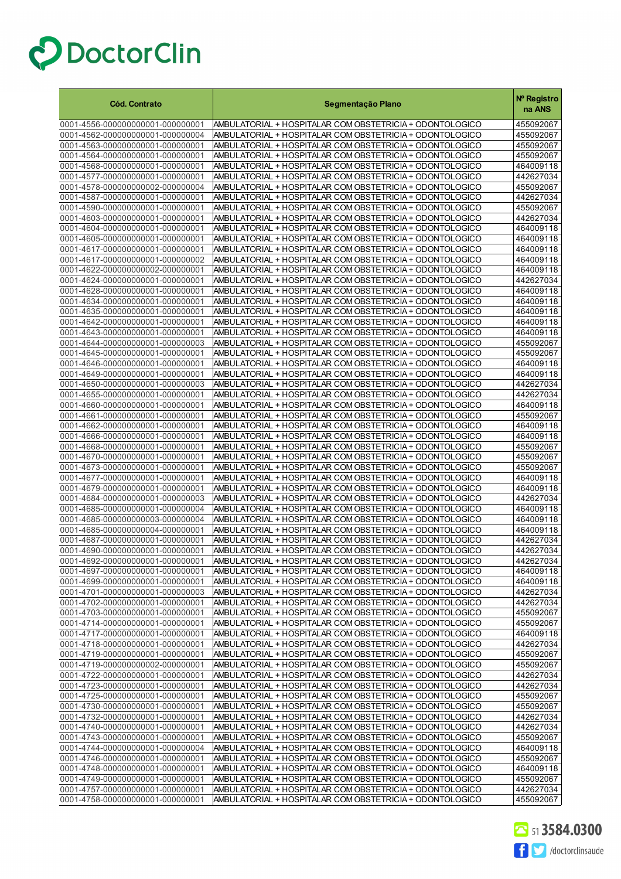| Cód. Contrato | Segmentação Plano | Nº Registro na ANS |
|---|---|---|
| 0001-4556-000000000001-000000001 | AMBULATORIAL + HOSPITALAR COM OBSTETRICIA + ODONTOLOGICO | 455092067 |
| 0001-4562-000000000001-000000004 | AMBULATORIAL + HOSPITALAR COM OBSTETRICIA + ODONTOLOGICO | 455092067 |
| 0001-4563-000000000001-000000001 | AMBULATORIAL + HOSPITALAR COM OBSTETRICIA + ODONTOLOGICO | 455092067 |
| 0001-4564-000000000001-000000001 | AMBULATORIAL + HOSPITALAR COM OBSTETRICIA + ODONTOLOGICO | 455092067 |
| 0001-4568-000000000001-000000001 | AMBULATORIAL + HOSPITALAR COM OBSTETRICIA + ODONTOLOGICO | 464009118 |
| 0001-4577-000000000001-000000001 | AMBULATORIAL + HOSPITALAR COM OBSTETRICIA + ODONTOLOGICO | 442627034 |
| 0001-4578-000000000002-000000004 | AMBULATORIAL + HOSPITALAR COM OBSTETRICIA + ODONTOLOGICO | 455092067 |
| 0001-4587-000000000001-000000001 | AMBULATORIAL + HOSPITALAR COM OBSTETRICIA + ODONTOLOGICO | 442627034 |
| 0001-4590-000000000001-000000001 | AMBULATORIAL + HOSPITALAR COM OBSTETRICIA + ODONTOLOGICO | 455092067 |
| 0001-4603-000000000001-000000001 | AMBULATORIAL + HOSPITALAR COM OBSTETRICIA + ODONTOLOGICO | 442627034 |
| 0001-4604-000000000001-000000001 | AMBULATORIAL + HOSPITALAR COM OBSTETRICIA + ODONTOLOGICO | 464009118 |
| 0001-4605-000000000001-000000001 | AMBULATORIAL + HOSPITALAR COM OBSTETRICIA + ODONTOLOGICO | 464009118 |
| 0001-4617-000000000001-000000001 | AMBULATORIAL + HOSPITALAR COM OBSTETRICIA + ODONTOLOGICO | 464009118 |
| 0001-4617-000000000001-000000002 | AMBULATORIAL + HOSPITALAR COM OBSTETRICIA + ODONTOLOGICO | 464009118 |
| 0001-4622-000000000002-000000001 | AMBULATORIAL + HOSPITALAR COM OBSTETRICIA + ODONTOLOGICO | 464009118 |
| 0001-4624-000000000001-000000001 | AMBULATORIAL + HOSPITALAR COM OBSTETRICIA + ODONTOLOGICO | 442627034 |
| 0001-4628-000000000001-000000001 | AMBULATORIAL + HOSPITALAR COM OBSTETRICIA + ODONTOLOGICO | 464009118 |
| 0001-4634-000000000001-000000001 | AMBULATORIAL + HOSPITALAR COM OBSTETRICIA + ODONTOLOGICO | 464009118 |
| 0001-4635-000000000001-000000001 | AMBULATORIAL + HOSPITALAR COM OBSTETRICIA + ODONTOLOGICO | 464009118 |
| 0001-4642-000000000001-000000001 | AMBULATORIAL + HOSPITALAR COM OBSTETRICIA + ODONTOLOGICO | 464009118 |
| 0001-4643-000000000001-000000001 | AMBULATORIAL + HOSPITALAR COM OBSTETRICIA + ODONTOLOGICO | 464009118 |
| 0001-4644-000000000001-000000003 | AMBULATORIAL + HOSPITALAR COM OBSTETRICIA + ODONTOLOGICO | 455092067 |
| 0001-4645-000000000001-000000001 | AMBULATORIAL + HOSPITALAR COM OBSTETRICIA + ODONTOLOGICO | 455092067 |
| 0001-4646-000000000001-000000001 | AMBULATORIAL + HOSPITALAR COM OBSTETRICIA + ODONTOLOGICO | 464009118 |
| 0001-4649-000000000001-000000001 | AMBULATORIAL + HOSPITALAR COM OBSTETRICIA + ODONTOLOGICO | 464009118 |
| 0001-4650-000000000001-000000003 | AMBULATORIAL + HOSPITALAR COM OBSTETRICIA + ODONTOLOGICO | 442627034 |
| 0001-4655-000000000001-000000001 | AMBULATORIAL + HOSPITALAR COM OBSTETRICIA + ODONTOLOGICO | 442627034 |
| 0001-4660-000000000001-000000001 | AMBULATORIAL + HOSPITALAR COM OBSTETRICIA + ODONTOLOGICO | 464009118 |
| 0001-4661-000000000001-000000001 | AMBULATORIAL + HOSPITALAR COM OBSTETRICIA + ODONTOLOGICO | 455092067 |
| 0001-4662-000000000001-000000001 | AMBULATORIAL + HOSPITALAR COM OBSTETRICIA + ODONTOLOGICO | 464009118 |
| 0001-4666-000000000001-000000001 | AMBULATORIAL + HOSPITALAR COM OBSTETRICIA + ODONTOLOGICO | 464009118 |
| 0001-4668-000000000001-000000001 | AMBULATORIAL + HOSPITALAR COM OBSTETRICIA + ODONTOLOGICO | 455092067 |
| 0001-4670-000000000001-000000001 | AMBULATORIAL + HOSPITALAR COM OBSTETRICIA + ODONTOLOGICO | 455092067 |
| 0001-4673-000000000001-000000001 | AMBULATORIAL + HOSPITALAR COM OBSTETRICIA + ODONTOLOGICO | 455092067 |
| 0001-4677-000000000001-000000001 | AMBULATORIAL + HOSPITALAR COM OBSTETRICIA + ODONTOLOGICO | 464009118 |
| 0001-4679-000000000001-000000001 | AMBULATORIAL + HOSPITALAR COM OBSTETRICIA + ODONTOLOGICO | 464009118 |
| 0001-4684-000000000001-000000003 | AMBULATORIAL + HOSPITALAR COM OBSTETRICIA + ODONTOLOGICO | 442627034 |
| 0001-4685-000000000001-000000004 | AMBULATORIAL + HOSPITALAR COM OBSTETRICIA + ODONTOLOGICO | 464009118 |
| 0001-4685-000000000003-000000004 | AMBULATORIAL + HOSPITALAR COM OBSTETRICIA + ODONTOLOGICO | 464009118 |
| 0001-4685-000000000004-000000001 | AMBULATORIAL + HOSPITALAR COM OBSTETRICIA + ODONTOLOGICO | 464009118 |
| 0001-4687-000000000001-000000001 | AMBULATORIAL + HOSPITALAR COM OBSTETRICIA + ODONTOLOGICO | 442627034 |
| 0001-4690-000000000001-000000001 | AMBULATORIAL + HOSPITALAR COM OBSTETRICIA + ODONTOLOGICO | 442627034 |
| 0001-4692-000000000001-000000001 | AMBULATORIAL + HOSPITALAR COM OBSTETRICIA + ODONTOLOGICO | 442627034 |
| 0001-4697-000000000001-000000001 | AMBULATORIAL + HOSPITALAR COM OBSTETRICIA + ODONTOLOGICO | 464009118 |
| 0001-4699-000000000001-000000001 | AMBULATORIAL + HOSPITALAR COM OBSTETRICIA + ODONTOLOGICO | 464009118 |
| 0001-4701-000000000001-000000003 | AMBULATORIAL + HOSPITALAR COM OBSTETRICIA + ODONTOLOGICO | 442627034 |
| 0001-4702-000000000001-000000001 | AMBULATORIAL + HOSPITALAR COM OBSTETRICIA + ODONTOLOGICO | 442627034 |
| 0001-4703-000000000001-000000001 | AMBULATORIAL + HOSPITALAR COM OBSTETRICIA + ODONTOLOGICO | 455092067 |
| 0001-4714-000000000001-000000001 | AMBULATORIAL + HOSPITALAR COM OBSTETRICIA + ODONTOLOGICO | 455092067 |
| 0001-4717-000000000001-000000001 | AMBULATORIAL + HOSPITALAR COM OBSTETRICIA + ODONTOLOGICO | 464009118 |
| 0001-4718-000000000001-000000001 | AMBULATORIAL + HOSPITALAR COM OBSTETRICIA + ODONTOLOGICO | 442627034 |
| 0001-4719-000000000001-000000001 | AMBULATORIAL + HOSPITALAR COM OBSTETRICIA + ODONTOLOGICO | 455092067 |
| 0001-4719-000000000002-000000001 | AMBULATORIAL + HOSPITALAR COM OBSTETRICIA + ODONTOLOGICO | 455092067 |
| 0001-4722-000000000001-000000001 | AMBULATORIAL + HOSPITALAR COM OBSTETRICIA + ODONTOLOGICO | 442627034 |
| 0001-4723-000000000001-000000001 | AMBULATORIAL + HOSPITALAR COM OBSTETRICIA + ODONTOLOGICO | 442627034 |
| 0001-4725-000000000001-000000001 | AMBULATORIAL + HOSPITALAR COM OBSTETRICIA + ODONTOLOGICO | 455092067 |
| 0001-4730-000000000001-000000001 | AMBULATORIAL + HOSPITALAR COM OBSTETRICIA + ODONTOLOGICO | 455092067 |
| 0001-4732-000000000001-000000001 | AMBULATORIAL + HOSPITALAR COM OBSTETRICIA + ODONTOLOGICO | 442627034 |
| 0001-4740-000000000001-000000001 | AMBULATORIAL + HOSPITALAR COM OBSTETRICIA + ODONTOLOGICO | 442627034 |
| 0001-4743-000000000001-000000001 | AMBULATORIAL + HOSPITALAR COM OBSTETRICIA + ODONTOLOGICO | 455092067 |
| 0001-4744-000000000001-000000004 | AMBULATORIAL + HOSPITALAR COM OBSTETRICIA + ODONTOLOGICO | 464009118 |
| 0001-4746-000000000001-000000001 | AMBULATORIAL + HOSPITALAR COM OBSTETRICIA + ODONTOLOGICO | 455092067 |
| 0001-4748-000000000001-000000001 | AMBULATORIAL + HOSPITALAR COM OBSTETRICIA + ODONTOLOGICO | 464009118 |
| 0001-4749-000000000001-000000001 | AMBULATORIAL + HOSPITALAR COM OBSTETRICIA + ODONTOLOGICO | 455092067 |
| 0001-4757-000000000001-000000001 | AMBULATORIAL + HOSPITALAR COM OBSTETRICIA + ODONTOLOGICO | 442627034 |
| 0001-4758-000000000001-000000001 | AMBULATORIAL + HOSPITALAR COM OBSTETRICIA + ODONTOLOGICO | 455092067 |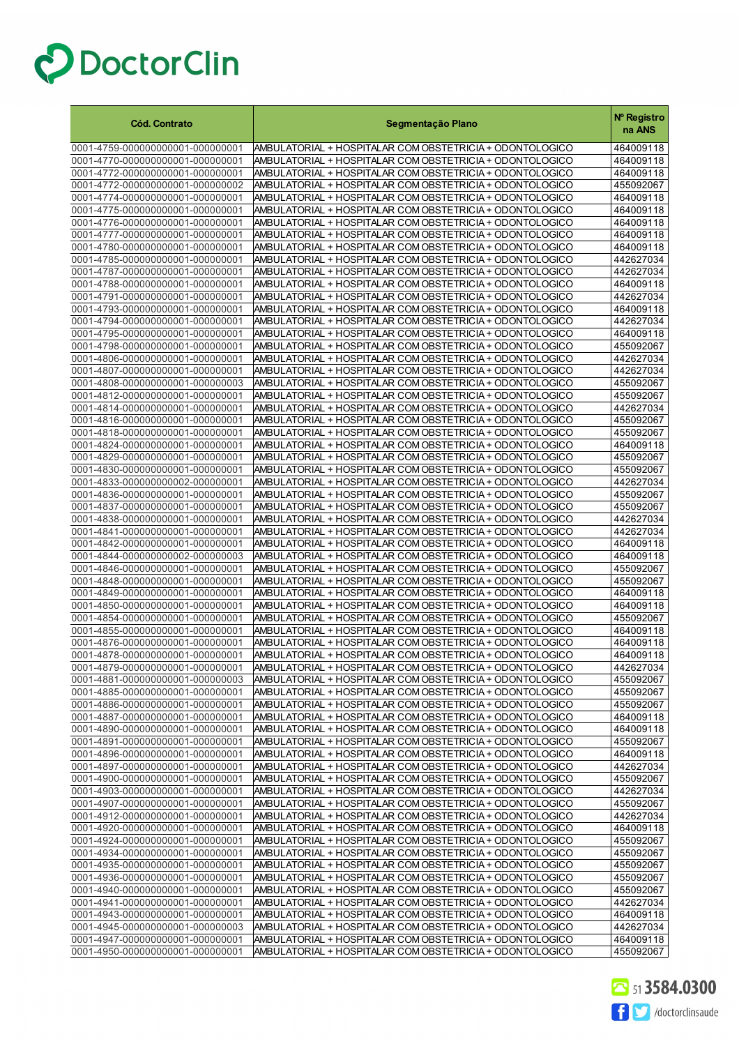DoctorClin

| Cód. Contrato | Segmentação Plano | Nº Registro na ANS |
|---|---|---|
| 0001-4759-000000000001-000000001 | AMBULATORIAL + HOSPITALAR COM OBSTETRICIA + ODONTOLOGICO | 464009118 |
| 0001-4770-000000000001-000000001 | AMBULATORIAL + HOSPITALAR COM OBSTETRICIA + ODONTOLOGICO | 464009118 |
| 0001-4772-000000000001-000000001 | AMBULATORIAL + HOSPITALAR COM OBSTETRICIA + ODONTOLOGICO | 464009118 |
| 0001-4772-000000000001-000000002 | AMBULATORIAL + HOSPITALAR COM OBSTETRICIA + ODONTOLOGICO | 455092067 |
| 0001-4774-000000000001-000000001 | AMBULATORIAL + HOSPITALAR COM OBSTETRICIA + ODONTOLOGICO | 464009118 |
| 0001-4775-000000000001-000000001 | AMBULATORIAL + HOSPITALAR COM OBSTETRICIA + ODONTOLOGICO | 464009118 |
| 0001-4776-000000000001-000000001 | AMBULATORIAL + HOSPITALAR COM OBSTETRICIA + ODONTOLOGICO | 464009118 |
| 0001-4777-000000000001-000000001 | AMBULATORIAL + HOSPITALAR COM OBSTETRICIA + ODONTOLOGICO | 464009118 |
| 0001-4780-000000000001-000000001 | AMBULATORIAL + HOSPITALAR COM OBSTETRICIA + ODONTOLOGICO | 464009118 |
| 0001-4785-000000000001-000000001 | AMBULATORIAL + HOSPITALAR COM OBSTETRICIA + ODONTOLOGICO | 442627034 |
| 0001-4787-000000000001-000000001 | AMBULATORIAL + HOSPITALAR COM OBSTETRICIA + ODONTOLOGICO | 442627034 |
| 0001-4788-000000000001-000000001 | AMBULATORIAL + HOSPITALAR COM OBSTETRICIA + ODONTOLOGICO | 464009118 |
| 0001-4791-000000000001-000000001 | AMBULATORIAL + HOSPITALAR COM OBSTETRICIA + ODONTOLOGICO | 442627034 |
| 0001-4793-000000000001-000000001 | AMBULATORIAL + HOSPITALAR COM OBSTETRICIA + ODONTOLOGICO | 464009118 |
| 0001-4794-000000000001-000000001 | AMBULATORIAL + HOSPITALAR COM OBSTETRICIA + ODONTOLOGICO | 442627034 |
| 0001-4795-000000000001-000000001 | AMBULATORIAL + HOSPITALAR COM OBSTETRICIA + ODONTOLOGICO | 464009118 |
| 0001-4798-000000000001-000000001 | AMBULATORIAL + HOSPITALAR COM OBSTETRICIA + ODONTOLOGICO | 455092067 |
| 0001-4806-000000000001-000000001 | AMBULATORIAL + HOSPITALAR COM OBSTETRICIA + ODONTOLOGICO | 442627034 |
| 0001-4807-000000000001-000000001 | AMBULATORIAL + HOSPITALAR COM OBSTETRICIA + ODONTOLOGICO | 442627034 |
| 0001-4808-000000000001-000000003 | AMBULATORIAL + HOSPITALAR COM OBSTETRICIA + ODONTOLOGICO | 455092067 |
| 0001-4812-000000000001-000000001 | AMBULATORIAL + HOSPITALAR COM OBSTETRICIA + ODONTOLOGICO | 455092067 |
| 0001-4814-000000000001-000000001 | AMBULATORIAL + HOSPITALAR COM OBSTETRICIA + ODONTOLOGICO | 442627034 |
| 0001-4816-000000000001-000000001 | AMBULATORIAL + HOSPITALAR COM OBSTETRICIA + ODONTOLOGICO | 455092067 |
| 0001-4818-000000000001-000000001 | AMBULATORIAL + HOSPITALAR COM OBSTETRICIA + ODONTOLOGICO | 455092067 |
| 0001-4824-000000000001-000000001 | AMBULATORIAL + HOSPITALAR COM OBSTETRICIA + ODONTOLOGICO | 464009118 |
| 0001-4829-000000000001-000000001 | AMBULATORIAL + HOSPITALAR COM OBSTETRICIA + ODONTOLOGICO | 455092067 |
| 0001-4830-000000000001-000000001 | AMBULATORIAL + HOSPITALAR COM OBSTETRICIA + ODONTOLOGICO | 455092067 |
| 0001-4833-000000000002-000000001 | AMBULATORIAL + HOSPITALAR COM OBSTETRICIA + ODONTOLOGICO | 442627034 |
| 0001-4836-000000000001-000000001 | AMBULATORIAL + HOSPITALAR COM OBSTETRICIA + ODONTOLOGICO | 455092067 |
| 0001-4837-000000000001-000000001 | AMBULATORIAL + HOSPITALAR COM OBSTETRICIA + ODONTOLOGICO | 455092067 |
| 0001-4838-000000000001-000000001 | AMBULATORIAL + HOSPITALAR COM OBSTETRICIA + ODONTOLOGICO | 442627034 |
| 0001-4841-000000000001-000000001 | AMBULATORIAL + HOSPITALAR COM OBSTETRICIA + ODONTOLOGICO | 442627034 |
| 0001-4842-000000000001-000000001 | AMBULATORIAL + HOSPITALAR COM OBSTETRICIA + ODONTOLOGICO | 464009118 |
| 0001-4844-000000000002-000000003 | AMBULATORIAL + HOSPITALAR COM OBSTETRICIA + ODONTOLOGICO | 464009118 |
| 0001-4846-000000000001-000000001 | AMBULATORIAL + HOSPITALAR COM OBSTETRICIA + ODONTOLOGICO | 455092067 |
| 0001-4848-000000000001-000000001 | AMBULATORIAL + HOSPITALAR COM OBSTETRICIA + ODONTOLOGICO | 455092067 |
| 0001-4849-000000000001-000000001 | AMBULATORIAL + HOSPITALAR COM OBSTETRICIA + ODONTOLOGICO | 464009118 |
| 0001-4850-000000000001-000000001 | AMBULATORIAL + HOSPITALAR COM OBSTETRICIA + ODONTOLOGICO | 464009118 |
| 0001-4854-000000000001-000000001 | AMBULATORIAL + HOSPITALAR COM OBSTETRICIA + ODONTOLOGICO | 455092067 |
| 0001-4855-000000000001-000000001 | AMBULATORIAL + HOSPITALAR COM OBSTETRICIA + ODONTOLOGICO | 464009118 |
| 0001-4876-000000000001-000000001 | AMBULATORIAL + HOSPITALAR COM OBSTETRICIA + ODONTOLOGICO | 464009118 |
| 0001-4878-000000000001-000000001 | AMBULATORIAL + HOSPITALAR COM OBSTETRICIA + ODONTOLOGICO | 464009118 |
| 0001-4879-000000000001-000000001 | AMBULATORIAL + HOSPITALAR COM OBSTETRICIA + ODONTOLOGICO | 442627034 |
| 0001-4881-000000000001-000000003 | AMBULATORIAL + HOSPITALAR COM OBSTETRICIA + ODONTOLOGICO | 455092067 |
| 0001-4885-000000000001-000000001 | AMBULATORIAL + HOSPITALAR COM OBSTETRICIA + ODONTOLOGICO | 455092067 |
| 0001-4886-000000000001-000000001 | AMBULATORIAL + HOSPITALAR COM OBSTETRICIA + ODONTOLOGICO | 455092067 |
| 0001-4887-000000000001-000000001 | AMBULATORIAL + HOSPITALAR COM OBSTETRICIA + ODONTOLOGICO | 464009118 |
| 0001-4890-000000000001-000000001 | AMBULATORIAL + HOSPITALAR COM OBSTETRICIA + ODONTOLOGICO | 464009118 |
| 0001-4891-000000000001-000000001 | AMBULATORIAL + HOSPITALAR COM OBSTETRICIA + ODONTOLOGICO | 455092067 |
| 0001-4896-000000000001-000000001 | AMBULATORIAL + HOSPITALAR COM OBSTETRICIA + ODONTOLOGICO | 464009118 |
| 0001-4897-000000000001-000000001 | AMBULATORIAL + HOSPITALAR COM OBSTETRICIA + ODONTOLOGICO | 442627034 |
| 0001-4900-000000000001-000000001 | AMBULATORIAL + HOSPITALAR COM OBSTETRICIA + ODONTOLOGICO | 455092067 |
| 0001-4903-000000000001-000000001 | AMBULATORIAL + HOSPITALAR COM OBSTETRICIA + ODONTOLOGICO | 442627034 |
| 0001-4907-000000000001-000000001 | AMBULATORIAL + HOSPITALAR COM OBSTETRICIA + ODONTOLOGICO | 455092067 |
| 0001-4912-000000000001-000000001 | AMBULATORIAL + HOSPITALAR COM OBSTETRICIA + ODONTOLOGICO | 442627034 |
| 0001-4920-000000000001-000000001 | AMBULATORIAL + HOSPITALAR COM OBSTETRICIA + ODONTOLOGICO | 464009118 |
| 0001-4924-000000000001-000000001 | AMBULATORIAL + HOSPITALAR COM OBSTETRICIA + ODONTOLOGICO | 455092067 |
| 0001-4934-000000000001-000000001 | AMBULATORIAL + HOSPITALAR COM OBSTETRICIA + ODONTOLOGICO | 455092067 |
| 0001-4935-000000000001-000000001 | AMBULATORIAL + HOSPITALAR COM OBSTETRICIA + ODONTOLOGICO | 455092067 |
| 0001-4936-000000000001-000000001 | AMBULATORIAL + HOSPITALAR COM OBSTETRICIA + ODONTOLOGICO | 455092067 |
| 0001-4940-000000000001-000000001 | AMBULATORIAL + HOSPITALAR COM OBSTETRICIA + ODONTOLOGICO | 455092067 |
| 0001-4941-000000000001-000000001 | AMBULATORIAL + HOSPITALAR COM OBSTETRICIA + ODONTOLOGICO | 442627034 |
| 0001-4943-000000000001-000000001 | AMBULATORIAL + HOSPITALAR COM OBSTETRICIA + ODONTOLOGICO | 464009118 |
| 0001-4945-000000000001-000000003 | AMBULATORIAL + HOSPITALAR COM OBSTETRICIA + ODONTOLOGICO | 442627034 |
| 0001-4947-000000000001-000000001 | AMBULATORIAL + HOSPITALAR COM OBSTETRICIA + ODONTOLOGICO | 464009118 |
| 0001-4950-000000000001-000000001 | AMBULATORIAL + HOSPITALAR COM OBSTETRICIA + ODONTOLOGICO | 455092067 |

51 3584.0300

/doctorclinsaude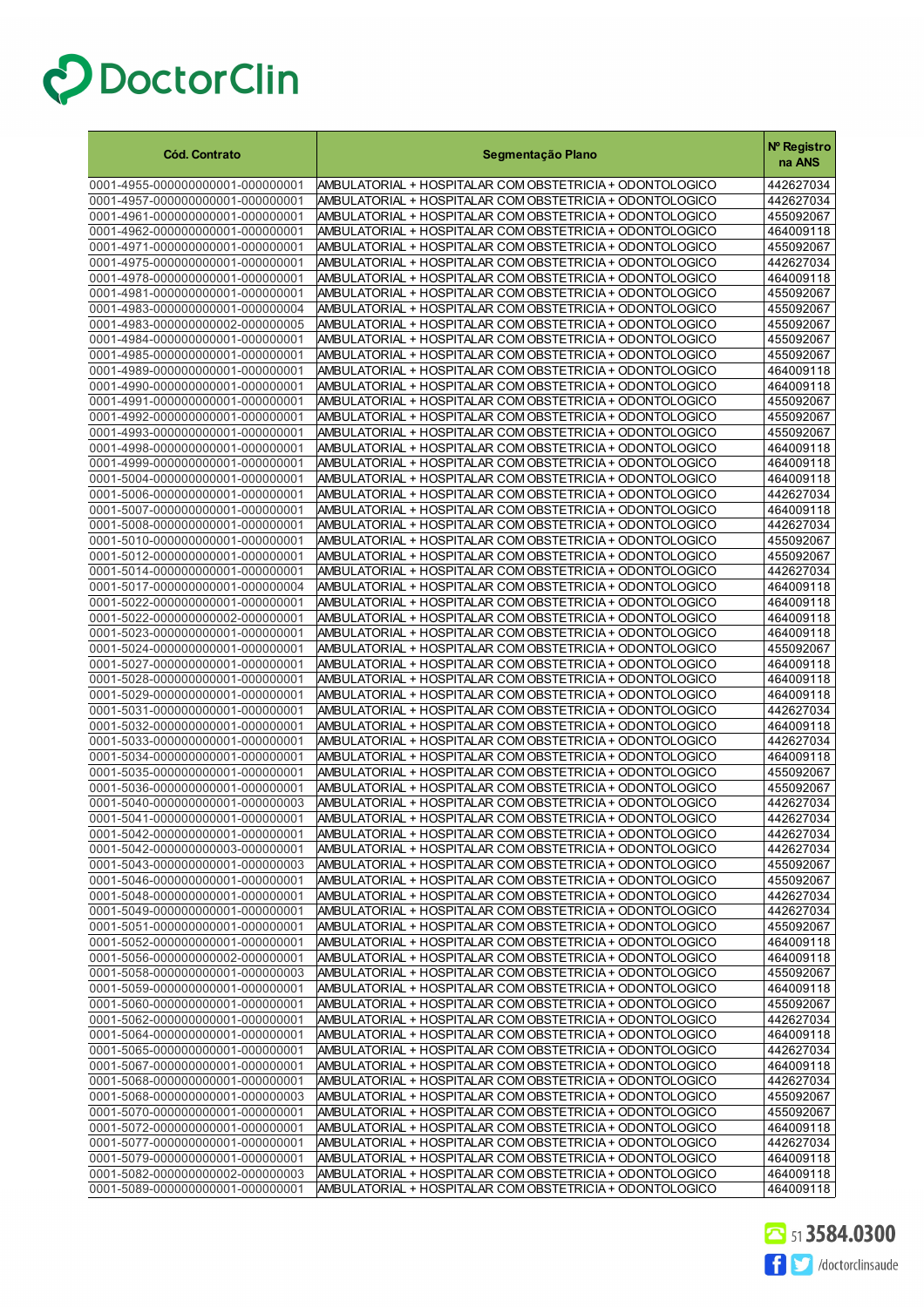| Cód. Contrato | Segmentação Plano | Nº Registro na ANS |
|---|---|---|
| 0001-4955-000000000001-000000001 | AMBULATORIAL + HOSPITALAR COM OBSTETRICIA + ODONTOLOGICO | 442627034 |
| 0001-4957-000000000001-000000001 | AMBULATORIAL + HOSPITALAR COM OBSTETRICIA + ODONTOLOGICO | 442627034 |
| 0001-4961-000000000001-000000001 | AMBULATORIAL + HOSPITALAR COM OBSTETRICIA + ODONTOLOGICO | 455092067 |
| 0001-4962-000000000001-000000001 | AMBULATORIAL + HOSPITALAR COM OBSTETRICIA + ODONTOLOGICO | 464009118 |
| 0001-4971-000000000001-000000001 | AMBULATORIAL + HOSPITALAR COM OBSTETRICIA + ODONTOLOGICO | 455092067 |
| 0001-4975-000000000001-000000001 | AMBULATORIAL + HOSPITALAR COM OBSTETRICIA + ODONTOLOGICO | 442627034 |
| 0001-4978-000000000001-000000001 | AMBULATORIAL + HOSPITALAR COM OBSTETRICIA + ODONTOLOGICO | 464009118 |
| 0001-4981-000000000001-000000001 | AMBULATORIAL + HOSPITALAR COM OBSTETRICIA + ODONTOLOGICO | 455092067 |
| 0001-4983-000000000001-000000004 | AMBULATORIAL + HOSPITALAR COM OBSTETRICIA + ODONTOLOGICO | 455092067 |
| 0001-4983-000000000002-000000005 | AMBULATORIAL + HOSPITALAR COM OBSTETRICIA + ODONTOLOGICO | 455092067 |
| 0001-4984-000000000001-000000001 | AMBULATORIAL + HOSPITALAR COM OBSTETRICIA + ODONTOLOGICO | 455092067 |
| 0001-4985-000000000001-000000001 | AMBULATORIAL + HOSPITALAR COM OBSTETRICIA + ODONTOLOGICO | 455092067 |
| 0001-4989-000000000001-000000001 | AMBULATORIAL + HOSPITALAR COM OBSTETRICIA + ODONTOLOGICO | 464009118 |
| 0001-4990-000000000001-000000001 | AMBULATORIAL + HOSPITALAR COM OBSTETRICIA + ODONTOLOGICO | 464009118 |
| 0001-4991-000000000001-000000001 | AMBULATORIAL + HOSPITALAR COM OBSTETRICIA + ODONTOLOGICO | 455092067 |
| 0001-4992-000000000001-000000001 | AMBULATORIAL + HOSPITALAR COM OBSTETRICIA + ODONTOLOGICO | 455092067 |
| 0001-4993-000000000001-000000001 | AMBULATORIAL + HOSPITALAR COM OBSTETRICIA + ODONTOLOGICO | 455092067 |
| 0001-4998-000000000001-000000001 | AMBULATORIAL + HOSPITALAR COM OBSTETRICIA + ODONTOLOGICO | 464009118 |
| 0001-4999-000000000001-000000001 | AMBULATORIAL + HOSPITALAR COM OBSTETRICIA + ODONTOLOGICO | 464009118 |
| 0001-5004-000000000001-000000001 | AMBULATORIAL + HOSPITALAR COM OBSTETRICIA + ODONTOLOGICO | 464009118 |
| 0001-5006-000000000001-000000001 | AMBULATORIAL + HOSPITALAR COM OBSTETRICIA + ODONTOLOGICO | 442627034 |
| 0001-5007-000000000001-000000001 | AMBULATORIAL + HOSPITALAR COM OBSTETRICIA + ODONTOLOGICO | 464009118 |
| 0001-5008-000000000001-000000001 | AMBULATORIAL + HOSPITALAR COM OBSTETRICIA + ODONTOLOGICO | 442627034 |
| 0001-5010-000000000001-000000001 | AMBULATORIAL + HOSPITALAR COM OBSTETRICIA + ODONTOLOGICO | 455092067 |
| 0001-5012-000000000001-000000001 | AMBULATORIAL + HOSPITALAR COM OBSTETRICIA + ODONTOLOGICO | 455092067 |
| 0001-5014-000000000001-000000001 | AMBULATORIAL + HOSPITALAR COM OBSTETRICIA + ODONTOLOGICO | 442627034 |
| 0001-5017-000000000001-000000004 | AMBULATORIAL + HOSPITALAR COM OBSTETRICIA + ODONTOLOGICO | 464009118 |
| 0001-5022-000000000001-000000001 | AMBULATORIAL + HOSPITALAR COM OBSTETRICIA + ODONTOLOGICO | 464009118 |
| 0001-5022-000000000002-000000001 | AMBULATORIAL + HOSPITALAR COM OBSTETRICIA + ODONTOLOGICO | 464009118 |
| 0001-5023-000000000001-000000001 | AMBULATORIAL + HOSPITALAR COM OBSTETRICIA + ODONTOLOGICO | 464009118 |
| 0001-5024-000000000001-000000001 | AMBULATORIAL + HOSPITALAR COM OBSTETRICIA + ODONTOLOGICO | 455092067 |
| 0001-5027-000000000001-000000001 | AMBULATORIAL + HOSPITALAR COM OBSTETRICIA + ODONTOLOGICO | 464009118 |
| 0001-5028-000000000001-000000001 | AMBULATORIAL + HOSPITALAR COM OBSTETRICIA + ODONTOLOGICO | 464009118 |
| 0001-5029-000000000001-000000001 | AMBULATORIAL + HOSPITALAR COM OBSTETRICIA + ODONTOLOGICO | 464009118 |
| 0001-5031-000000000001-000000001 | AMBULATORIAL + HOSPITALAR COM OBSTETRICIA + ODONTOLOGICO | 442627034 |
| 0001-5032-000000000001-000000001 | AMBULATORIAL + HOSPITALAR COM OBSTETRICIA + ODONTOLOGICO | 464009118 |
| 0001-5033-000000000001-000000001 | AMBULATORIAL + HOSPITALAR COM OBSTETRICIA + ODONTOLOGICO | 442627034 |
| 0001-5034-000000000001-000000001 | AMBULATORIAL + HOSPITALAR COM OBSTETRICIA + ODONTOLOGICO | 464009118 |
| 0001-5035-000000000001-000000001 | AMBULATORIAL + HOSPITALAR COM OBSTETRICIA + ODONTOLOGICO | 455092067 |
| 0001-5036-000000000001-000000001 | AMBULATORIAL + HOSPITALAR COM OBSTETRICIA + ODONTOLOGICO | 455092067 |
| 0001-5040-000000000001-000000003 | AMBULATORIAL + HOSPITALAR COM OBSTETRICIA + ODONTOLOGICO | 442627034 |
| 0001-5041-000000000001-000000001 | AMBULATORIAL + HOSPITALAR COM OBSTETRICIA + ODONTOLOGICO | 442627034 |
| 0001-5042-000000000001-000000001 | AMBULATORIAL + HOSPITALAR COM OBSTETRICIA + ODONTOLOGICO | 442627034 |
| 0001-5042-000000000003-000000001 | AMBULATORIAL + HOSPITALAR COM OBSTETRICIA + ODONTOLOGICO | 442627034 |
| 0001-5043-000000000001-000000003 | AMBULATORIAL + HOSPITALAR COM OBSTETRICIA + ODONTOLOGICO | 455092067 |
| 0001-5046-000000000001-000000001 | AMBULATORIAL + HOSPITALAR COM OBSTETRICIA + ODONTOLOGICO | 455092067 |
| 0001-5048-000000000001-000000001 | AMBULATORIAL + HOSPITALAR COM OBSTETRICIA + ODONTOLOGICO | 442627034 |
| 0001-5049-000000000001-000000001 | AMBULATORIAL + HOSPITALAR COM OBSTETRICIA + ODONTOLOGICO | 442627034 |
| 0001-5051-000000000001-000000001 | AMBULATORIAL + HOSPITALAR COM OBSTETRICIA + ODONTOLOGICO | 455092067 |
| 0001-5052-000000000001-000000001 | AMBULATORIAL + HOSPITALAR COM OBSTETRICIA + ODONTOLOGICO | 464009118 |
| 0001-5056-000000000002-000000001 | AMBULATORIAL + HOSPITALAR COM OBSTETRICIA + ODONTOLOGICO | 464009118 |
| 0001-5058-000000000001-000000003 | AMBULATORIAL + HOSPITALAR COM OBSTETRICIA + ODONTOLOGICO | 455092067 |
| 0001-5059-000000000001-000000001 | AMBULATORIAL + HOSPITALAR COM OBSTETRICIA + ODONTOLOGICO | 464009118 |
| 0001-5060-000000000001-000000001 | AMBULATORIAL + HOSPITALAR COM OBSTETRICIA + ODONTOLOGICO | 455092067 |
| 0001-5062-000000000001-000000001 | AMBULATORIAL + HOSPITALAR COM OBSTETRICIA + ODONTOLOGICO | 442627034 |
| 0001-5064-000000000001-000000001 | AMBULATORIAL + HOSPITALAR COM OBSTETRICIA + ODONTOLOGICO | 464009118 |
| 0001-5065-000000000001-000000001 | AMBULATORIAL + HOSPITALAR COM OBSTETRICIA + ODONTOLOGICO | 442627034 |
| 0001-5067-000000000001-000000001 | AMBULATORIAL + HOSPITALAR COM OBSTETRICIA + ODONTOLOGICO | 464009118 |
| 0001-5068-000000000001-000000001 | AMBULATORIAL + HOSPITALAR COM OBSTETRICIA + ODONTOLOGICO | 442627034 |
| 0001-5068-000000000001-000000003 | AMBULATORIAL + HOSPITALAR COM OBSTETRICIA + ODONTOLOGICO | 455092067 |
| 0001-5070-000000000001-000000001 | AMBULATORIAL + HOSPITALAR COM OBSTETRICIA + ODONTOLOGICO | 455092067 |
| 0001-5072-000000000001-000000001 | AMBULATORIAL + HOSPITALAR COM OBSTETRICIA + ODONTOLOGICO | 464009118 |
| 0001-5077-000000000001-000000001 | AMBULATORIAL + HOSPITALAR COM OBSTETRICIA + ODONTOLOGICO | 442627034 |
| 0001-5079-000000000001-000000001 | AMBULATORIAL + HOSPITALAR COM OBSTETRICIA + ODONTOLOGICO | 464009118 |
| 0001-5082-000000000002-000000003 | AMBULATORIAL + HOSPITALAR COM OBSTETRICIA + ODONTOLOGICO | 464009118 |
| 0001-5089-000000000001-000000001 | AMBULATORIAL + HOSPITALAR COM OBSTETRICIA + ODONTOLOGICO | 464009118 |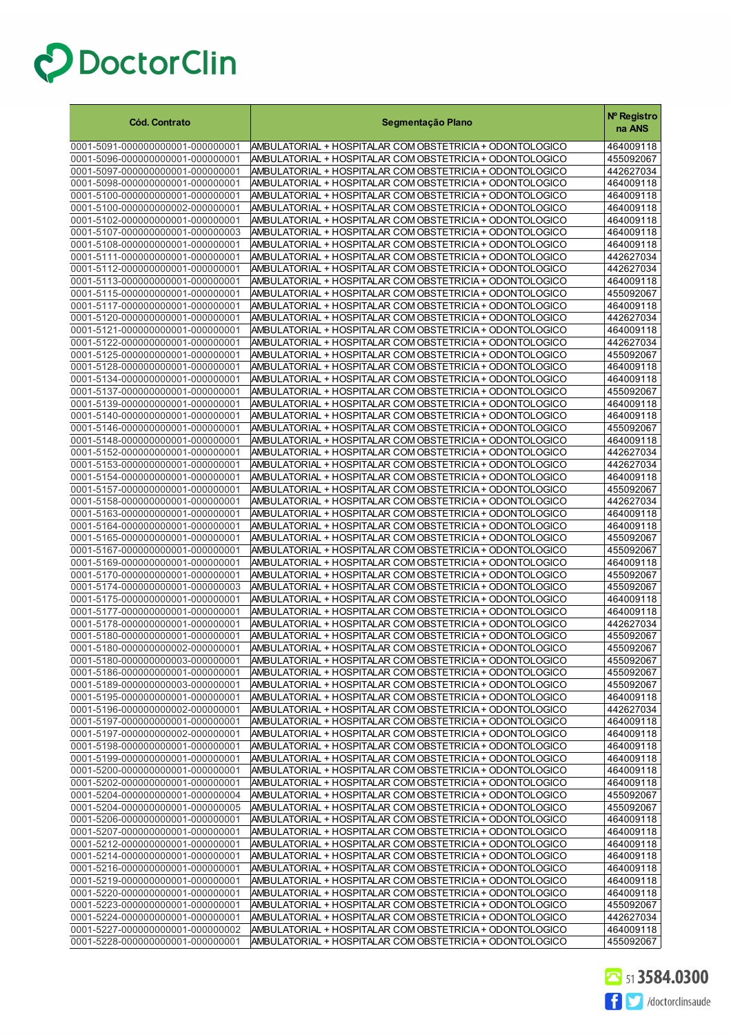# DoctorClin

| Cód. Contrato | Segmentação Plano | Nº Registro na ANS |
|---|---|---|
| 0001-5091-000000000001-000000001 | AMBULATORIAL + HOSPITALAR COM OBSTETRICIA + ODONTOLOGICO | 464009118 |
| 0001-5096-000000000001-000000001 | AMBULATORIAL + HOSPITALAR COM OBSTETRICIA + ODONTOLOGICO | 455092067 |
| 0001-5097-000000000001-000000001 | AMBULATORIAL + HOSPITALAR COM OBSTETRICIA + ODONTOLOGICO | 442627034 |
| 0001-5098-000000000001-000000001 | AMBULATORIAL + HOSPITALAR COM OBSTETRICIA + ODONTOLOGICO | 464009118 |
| 0001-5100-000000000001-000000001 | AMBULATORIAL + HOSPITALAR COM OBSTETRICIA + ODONTOLOGICO | 464009118 |
| 0001-5100-000000000002-000000001 | AMBULATORIAL + HOSPITALAR COM OBSTETRICIA + ODONTOLOGICO | 464009118 |
| 0001-5102-000000000001-000000001 | AMBULATORIAL + HOSPITALAR COM OBSTETRICIA + ODONTOLOGICO | 464009118 |
| 0001-5107-000000000001-000000003 | AMBULATORIAL + HOSPITALAR COM OBSTETRICIA + ODONTOLOGICO | 464009118 |
| 0001-5108-000000000001-000000001 | AMBULATORIAL + HOSPITALAR COM OBSTETRICIA + ODONTOLOGICO | 464009118 |
| 0001-5111-000000000001-000000001 | AMBULATORIAL + HOSPITALAR COM OBSTETRICIA + ODONTOLOGICO | 442627034 |
| 0001-5112-000000000001-000000001 | AMBULATORIAL + HOSPITALAR COM OBSTETRICIA + ODONTOLOGICO | 442627034 |
| 0001-5113-000000000001-000000001 | AMBULATORIAL + HOSPITALAR COM OBSTETRICIA + ODONTOLOGICO | 464009118 |
| 0001-5115-000000000001-000000001 | AMBULATORIAL + HOSPITALAR COM OBSTETRICIA + ODONTOLOGICO | 455092067 |
| 0001-5117-000000000001-000000001 | AMBULATORIAL + HOSPITALAR COM OBSTETRICIA + ODONTOLOGICO | 464009118 |
| 0001-5120-000000000001-000000001 | AMBULATORIAL + HOSPITALAR COM OBSTETRICIA + ODONTOLOGICO | 442627034 |
| 0001-5121-000000000001-000000001 | AMBULATORIAL + HOSPITALAR COM OBSTETRICIA + ODONTOLOGICO | 464009118 |
| 0001-5122-000000000001-000000001 | AMBULATORIAL + HOSPITALAR COM OBSTETRICIA + ODONTOLOGICO | 442627034 |
| 0001-5125-000000000001-000000001 | AMBULATORIAL + HOSPITALAR COM OBSTETRICIA + ODONTOLOGICO | 455092067 |
| 0001-5128-000000000001-000000001 | AMBULATORIAL + HOSPITALAR COM OBSTETRICIA + ODONTOLOGICO | 464009118 |
| 0001-5134-000000000001-000000001 | AMBULATORIAL + HOSPITALAR COM OBSTETRICIA + ODONTOLOGICO | 464009118 |
| 0001-5137-000000000001-000000001 | AMBULATORIAL + HOSPITALAR COM OBSTETRICIA + ODONTOLOGICO | 455092067 |
| 0001-5139-000000000001-000000001 | AMBULATORIAL + HOSPITALAR COM OBSTETRICIA + ODONTOLOGICO | 464009118 |
| 0001-5140-000000000001-000000001 | AMBULATORIAL + HOSPITALAR COM OBSTETRICIA + ODONTOLOGICO | 464009118 |
| 0001-5146-000000000001-000000001 | AMBULATORIAL + HOSPITALAR COM OBSTETRICIA + ODONTOLOGICO | 455092067 |
| 0001-5148-000000000001-000000001 | AMBULATORIAL + HOSPITALAR COM OBSTETRICIA + ODONTOLOGICO | 464009118 |
| 0001-5152-000000000001-000000001 | AMBULATORIAL + HOSPITALAR COM OBSTETRICIA + ODONTOLOGICO | 442627034 |
| 0001-5153-000000000001-000000001 | AMBULATORIAL + HOSPITALAR COM OBSTETRICIA + ODONTOLOGICO | 442627034 |
| 0001-5154-000000000001-000000001 | AMBULATORIAL + HOSPITALAR COM OBSTETRICIA + ODONTOLOGICO | 464009118 |
| 0001-5157-000000000001-000000001 | AMBULATORIAL + HOSPITALAR COM OBSTETRICIA + ODONTOLOGICO | 455092067 |
| 0001-5158-000000000001-000000001 | AMBULATORIAL + HOSPITALAR COM OBSTETRICIA + ODONTOLOGICO | 442627034 |
| 0001-5163-000000000001-000000001 | AMBULATORIAL + HOSPITALAR COM OBSTETRICIA + ODONTOLOGICO | 464009118 |
| 0001-5164-000000000001-000000001 | AMBULATORIAL + HOSPITALAR COM OBSTETRICIA + ODONTOLOGICO | 464009118 |
| 0001-5165-000000000001-000000001 | AMBULATORIAL + HOSPITALAR COM OBSTETRICIA + ODONTOLOGICO | 455092067 |
| 0001-5167-000000000001-000000001 | AMBULATORIAL + HOSPITALAR COM OBSTETRICIA + ODONTOLOGICO | 455092067 |
| 0001-5169-000000000001-000000001 | AMBULATORIAL + HOSPITALAR COM OBSTETRICIA + ODONTOLOGICO | 464009118 |
| 0001-5170-000000000001-000000001 | AMBULATORIAL + HOSPITALAR COM OBSTETRICIA + ODONTOLOGICO | 455092067 |
| 0001-5174-000000000001-000000003 | AMBULATORIAL + HOSPITALAR COM OBSTETRICIA + ODONTOLOGICO | 455092067 |
| 0001-5175-000000000001-000000001 | AMBULATORIAL + HOSPITALAR COM OBSTETRICIA + ODONTOLOGICO | 464009118 |
| 0001-5177-000000000001-000000001 | AMBULATORIAL + HOSPITALAR COM OBSTETRICIA + ODONTOLOGICO | 464009118 |
| 0001-5178-000000000001-000000001 | AMBULATORIAL + HOSPITALAR COM OBSTETRICIA + ODONTOLOGICO | 442627034 |
| 0001-5180-000000000001-000000001 | AMBULATORIAL + HOSPITALAR COM OBSTETRICIA + ODONTOLOGICO | 455092067 |
| 0001-5180-000000000002-000000001 | AMBULATORIAL + HOSPITALAR COM OBSTETRICIA + ODONTOLOGICO | 455092067 |
| 0001-5180-000000000003-000000001 | AMBULATORIAL + HOSPITALAR COM OBSTETRICIA + ODONTOLOGICO | 455092067 |
| 0001-5186-000000000001-000000001 | AMBULATORIAL + HOSPITALAR COM OBSTETRICIA + ODONTOLOGICO | 455092067 |
| 0001-5189-000000000003-000000001 | AMBULATORIAL + HOSPITALAR COM OBSTETRICIA + ODONTOLOGICO | 455092067 |
| 0001-5195-000000000001-000000001 | AMBULATORIAL + HOSPITALAR COM OBSTETRICIA + ODONTOLOGICO | 464009118 |
| 0001-5196-000000000002-000000001 | AMBULATORIAL + HOSPITALAR COM OBSTETRICIA + ODONTOLOGICO | 442627034 |
| 0001-5197-000000000001-000000001 | AMBULATORIAL + HOSPITALAR COM OBSTETRICIA + ODONTOLOGICO | 464009118 |
| 0001-5197-000000000002-000000001 | AMBULATORIAL + HOSPITALAR COM OBSTETRICIA + ODONTOLOGICO | 464009118 |
| 0001-5198-000000000001-000000001 | AMBULATORIAL + HOSPITALAR COM OBSTETRICIA + ODONTOLOGICO | 464009118 |
| 0001-5199-000000000001-000000001 | AMBULATORIAL + HOSPITALAR COM OBSTETRICIA + ODONTOLOGICO | 464009118 |
| 0001-5200-000000000001-000000001 | AMBULATORIAL + HOSPITALAR COM OBSTETRICIA + ODONTOLOGICO | 464009118 |
| 0001-5202-000000000001-000000001 | AMBULATORIAL + HOSPITALAR COM OBSTETRICIA + ODONTOLOGICO | 464009118 |
| 0001-5204-000000000001-000000004 | AMBULATORIAL + HOSPITALAR COM OBSTETRICIA + ODONTOLOGICO | 455092067 |
| 0001-5204-000000000001-000000005 | AMBULATORIAL + HOSPITALAR COM OBSTETRICIA + ODONTOLOGICO | 455092067 |
| 0001-5206-000000000001-000000001 | AMBULATORIAL + HOSPITALAR COM OBSTETRICIA + ODONTOLOGICO | 464009118 |
| 0001-5207-000000000001-000000001 | AMBULATORIAL + HOSPITALAR COM OBSTETRICIA + ODONTOLOGICO | 464009118 |
| 0001-5212-000000000001-000000001 | AMBULATORIAL + HOSPITALAR COM OBSTETRICIA + ODONTOLOGICO | 464009118 |
| 0001-5214-000000000001-000000001 | AMBULATORIAL + HOSPITALAR COM OBSTETRICIA + ODONTOLOGICO | 464009118 |
| 0001-5216-000000000001-000000001 | AMBULATORIAL + HOSPITALAR COM OBSTETRICIA + ODONTOLOGICO | 464009118 |
| 0001-5219-000000000001-000000001 | AMBULATORIAL + HOSPITALAR COM OBSTETRICIA + ODONTOLOGICO | 464009118 |
| 0001-5220-000000000001-000000001 | AMBULATORIAL + HOSPITALAR COM OBSTETRICIA + ODONTOLOGICO | 464009118 |
| 0001-5223-000000000001-000000001 | AMBULATORIAL + HOSPITALAR COM OBSTETRICIA + ODONTOLOGICO | 455092067 |
| 0001-5224-000000000001-000000001 | AMBULATORIAL + HOSPITALAR COM OBSTETRICIA + ODONTOLOGICO | 442627034 |
| 0001-5227-000000000001-000000002 | AMBULATORIAL + HOSPITALAR COM OBSTETRICIA + ODONTOLOGICO | 464009118 |
| 0001-5228-000000000001-000000001 | AMBULATORIAL + HOSPITALAR COM OBSTETRICIA + ODONTOLOGICO | 455092067 |

51 3584.0300

/doctorclinsaude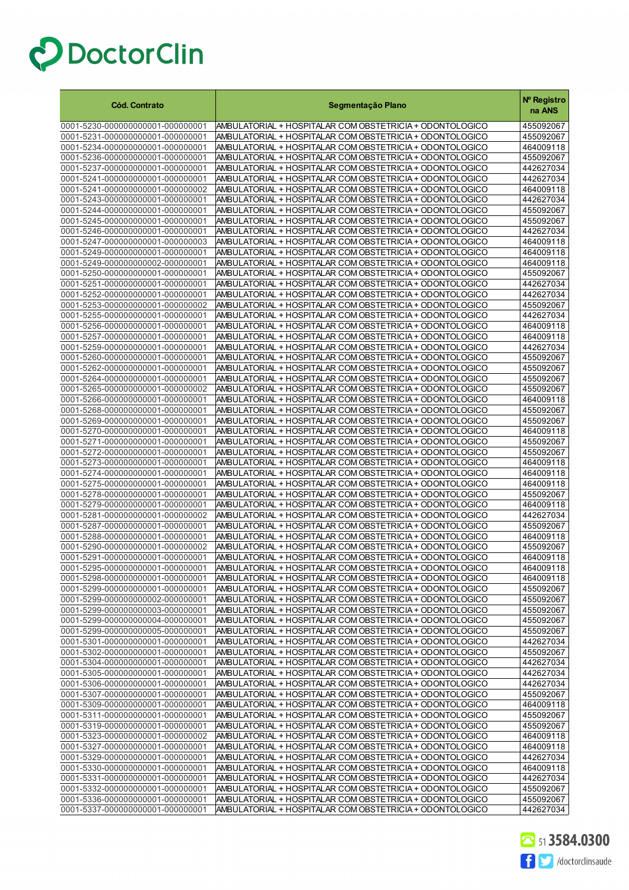DoctorClin

| Cód. Contrato | Segmentação Plano | Nº Registro na ANS |
|---|---|---|
| 0001-5230-000000000001-000000001 | AMBULATORIAL + HOSPITALAR COM OBSTETRICIA + ODONTOLOGICO | 455092067 |
| 0001-5231-000000000001-000000001 | AMBULATORIAL + HOSPITALAR COM OBSTETRICIA + ODONTOLOGICO | 455092067 |
| 0001-5234-000000000001-000000001 | AMBULATORIAL + HOSPITALAR COM OBSTETRICIA + ODONTOLOGICO | 464009118 |
| 0001-5236-000000000001-000000001 | AMBULATORIAL + HOSPITALAR COM OBSTETRICIA + ODONTOLOGICO | 455092067 |
| 0001-5237-000000000001-000000001 | AMBULATORIAL + HOSPITALAR COM OBSTETRICIA + ODONTOLOGICO | 442627034 |
| 0001-5241-000000000001-000000001 | AMBULATORIAL + HOSPITALAR COM OBSTETRICIA + ODONTOLOGICO | 442627034 |
| 0001-5241-000000000001-000000002 | AMBULATORIAL + HOSPITALAR COM OBSTETRICIA + ODONTOLOGICO | 464009118 |
| 0001-5243-000000000001-000000001 | AMBULATORIAL + HOSPITALAR COM OBSTETRICIA + ODONTOLOGICO | 442627034 |
| 0001-5244-000000000001-000000001 | AMBULATORIAL + HOSPITALAR COM OBSTETRICIA + ODONTOLOGICO | 455092067 |
| 0001-5245-000000000001-000000001 | AMBULATORIAL + HOSPITALAR COM OBSTETRICIA + ODONTOLOGICO | 455092067 |
| 0001-5246-000000000001-000000001 | AMBULATORIAL + HOSPITALAR COM OBSTETRICIA + ODONTOLOGICO | 442627034 |
| 0001-5247-000000000001-000000003 | AMBULATORIAL + HOSPITALAR COM OBSTETRICIA + ODONTOLOGICO | 464009118 |
| 0001-5249-000000000001-000000001 | AMBULATORIAL + HOSPITALAR COM OBSTETRICIA + ODONTOLOGICO | 464009118 |
| 0001-5249-000000000002-000000001 | AMBULATORIAL + HOSPITALAR COM OBSTETRICIA + ODONTOLOGICO | 464009118 |
| 0001-5250-000000000001-000000001 | AMBULATORIAL + HOSPITALAR COM OBSTETRICIA + ODONTOLOGICO | 455092067 |
| 0001-5251-000000000001-000000001 | AMBULATORIAL + HOSPITALAR COM OBSTETRICIA + ODONTOLOGICO | 442627034 |
| 0001-5252-000000000001-000000001 | AMBULATORIAL + HOSPITALAR COM OBSTETRICIA + ODONTOLOGICO | 442627034 |
| 0001-5253-000000000001-000000002 | AMBULATORIAL + HOSPITALAR COM OBSTETRICIA + ODONTOLOGICO | 455092067 |
| 0001-5255-000000000001-000000001 | AMBULATORIAL + HOSPITALAR COM OBSTETRICIA + ODONTOLOGICO | 442627034 |
| 0001-5256-000000000001-000000001 | AMBULATORIAL + HOSPITALAR COM OBSTETRICIA + ODONTOLOGICO | 464009118 |
| 0001-5257-000000000001-000000001 | AMBULATORIAL + HOSPITALAR COM OBSTETRICIA + ODONTOLOGICO | 464009118 |
| 0001-5259-000000000001-000000001 | AMBULATORIAL + HOSPITALAR COM OBSTETRICIA + ODONTOLOGICO | 442627034 |
| 0001-5260-000000000001-000000001 | AMBULATORIAL + HOSPITALAR COM OBSTETRICIA + ODONTOLOGICO | 455092067 |
| 0001-5262-000000000001-000000001 | AMBULATORIAL + HOSPITALAR COM OBSTETRICIA + ODONTOLOGICO | 455092067 |
| 0001-5264-000000000001-000000001 | AMBULATORIAL + HOSPITALAR COM OBSTETRICIA + ODONTOLOGICO | 455092067 |
| 0001-5265-000000000001-000000002 | AMBULATORIAL + HOSPITALAR COM OBSTETRICIA + ODONTOLOGICO | 455092067 |
| 0001-5266-000000000001-000000001 | AMBULATORIAL + HOSPITALAR COM OBSTETRICIA + ODONTOLOGICO | 464009118 |
| 0001-5268-000000000001-000000001 | AMBULATORIAL + HOSPITALAR COM OBSTETRICIA + ODONTOLOGICO | 455092067 |
| 0001-5269-000000000001-000000001 | AMBULATORIAL + HOSPITALAR COM OBSTETRICIA + ODONTOLOGICO | 455092067 |
| 0001-5270-000000000001-000000001 | AMBULATORIAL + HOSPITALAR COM OBSTETRICIA + ODONTOLOGICO | 464009118 |
| 0001-5271-000000000001-000000001 | AMBULATORIAL + HOSPITALAR COM OBSTETRICIA + ODONTOLOGICO | 455092067 |
| 0001-5272-000000000001-000000001 | AMBULATORIAL + HOSPITALAR COM OBSTETRICIA + ODONTOLOGICO | 455092067 |
| 0001-5273-000000000001-000000001 | AMBULATORIAL + HOSPITALAR COM OBSTETRICIA + ODONTOLOGICO | 464009118 |
| 0001-5274-000000000001-000000001 | AMBULATORIAL + HOSPITALAR COM OBSTETRICIA + ODONTOLOGICO | 464009118 |
| 0001-5275-000000000001-000000001 | AMBULATORIAL + HOSPITALAR COM OBSTETRICIA + ODONTOLOGICO | 464009118 |
| 0001-5278-000000000001-000000001 | AMBULATORIAL + HOSPITALAR COM OBSTETRICIA + ODONTOLOGICO | 455092067 |
| 0001-5279-000000000001-000000001 | AMBULATORIAL + HOSPITALAR COM OBSTETRICIA + ODONTOLOGICO | 464009118 |
| 0001-5281-000000000001-000000002 | AMBULATORIAL + HOSPITALAR COM OBSTETRICIA + ODONTOLOGICO | 442627034 |
| 0001-5287-000000000001-000000001 | AMBULATORIAL + HOSPITALAR COM OBSTETRICIA + ODONTOLOGICO | 455092067 |
| 0001-5288-000000000001-000000001 | AMBULATORIAL + HOSPITALAR COM OBSTETRICIA + ODONTOLOGICO | 464009118 |
| 0001-5290-000000000001-000000002 | AMBULATORIAL + HOSPITALAR COM OBSTETRICIA + ODONTOLOGICO | 455092067 |
| 0001-5291-000000000001-000000001 | AMBULATORIAL + HOSPITALAR COM OBSTETRICIA + ODONTOLOGICO | 464009118 |
| 0001-5295-000000000001-000000001 | AMBULATORIAL + HOSPITALAR COM OBSTETRICIA + ODONTOLOGICO | 464009118 |
| 0001-5298-000000000001-000000001 | AMBULATORIAL + HOSPITALAR COM OBSTETRICIA + ODONTOLOGICO | 464009118 |
| 0001-5299-000000000001-000000001 | AMBULATORIAL + HOSPITALAR COM OBSTETRICIA + ODONTOLOGICO | 455092067 |
| 0001-5299-000000000002-000000001 | AMBULATORIAL + HOSPITALAR COM OBSTETRICIA + ODONTOLOGICO | 455092067 |
| 0001-5299-000000000003-000000001 | AMBULATORIAL + HOSPITALAR COM OBSTETRICIA + ODONTOLOGICO | 455092067 |
| 0001-5299-000000000004-000000001 | AMBULATORIAL + HOSPITALAR COM OBSTETRICIA + ODONTOLOGICO | 455092067 |
| 0001-5299-000000000005-000000001 | AMBULATORIAL + HOSPITALAR COM OBSTETRICIA + ODONTOLOGICO | 455092067 |
| 0001-5301-000000000001-000000001 | AMBULATORIAL + HOSPITALAR COM OBSTETRICIA + ODONTOLOGICO | 442627034 |
| 0001-5302-000000000001-000000001 | AMBULATORIAL + HOSPITALAR COM OBSTETRICIA + ODONTOLOGICO | 455092067 |
| 0001-5304-000000000001-000000001 | AMBULATORIAL + HOSPITALAR COM OBSTETRICIA + ODONTOLOGICO | 442627034 |
| 0001-5305-000000000001-000000001 | AMBULATORIAL + HOSPITALAR COM OBSTETRICIA + ODONTOLOGICO | 442627034 |
| 0001-5306-000000000001-000000001 | AMBULATORIAL + HOSPITALAR COM OBSTETRICIA + ODONTOLOGICO | 442627034 |
| 0001-5307-000000000001-000000001 | AMBULATORIAL + HOSPITALAR COM OBSTETRICIA + ODONTOLOGICO | 455092067 |
| 0001-5309-000000000001-000000001 | AMBULATORIAL + HOSPITALAR COM OBSTETRICIA + ODONTOLOGICO | 464009118 |
| 0001-5311-000000000001-000000001 | AMBULATORIAL + HOSPITALAR COM OBSTETRICIA + ODONTOLOGICO | 455092067 |
| 0001-5319-000000000001-000000001 | AMBULATORIAL + HOSPITALAR COM OBSTETRICIA + ODONTOLOGICO | 455092067 |
| 0001-5323-000000000001-000000002 | AMBULATORIAL + HOSPITALAR COM OBSTETRICIA + ODONTOLOGICO | 464009118 |
| 0001-5327-000000000001-000000001 | AMBULATORIAL + HOSPITALAR COM OBSTETRICIA + ODONTOLOGICO | 464009118 |
| 0001-5329-000000000001-000000001 | AMBULATORIAL + HOSPITALAR COM OBSTETRICIA + ODONTOLOGICO | 442627034 |
| 0001-5330-000000000001-000000001 | AMBULATORIAL + HOSPITALAR COM OBSTETRICIA + ODONTOLOGICO | 464009118 |
| 0001-5331-000000000001-000000001 | AMBULATORIAL + HOSPITALAR COM OBSTETRICIA + ODONTOLOGICO | 442627034 |
| 0001-5332-000000000001-000000001 | AMBULATORIAL + HOSPITALAR COM OBSTETRICIA + ODONTOLOGICO | 455092067 |
| 0001-5336-000000000001-000000001 | AMBULATORIAL + HOSPITALAR COM OBSTETRICIA + ODONTOLOGICO | 455092067 |
| 0001-5337-000000000001-000000001 | AMBULATORIAL + HOSPITALAR COM OBSTETRICIA + ODONTOLOGICO | 442627034 |

51 3584.0300

/doctorclinsaude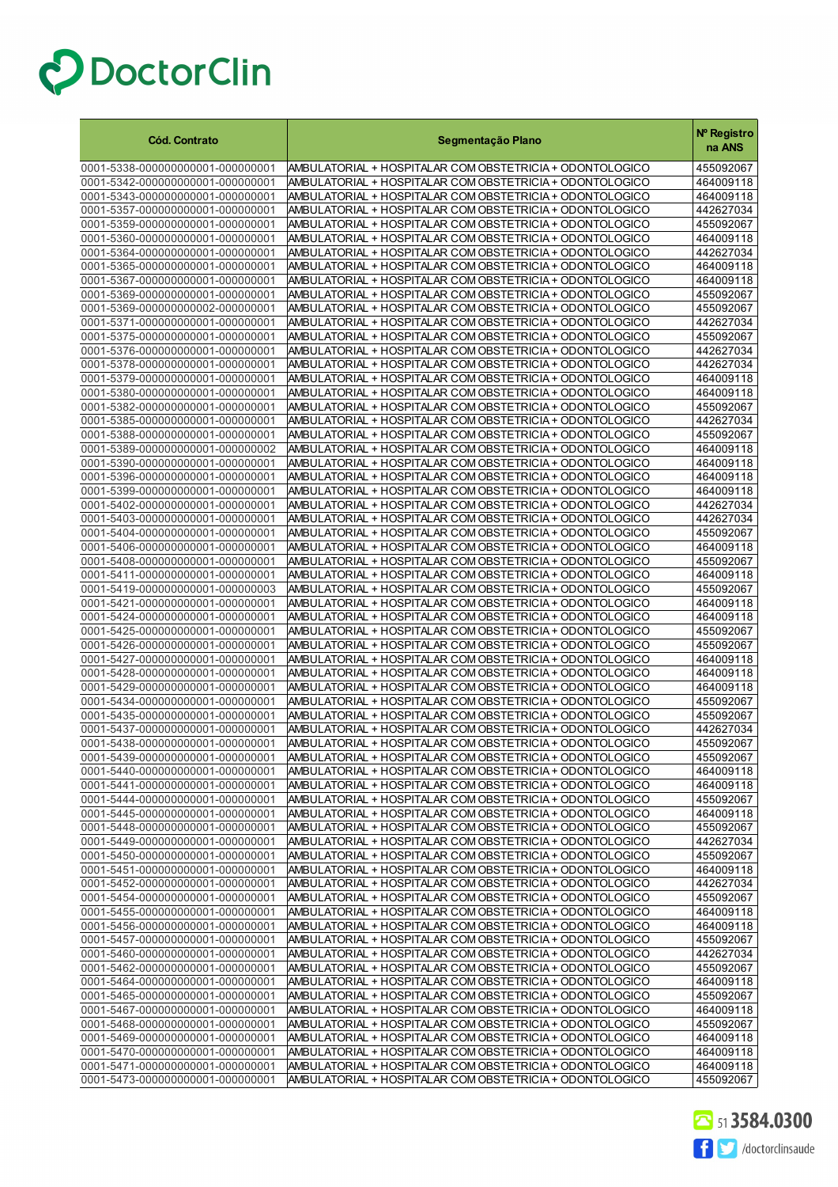# DoctorClin

| Cód. Contrato | Segmentação Plano | Nº Registro na ANS |
|---|---|---|
| 0001-5338-000000000001-000000001 | AMBULATORIAL + HOSPITALAR COM OBSTETRICIA + ODONTOLOGICO | 455092067 |
| 0001-5342-000000000001-000000001 | AMBULATORIAL + HOSPITALAR COM OBSTETRICIA + ODONTOLOGICO | 464009118 |
| 0001-5343-000000000001-000000001 | AMBULATORIAL + HOSPITALAR COM OBSTETRICIA + ODONTOLOGICO | 464009118 |
| 0001-5357-000000000001-000000001 | AMBULATORIAL + HOSPITALAR COM OBSTETRICIA + ODONTOLOGICO | 442627034 |
| 0001-5359-000000000001-000000001 | AMBULATORIAL + HOSPITALAR COM OBSTETRICIA + ODONTOLOGICO | 455092067 |
| 0001-5360-000000000001-000000001 | AMBULATORIAL + HOSPITALAR COM OBSTETRICIA + ODONTOLOGICO | 464009118 |
| 0001-5364-000000000001-000000001 | AMBULATORIAL + HOSPITALAR COM OBSTETRICIA + ODONTOLOGICO | 442627034 |
| 0001-5365-000000000001-000000001 | AMBULATORIAL + HOSPITALAR COM OBSTETRICIA + ODONTOLOGICO | 464009118 |
| 0001-5367-000000000001-000000001 | AMBULATORIAL + HOSPITALAR COM OBSTETRICIA + ODONTOLOGICO | 464009118 |
| 0001-5369-000000000001-000000001 | AMBULATORIAL + HOSPITALAR COM OBSTETRICIA + ODONTOLOGICO | 455092067 |
| 0001-5369-000000000002-000000001 | AMBULATORIAL + HOSPITALAR COM OBSTETRICIA + ODONTOLOGICO | 455092067 |
| 0001-5371-000000000001-000000001 | AMBULATORIAL + HOSPITALAR COM OBSTETRICIA + ODONTOLOGICO | 442627034 |
| 0001-5375-000000000001-000000001 | AMBULATORIAL + HOSPITALAR COM OBSTETRICIA + ODONTOLOGICO | 455092067 |
| 0001-5376-000000000001-000000001 | AMBULATORIAL + HOSPITALAR COM OBSTETRICIA + ODONTOLOGICO | 442627034 |
| 0001-5378-000000000001-000000001 | AMBULATORIAL + HOSPITALAR COM OBSTETRICIA + ODONTOLOGICO | 442627034 |
| 0001-5379-000000000001-000000001 | AMBULATORIAL + HOSPITALAR COM OBSTETRICIA + ODONTOLOGICO | 464009118 |
| 0001-5380-000000000001-000000001 | AMBULATORIAL + HOSPITALAR COM OBSTETRICIA + ODONTOLOGICO | 464009118 |
| 0001-5382-000000000001-000000001 | AMBULATORIAL + HOSPITALAR COM OBSTETRICIA + ODONTOLOGICO | 455092067 |
| 0001-5385-000000000001-000000001 | AMBULATORIAL + HOSPITALAR COM OBSTETRICIA + ODONTOLOGICO | 442627034 |
| 0001-5388-000000000001-000000001 | AMBULATORIAL + HOSPITALAR COM OBSTETRICIA + ODONTOLOGICO | 455092067 |
| 0001-5389-000000000001-000000002 | AMBULATORIAL + HOSPITALAR COM OBSTETRICIA + ODONTOLOGICO | 464009118 |
| 0001-5390-000000000001-000000001 | AMBULATORIAL + HOSPITALAR COM OBSTETRICIA + ODONTOLOGICO | 464009118 |
| 0001-5396-000000000001-000000001 | AMBULATORIAL + HOSPITALAR COM OBSTETRICIA + ODONTOLOGICO | 464009118 |
| 0001-5399-000000000001-000000001 | AMBULATORIAL + HOSPITALAR COM OBSTETRICIA + ODONTOLOGICO | 464009118 |
| 0001-5402-000000000001-000000001 | AMBULATORIAL + HOSPITALAR COM OBSTETRICIA + ODONTOLOGICO | 442627034 |
| 0001-5403-000000000001-000000001 | AMBULATORIAL + HOSPITALAR COM OBSTETRICIA + ODONTOLOGICO | 442627034 |
| 0001-5404-000000000001-000000001 | AMBULATORIAL + HOSPITALAR COM OBSTETRICIA + ODONTOLOGICO | 455092067 |
| 0001-5406-000000000001-000000001 | AMBULATORIAL + HOSPITALAR COM OBSTETRICIA + ODONTOLOGICO | 464009118 |
| 0001-5408-000000000001-000000001 | AMBULATORIAL + HOSPITALAR COM OBSTETRICIA + ODONTOLOGICO | 455092067 |
| 0001-5411-000000000001-000000001 | AMBULATORIAL + HOSPITALAR COM OBSTETRICIA + ODONTOLOGICO | 464009118 |
| 0001-5419-000000000001-000000003 | AMBULATORIAL + HOSPITALAR COM OBSTETRICIA + ODONTOLOGICO | 455092067 |
| 0001-5421-000000000001-000000001 | AMBULATORIAL + HOSPITALAR COM OBSTETRICIA + ODONTOLOGICO | 464009118 |
| 0001-5424-000000000001-000000001 | AMBULATORIAL + HOSPITALAR COM OBSTETRICIA + ODONTOLOGICO | 464009118 |
| 0001-5425-000000000001-000000001 | AMBULATORIAL + HOSPITALAR COM OBSTETRICIA + ODONTOLOGICO | 455092067 |
| 0001-5426-000000000001-000000001 | AMBULATORIAL + HOSPITALAR COM OBSTETRICIA + ODONTOLOGICO | 455092067 |
| 0001-5427-000000000001-000000001 | AMBULATORIAL + HOSPITALAR COM OBSTETRICIA + ODONTOLOGICO | 464009118 |
| 0001-5428-000000000001-000000001 | AMBULATORIAL + HOSPITALAR COM OBSTETRICIA + ODONTOLOGICO | 464009118 |
| 0001-5429-000000000001-000000001 | AMBULATORIAL + HOSPITALAR COM OBSTETRICIA + ODONTOLOGICO | 464009118 |
| 0001-5434-000000000001-000000001 | AMBULATORIAL + HOSPITALAR COM OBSTETRICIA + ODONTOLOGICO | 455092067 |
| 0001-5435-000000000001-000000001 | AMBULATORIAL + HOSPITALAR COM OBSTETRICIA + ODONTOLOGICO | 455092067 |
| 0001-5437-000000000001-000000001 | AMBULATORIAL + HOSPITALAR COM OBSTETRICIA + ODONTOLOGICO | 442627034 |
| 0001-5438-000000000001-000000001 | AMBULATORIAL + HOSPITALAR COM OBSTETRICIA + ODONTOLOGICO | 455092067 |
| 0001-5439-000000000001-000000001 | AMBULATORIAL + HOSPITALAR COM OBSTETRICIA + ODONTOLOGICO | 455092067 |
| 0001-5440-000000000001-000000001 | AMBULATORIAL + HOSPITALAR COM OBSTETRICIA + ODONTOLOGICO | 464009118 |
| 0001-5441-000000000001-000000001 | AMBULATORIAL + HOSPITALAR COM OBSTETRICIA + ODONTOLOGICO | 464009118 |
| 0001-5444-000000000001-000000001 | AMBULATORIAL + HOSPITALAR COM OBSTETRICIA + ODONTOLOGICO | 455092067 |
| 0001-5445-000000000001-000000001 | AMBULATORIAL + HOSPITALAR COM OBSTETRICIA + ODONTOLOGICO | 464009118 |
| 0001-5448-000000000001-000000001 | AMBULATORIAL + HOSPITALAR COM OBSTETRICIA + ODONTOLOGICO | 455092067 |
| 0001-5449-000000000001-000000001 | AMBULATORIAL + HOSPITALAR COM OBSTETRICIA + ODONTOLOGICO | 442627034 |
| 0001-5450-000000000001-000000001 | AMBULATORIAL + HOSPITALAR COM OBSTETRICIA + ODONTOLOGICO | 455092067 |
| 0001-5451-000000000001-000000001 | AMBULATORIAL + HOSPITALAR COM OBSTETRICIA + ODONTOLOGICO | 464009118 |
| 0001-5452-000000000001-000000001 | AMBULATORIAL + HOSPITALAR COM OBSTETRICIA + ODONTOLOGICO | 442627034 |
| 0001-5454-000000000001-000000001 | AMBULATORIAL + HOSPITALAR COM OBSTETRICIA + ODONTOLOGICO | 455092067 |
| 0001-5455-000000000001-000000001 | AMBULATORIAL + HOSPITALAR COM OBSTETRICIA + ODONTOLOGICO | 464009118 |
| 0001-5456-000000000001-000000001 | AMBULATORIAL + HOSPITALAR COM OBSTETRICIA + ODONTOLOGICO | 464009118 |
| 0001-5457-000000000001-000000001 | AMBULATORIAL + HOSPITALAR COM OBSTETRICIA + ODONTOLOGICO | 455092067 |
| 0001-5460-000000000001-000000001 | AMBULATORIAL + HOSPITALAR COM OBSTETRICIA + ODONTOLOGICO | 442627034 |
| 0001-5462-000000000001-000000001 | AMBULATORIAL + HOSPITALAR COM OBSTETRICIA + ODONTOLOGICO | 455092067 |
| 0001-5464-000000000001-000000001 | AMBULATORIAL + HOSPITALAR COM OBSTETRICIA + ODONTOLOGICO | 464009118 |
| 0001-5465-000000000001-000000001 | AMBULATORIAL + HOSPITALAR COM OBSTETRICIA + ODONTOLOGICO | 455092067 |
| 0001-5467-000000000001-000000001 | AMBULATORIAL + HOSPITALAR COM OBSTETRICIA + ODONTOLOGICO | 464009118 |
| 0001-5468-000000000001-000000001 | AMBULATORIAL + HOSPITALAR COM OBSTETRICIA + ODONTOLOGICO | 455092067 |
| 0001-5469-000000000001-000000001 | AMBULATORIAL + HOSPITALAR COM OBSTETRICIA + ODONTOLOGICO | 464009118 |
| 0001-5470-000000000001-000000001 | AMBULATORIAL + HOSPITALAR COM OBSTETRICIA + ODONTOLOGICO | 464009118 |
| 0001-5471-000000000001-000000001 | AMBULATORIAL + HOSPITALAR COM OBSTETRICIA + ODONTOLOGICO | 464009118 |
| 0001-5473-000000000001-000000001 | AMBULATORIAL + HOSPITALAR COM OBSTETRICIA + ODONTOLOGICO | 455092067 |

51 3584.0300

/doctorclinsaude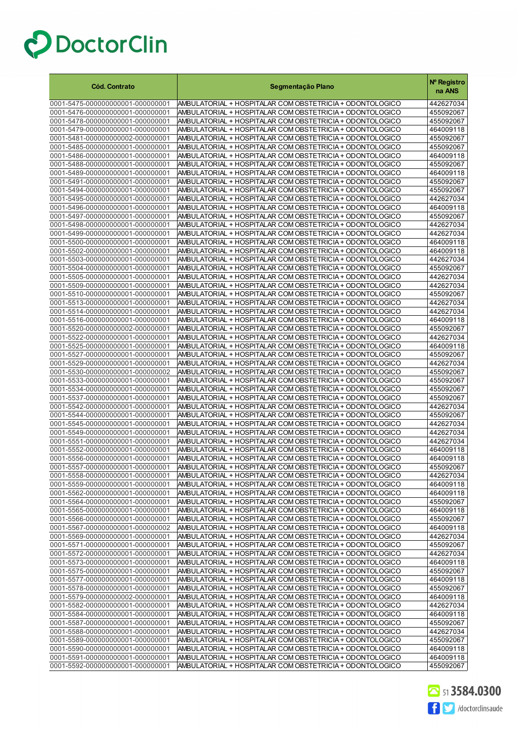# DoctorClin

| Cód. Contrato | Segmentação Plano | Nº Registro na ANS |
|---|---|---|
| 0001-5475-000000000001-000000001 | AMBULATORIAL + HOSPITALAR COM OBSTETRICIA + ODONTOLOGICO | 442627034 |
| 0001-5476-000000000001-000000001 | AMBULATORIAL + HOSPITALAR COM OBSTETRICIA + ODONTOLOGICO | 455092067 |
| 0001-5478-000000000001-000000001 | AMBULATORIAL + HOSPITALAR COM OBSTETRICIA + ODONTOLOGICO | 455092067 |
| 0001-5479-000000000001-000000001 | AMBULATORIAL + HOSPITALAR COM OBSTETRICIA + ODONTOLOGICO | 464009118 |
| 0001-5481-000000000002-000000001 | AMBULATORIAL + HOSPITALAR COM OBSTETRICIA + ODONTOLOGICO | 455092067 |
| 0001-5485-000000000001-000000001 | AMBULATORIAL + HOSPITALAR COM OBSTETRICIA + ODONTOLOGICO | 455092067 |
| 0001-5486-000000000001-000000001 | AMBULATORIAL + HOSPITALAR COM OBSTETRICIA + ODONTOLOGICO | 464009118 |
| 0001-5488-000000000001-000000001 | AMBULATORIAL + HOSPITALAR COM OBSTETRICIA + ODONTOLOGICO | 455092067 |
| 0001-5489-000000000001-000000001 | AMBULATORIAL + HOSPITALAR COM OBSTETRICIA + ODONTOLOGICO | 464009118 |
| 0001-5491-000000000001-000000001 | AMBULATORIAL + HOSPITALAR COM OBSTETRICIA + ODONTOLOGICO | 455092067 |
| 0001-5494-000000000001-000000001 | AMBULATORIAL + HOSPITALAR COM OBSTETRICIA + ODONTOLOGICO | 455092067 |
| 0001-5495-000000000001-000000001 | AMBULATORIAL + HOSPITALAR COM OBSTETRICIA + ODONTOLOGICO | 442627034 |
| 0001-5496-000000000001-000000001 | AMBULATORIAL + HOSPITALAR COM OBSTETRICIA + ODONTOLOGICO | 464009118 |
| 0001-5497-000000000001-000000001 | AMBULATORIAL + HOSPITALAR COM OBSTETRICIA + ODONTOLOGICO | 455092067 |
| 0001-5498-000000000001-000000001 | AMBULATORIAL + HOSPITALAR COM OBSTETRICIA + ODONTOLOGICO | 442627034 |
| 0001-5499-000000000001-000000001 | AMBULATORIAL + HOSPITALAR COM OBSTETRICIA + ODONTOLOGICO | 442627034 |
| 0001-5500-000000000001-000000001 | AMBULATORIAL + HOSPITALAR COM OBSTETRICIA + ODONTOLOGICO | 464009118 |
| 0001-5502-000000000001-000000001 | AMBULATORIAL + HOSPITALAR COM OBSTETRICIA + ODONTOLOGICO | 464009118 |
| 0001-5503-000000000001-000000001 | AMBULATORIAL + HOSPITALAR COM OBSTETRICIA + ODONTOLOGICO | 442627034 |
| 0001-5504-000000000001-000000001 | AMBULATORIAL + HOSPITALAR COM OBSTETRICIA + ODONTOLOGICO | 455092067 |
| 0001-5505-000000000001-000000001 | AMBULATORIAL + HOSPITALAR COM OBSTETRICIA + ODONTOLOGICO | 442627034 |
| 0001-5509-000000000001-000000001 | AMBULATORIAL + HOSPITALAR COM OBSTETRICIA + ODONTOLOGICO | 442627034 |
| 0001-5510-000000000001-000000001 | AMBULATORIAL + HOSPITALAR COM OBSTETRICIA + ODONTOLOGICO | 455092067 |
| 0001-5513-000000000001-000000001 | AMBULATORIAL + HOSPITALAR COM OBSTETRICIA + ODONTOLOGICO | 442627034 |
| 0001-5514-000000000001-000000001 | AMBULATORIAL + HOSPITALAR COM OBSTETRICIA + ODONTOLOGICO | 442627034 |
| 0001-5516-000000000001-000000001 | AMBULATORIAL + HOSPITALAR COM OBSTETRICIA + ODONTOLOGICO | 464009118 |
| 0001-5520-000000000002-000000001 | AMBULATORIAL + HOSPITALAR COM OBSTETRICIA + ODONTOLOGICO | 455092067 |
| 0001-5522-000000000001-000000001 | AMBULATORIAL + HOSPITALAR COM OBSTETRICIA + ODONTOLOGICO | 442627034 |
| 0001-5525-000000000001-000000001 | AMBULATORIAL + HOSPITALAR COM OBSTETRICIA + ODONTOLOGICO | 464009118 |
| 0001-5527-000000000001-000000001 | AMBULATORIAL + HOSPITALAR COM OBSTETRICIA + ODONTOLOGICO | 455092067 |
| 0001-5529-000000000001-000000001 | AMBULATORIAL + HOSPITALAR COM OBSTETRICIA + ODONTOLOGICO | 442627034 |
| 0001-5530-000000000001-000000002 | AMBULATORIAL + HOSPITALAR COM OBSTETRICIA + ODONTOLOGICO | 455092067 |
| 0001-5533-000000000001-000000001 | AMBULATORIAL + HOSPITALAR COM OBSTETRICIA + ODONTOLOGICO | 455092067 |
| 0001-5534-000000000001-000000001 | AMBULATORIAL + HOSPITALAR COM OBSTETRICIA + ODONTOLOGICO | 455092067 |
| 0001-5537-000000000001-000000001 | AMBULATORIAL + HOSPITALAR COM OBSTETRICIA + ODONTOLOGICO | 455092067 |
| 0001-5542-000000000001-000000001 | AMBULATORIAL + HOSPITALAR COM OBSTETRICIA + ODONTOLOGICO | 442627034 |
| 0001-5544-000000000001-000000001 | AMBULATORIAL + HOSPITALAR COM OBSTETRICIA + ODONTOLOGICO | 455092067 |
| 0001-5545-000000000001-000000001 | AMBULATORIAL + HOSPITALAR COM OBSTETRICIA + ODONTOLOGICO | 442627034 |
| 0001-5549-000000000001-000000001 | AMBULATORIAL + HOSPITALAR COM OBSTETRICIA + ODONTOLOGICO | 442627034 |
| 0001-5551-000000000001-000000001 | AMBULATORIAL + HOSPITALAR COM OBSTETRICIA + ODONTOLOGICO | 442627034 |
| 0001-5552-000000000001-000000001 | AMBULATORIAL + HOSPITALAR COM OBSTETRICIA + ODONTOLOGICO | 464009118 |
| 0001-5556-000000000001-000000001 | AMBULATORIAL + HOSPITALAR COM OBSTETRICIA + ODONTOLOGICO | 464009118 |
| 0001-5557-000000000001-000000001 | AMBULATORIAL + HOSPITALAR COM OBSTETRICIA + ODONTOLOGICO | 455092067 |
| 0001-5558-000000000001-000000001 | AMBULATORIAL + HOSPITALAR COM OBSTETRICIA + ODONTOLOGICO | 442627034 |
| 0001-5559-000000000001-000000001 | AMBULATORIAL + HOSPITALAR COM OBSTETRICIA + ODONTOLOGICO | 464009118 |
| 0001-5562-000000000001-000000001 | AMBULATORIAL + HOSPITALAR COM OBSTETRICIA + ODONTOLOGICO | 464009118 |
| 0001-5564-000000000001-000000001 | AMBULATORIAL + HOSPITALAR COM OBSTETRICIA + ODONTOLOGICO | 455092067 |
| 0001-5565-000000000001-000000001 | AMBULATORIAL + HOSPITALAR COM OBSTETRICIA + ODONTOLOGICO | 464009118 |
| 0001-5566-000000000001-000000001 | AMBULATORIAL + HOSPITALAR COM OBSTETRICIA + ODONTOLOGICO | 455092067 |
| 0001-5567-000000000001-000000002 | AMBULATORIAL + HOSPITALAR COM OBSTETRICIA + ODONTOLOGICO | 464009118 |
| 0001-5569-000000000001-000000001 | AMBULATORIAL + HOSPITALAR COM OBSTETRICIA + ODONTOLOGICO | 442627034 |
| 0001-5571-000000000001-000000001 | AMBULATORIAL + HOSPITALAR COM OBSTETRICIA + ODONTOLOGICO | 455092067 |
| 0001-5572-000000000001-000000001 | AMBULATORIAL + HOSPITALAR COM OBSTETRICIA + ODONTOLOGICO | 442627034 |
| 0001-5573-000000000001-000000001 | AMBULATORIAL + HOSPITALAR COM OBSTETRICIA + ODONTOLOGICO | 464009118 |
| 0001-5575-000000000001-000000001 | AMBULATORIAL + HOSPITALAR COM OBSTETRICIA + ODONTOLOGICO | 455092067 |
| 0001-5577-000000000001-000000001 | AMBULATORIAL + HOSPITALAR COM OBSTETRICIA + ODONTOLOGICO | 464009118 |
| 0001-5578-000000000001-000000001 | AMBULATORIAL + HOSPITALAR COM OBSTETRICIA + ODONTOLOGICO | 455092067 |
| 0001-5579-000000000002-000000001 | AMBULATORIAL + HOSPITALAR COM OBSTETRICIA + ODONTOLOGICO | 464009118 |
| 0001-5582-000000000001-000000001 | AMBULATORIAL + HOSPITALAR COM OBSTETRICIA + ODONTOLOGICO | 442627034 |
| 0001-5584-000000000001-000000001 | AMBULATORIAL + HOSPITALAR COM OBSTETRICIA + ODONTOLOGICO | 464009118 |
| 0001-5587-000000000001-000000001 | AMBULATORIAL + HOSPITALAR COM OBSTETRICIA + ODONTOLOGICO | 455092067 |
| 0001-5588-000000000001-000000001 | AMBULATORIAL + HOSPITALAR COM OBSTETRICIA + ODONTOLOGICO | 442627034 |
| 0001-5589-000000000001-000000001 | AMBULATORIAL + HOSPITALAR COM OBSTETRICIA + ODONTOLOGICO | 455092067 |
| 0001-5590-000000000001-000000001 | AMBULATORIAL + HOSPITALAR COM OBSTETRICIA + ODONTOLOGICO | 464009118 |
| 0001-5591-000000000001-000000001 | AMBULATORIAL + HOSPITALAR COM OBSTETRICIA + ODONTOLOGICO | 464009118 |
| 0001-5592-000000000001-000000001 | AMBULATORIAL + HOSPITALAR COM OBSTETRICIA + ODONTOLOGICO | 455092067 |

51 3584.0300

/doctorclinsaude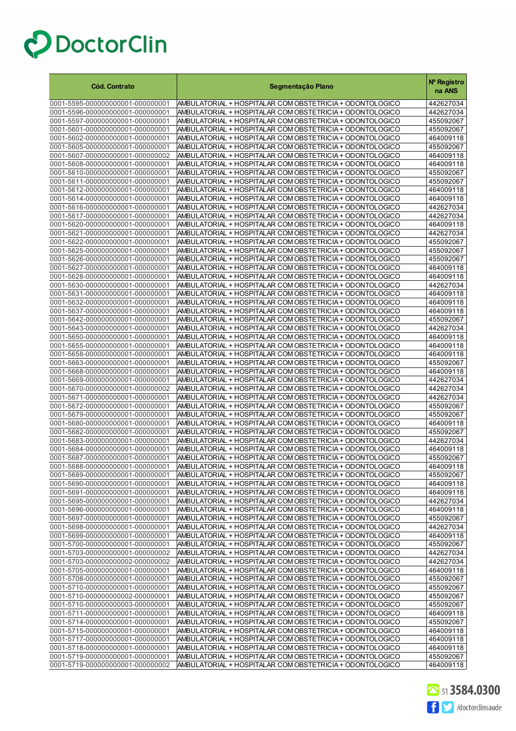DoctorClin

| Cód. Contrato | Segmentação Plano | Nº Registro na ANS |
|---|---|---|
| 0001-5595-000000000001-000000001 | AMBULATORIAL + HOSPITALAR COM OBSTETRICIA + ODONTOLOGICO | 442627034 |
| 0001-5596-000000000001-000000001 | AMBULATORIAL + HOSPITALAR COM OBSTETRICIA + ODONTOLOGICO | 442627034 |
| 0001-5597-000000000001-000000001 | AMBULATORIAL + HOSPITALAR COM OBSTETRICIA + ODONTOLOGICO | 455092067 |
| 0001-5601-000000000001-000000001 | AMBULATORIAL + HOSPITALAR COM OBSTETRICIA + ODONTOLOGICO | 455092067 |
| 0001-5602-000000000001-000000001 | AMBULATORIAL + HOSPITALAR COM OBSTETRICIA + ODONTOLOGICO | 464009118 |
| 0001-5605-000000000001-000000001 | AMBULATORIAL + HOSPITALAR COM OBSTETRICIA + ODONTOLOGICO | 455092067 |
| 0001-5607-000000000001-000000002 | AMBULATORIAL + HOSPITALAR COM OBSTETRICIA + ODONTOLOGICO | 464009118 |
| 0001-5608-000000000001-000000001 | AMBULATORIAL + HOSPITALAR COM OBSTETRICIA + ODONTOLOGICO | 464009118 |
| 0001-5610-000000000001-000000001 | AMBULATORIAL + HOSPITALAR COM OBSTETRICIA + ODONTOLOGICO | 455092067 |
| 0001-5611-000000000001-000000001 | AMBULATORIAL + HOSPITALAR COM OBSTETRICIA + ODONTOLOGICO | 455092067 |
| 0001-5612-000000000001-000000001 | AMBULATORIAL + HOSPITALAR COM OBSTETRICIA + ODONTOLOGICO | 464009118 |
| 0001-5614-000000000001-000000001 | AMBULATORIAL + HOSPITALAR COM OBSTETRICIA + ODONTOLOGICO | 464009118 |
| 0001-5616-000000000001-000000001 | AMBULATORIAL + HOSPITALAR COM OBSTETRICIA + ODONTOLOGICO | 442627034 |
| 0001-5617-000000000001-000000001 | AMBULATORIAL + HOSPITALAR COM OBSTETRICIA + ODONTOLOGICO | 442627034 |
| 0001-5620-000000000001-000000001 | AMBULATORIAL + HOSPITALAR COM OBSTETRICIA + ODONTOLOGICO | 464009118 |
| 0001-5621-000000000001-000000001 | AMBULATORIAL + HOSPITALAR COM OBSTETRICIA + ODONTOLOGICO | 442627034 |
| 0001-5622-000000000001-000000001 | AMBULATORIAL + HOSPITALAR COM OBSTETRICIA + ODONTOLOGICO | 455092067 |
| 0001-5625-000000000001-000000001 | AMBULATORIAL + HOSPITALAR COM OBSTETRICIA + ODONTOLOGICO | 455092067 |
| 0001-5626-000000000001-000000001 | AMBULATORIAL + HOSPITALAR COM OBSTETRICIA + ODONTOLOGICO | 455092067 |
| 0001-5627-000000000001-000000001 | AMBULATORIAL + HOSPITALAR COM OBSTETRICIA + ODONTOLOGICO | 464009118 |
| 0001-5628-000000000001-000000001 | AMBULATORIAL + HOSPITALAR COM OBSTETRICIA + ODONTOLOGICO | 464009118 |
| 0001-5630-000000000001-000000001 | AMBULATORIAL + HOSPITALAR COM OBSTETRICIA + ODONTOLOGICO | 442627034 |
| 0001-5631-000000000001-000000001 | AMBULATORIAL + HOSPITALAR COM OBSTETRICIA + ODONTOLOGICO | 464009118 |
| 0001-5632-000000000001-000000001 | AMBULATORIAL + HOSPITALAR COM OBSTETRICIA + ODONTOLOGICO | 464009118 |
| 0001-5637-000000000001-000000001 | AMBULATORIAL + HOSPITALAR COM OBSTETRICIA + ODONTOLOGICO | 464009118 |
| 0001-5642-000000000001-000000001 | AMBULATORIAL + HOSPITALAR COM OBSTETRICIA + ODONTOLOGICO | 455092067 |
| 0001-5643-000000000001-000000001 | AMBULATORIAL + HOSPITALAR COM OBSTETRICIA + ODONTOLOGICO | 442627034 |
| 0001-5650-000000000001-000000001 | AMBULATORIAL + HOSPITALAR COM OBSTETRICIA + ODONTOLOGICO | 464009118 |
| 0001-5655-000000000001-000000001 | AMBULATORIAL + HOSPITALAR COM OBSTETRICIA + ODONTOLOGICO | 464009118 |
| 0001-5658-000000000001-000000001 | AMBULATORIAL + HOSPITALAR COM OBSTETRICIA + ODONTOLOGICO | 464009118 |
| 0001-5663-000000000001-000000001 | AMBULATORIAL + HOSPITALAR COM OBSTETRICIA + ODONTOLOGICO | 455092067 |
| 0001-5668-000000000001-000000001 | AMBULATORIAL + HOSPITALAR COM OBSTETRICIA + ODONTOLOGICO | 464009118 |
| 0001-5669-000000000001-000000001 | AMBULATORIAL + HOSPITALAR COM OBSTETRICIA + ODONTOLOGICO | 442627034 |
| 0001-5670-000000000001-000000002 | AMBULATORIAL + HOSPITALAR COM OBSTETRICIA + ODONTOLOGICO | 442627034 |
| 0001-5671-000000000001-000000001 | AMBULATORIAL + HOSPITALAR COM OBSTETRICIA + ODONTOLOGICO | 442627034 |
| 0001-5672-000000000001-000000001 | AMBULATORIAL + HOSPITALAR COM OBSTETRICIA + ODONTOLOGICO | 455092067 |
| 0001-5679-000000000001-000000001 | AMBULATORIAL + HOSPITALAR COM OBSTETRICIA + ODONTOLOGICO | 455092067 |
| 0001-5680-000000000001-000000001 | AMBULATORIAL + HOSPITALAR COM OBSTETRICIA + ODONTOLOGICO | 464009118 |
| 0001-5682-000000000001-000000001 | AMBULATORIAL + HOSPITALAR COM OBSTETRICIA + ODONTOLOGICO | 455092067 |
| 0001-5683-000000000001-000000001 | AMBULATORIAL + HOSPITALAR COM OBSTETRICIA + ODONTOLOGICO | 442627034 |
| 0001-5684-000000000001-000000001 | AMBULATORIAL + HOSPITALAR COM OBSTETRICIA + ODONTOLOGICO | 464009118 |
| 0001-5687-000000000001-000000001 | AMBULATORIAL + HOSPITALAR COM OBSTETRICIA + ODONTOLOGICO | 455092067 |
| 0001-5688-000000000001-000000001 | AMBULATORIAL + HOSPITALAR COM OBSTETRICIA + ODONTOLOGICO | 464009118 |
| 0001-5689-000000000001-000000001 | AMBULATORIAL + HOSPITALAR COM OBSTETRICIA + ODONTOLOGICO | 455092067 |
| 0001-5690-000000000001-000000001 | AMBULATORIAL + HOSPITALAR COM OBSTETRICIA + ODONTOLOGICO | 464009118 |
| 0001-5691-000000000001-000000001 | AMBULATORIAL + HOSPITALAR COM OBSTETRICIA + ODONTOLOGICO | 464009118 |
| 0001-5695-000000000001-000000001 | AMBULATORIAL + HOSPITALAR COM OBSTETRICIA + ODONTOLOGICO | 442627034 |
| 0001-5696-000000000001-000000001 | AMBULATORIAL + HOSPITALAR COM OBSTETRICIA + ODONTOLOGICO | 464009118 |
| 0001-5697-000000000001-000000001 | AMBULATORIAL + HOSPITALAR COM OBSTETRICIA + ODONTOLOGICO | 455092067 |
| 0001-5698-000000000001-000000001 | AMBULATORIAL + HOSPITALAR COM OBSTETRICIA + ODONTOLOGICO | 442627034 |
| 0001-5699-000000000001-000000001 | AMBULATORIAL + HOSPITALAR COM OBSTETRICIA + ODONTOLOGICO | 464009118 |
| 0001-5700-000000000001-000000001 | AMBULATORIAL + HOSPITALAR COM OBSTETRICIA + ODONTOLOGICO | 455092067 |
| 0001-5703-000000000001-000000002 | AMBULATORIAL + HOSPITALAR COM OBSTETRICIA + ODONTOLOGICO | 442627034 |
| 0001-5703-000000000002-000000002 | AMBULATORIAL + HOSPITALAR COM OBSTETRICIA + ODONTOLOGICO | 442627034 |
| 0001-5705-000000000001-000000001 | AMBULATORIAL + HOSPITALAR COM OBSTETRICIA + ODONTOLOGICO | 464009118 |
| 0001-5708-000000000001-000000001 | AMBULATORIAL + HOSPITALAR COM OBSTETRICIA + ODONTOLOGICO | 455092067 |
| 0001-5710-000000000001-000000001 | AMBULATORIAL + HOSPITALAR COM OBSTETRICIA + ODONTOLOGICO | 455092067 |
| 0001-5710-000000000002-000000001 | AMBULATORIAL + HOSPITALAR COM OBSTETRICIA + ODONTOLOGICO | 455092067 |
| 0001-5710-000000000003-000000001 | AMBULATORIAL + HOSPITALAR COM OBSTETRICIA + ODONTOLOGICO | 455092067 |
| 0001-5711-000000000001-000000001 | AMBULATORIAL + HOSPITALAR COM OBSTETRICIA + ODONTOLOGICO | 464009118 |
| 0001-5714-000000000001-000000001 | AMBULATORIAL + HOSPITALAR COM OBSTETRICIA + ODONTOLOGICO | 455092067 |
| 0001-5715-000000000001-000000001 | AMBULATORIAL + HOSPITALAR COM OBSTETRICIA + ODONTOLOGICO | 464009118 |
| 0001-5717-000000000001-000000001 | AMBULATORIAL + HOSPITALAR COM OBSTETRICIA + ODONTOLOGICO | 464009118 |
| 0001-5718-000000000001-000000001 | AMBULATORIAL + HOSPITALAR COM OBSTETRICIA + ODONTOLOGICO | 464009118 |
| 0001-5719-000000000001-000000001 | AMBULATORIAL + HOSPITALAR COM OBSTETRICIA + ODONTOLOGICO | 455092067 |
| 0001-5719-000000000001-000000002 | AMBULATORIAL + HOSPITALAR COM OBSTETRICIA + ODONTOLOGICO | 464009118 |

51 3584.0300

/doctorclinsaude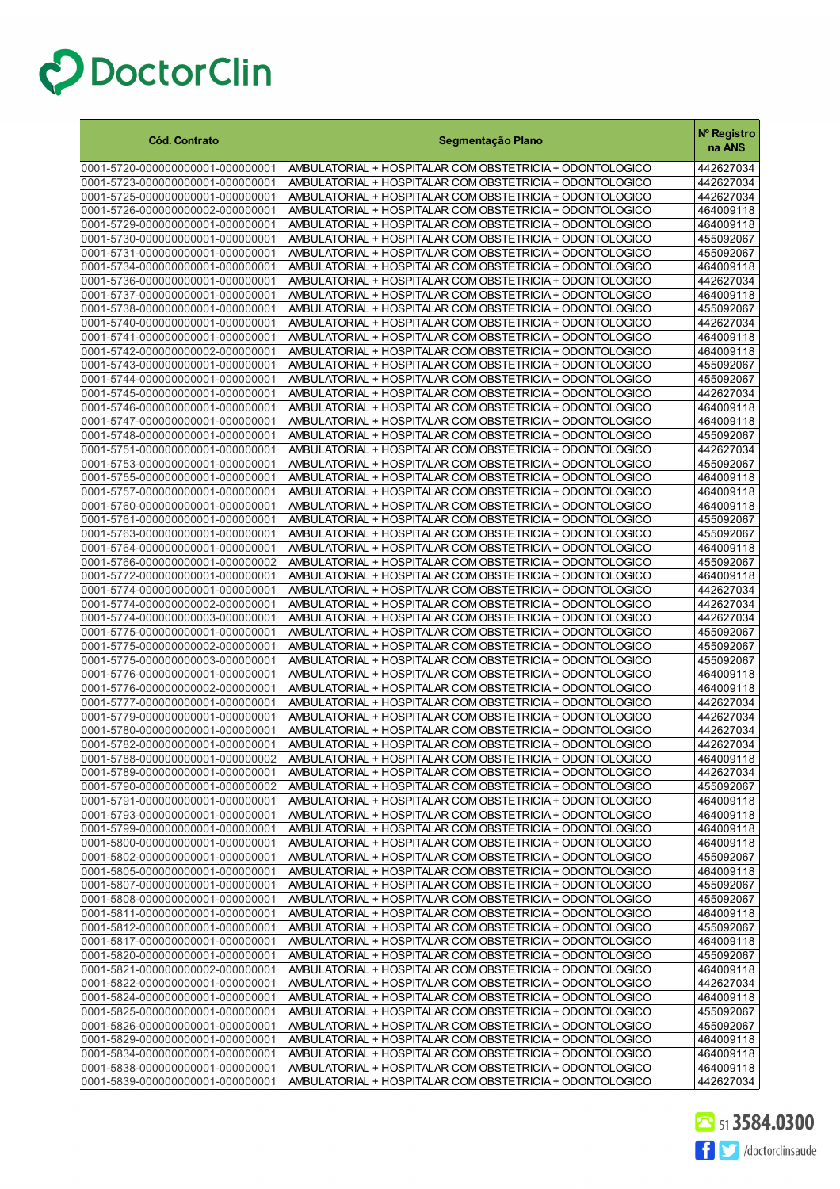# DoctorClin

| Cód. Contrato | Segmentação Plano | Nº Registro na ANS |
|---|---|---|
| 0001-5720-000000000001-000000001 | AMBULATORIAL + HOSPITALAR COM OBSTETRICIA + ODONTOLOGICO | 442627034 |
| 0001-5723-000000000001-000000001 | AMBULATORIAL + HOSPITALAR COM OBSTETRICIA + ODONTOLOGICO | 442627034 |
| 0001-5725-000000000001-000000001 | AMBULATORIAL + HOSPITALAR COM OBSTETRICIA + ODONTOLOGICO | 442627034 |
| 0001-5726-000000000002-000000001 | AMBULATORIAL + HOSPITALAR COM OBSTETRICIA + ODONTOLOGICO | 464009118 |
| 0001-5729-000000000001-000000001 | AMBULATORIAL + HOSPITALAR COM OBSTETRICIA + ODONTOLOGICO | 464009118 |
| 0001-5730-000000000001-000000001 | AMBULATORIAL + HOSPITALAR COM OBSTETRICIA + ODONTOLOGICO | 455092067 |
| 0001-5731-000000000001-000000001 | AMBULATORIAL + HOSPITALAR COM OBSTETRICIA + ODONTOLOGICO | 455092067 |
| 0001-5734-000000000001-000000001 | AMBULATORIAL + HOSPITALAR COM OBSTETRICIA + ODONTOLOGICO | 464009118 |
| 0001-5736-000000000001-000000001 | AMBULATORIAL + HOSPITALAR COM OBSTETRICIA + ODONTOLOGICO | 442627034 |
| 0001-5737-000000000001-000000001 | AMBULATORIAL + HOSPITALAR COM OBSTETRICIA + ODONTOLOGICO | 464009118 |
| 0001-5738-000000000001-000000001 | AMBULATORIAL + HOSPITALAR COM OBSTETRICIA + ODONTOLOGICO | 455092067 |
| 0001-5740-000000000001-000000001 | AMBULATORIAL + HOSPITALAR COM OBSTETRICIA + ODONTOLOGICO | 442627034 |
| 0001-5741-000000000001-000000001 | AMBULATORIAL + HOSPITALAR COM OBSTETRICIA + ODONTOLOGICO | 464009118 |
| 0001-5742-000000000002-000000001 | AMBULATORIAL + HOSPITALAR COM OBSTETRICIA + ODONTOLOGICO | 464009118 |
| 0001-5743-000000000001-000000001 | AMBULATORIAL + HOSPITALAR COM OBSTETRICIA + ODONTOLOGICO | 455092067 |
| 0001-5744-000000000001-000000001 | AMBULATORIAL + HOSPITALAR COM OBSTETRICIA + ODONTOLOGICO | 455092067 |
| 0001-5745-000000000001-000000001 | AMBULATORIAL + HOSPITALAR COM OBSTETRICIA + ODONTOLOGICO | 442627034 |
| 0001-5746-000000000001-000000001 | AMBULATORIAL + HOSPITALAR COM OBSTETRICIA + ODONTOLOGICO | 464009118 |
| 0001-5747-000000000001-000000001 | AMBULATORIAL + HOSPITALAR COM OBSTETRICIA + ODONTOLOGICO | 464009118 |
| 0001-5748-000000000001-000000001 | AMBULATORIAL + HOSPITALAR COM OBSTETRICIA + ODONTOLOGICO | 455092067 |
| 0001-5751-000000000001-000000001 | AMBULATORIAL + HOSPITALAR COM OBSTETRICIA + ODONTOLOGICO | 442627034 |
| 0001-5753-000000000001-000000001 | AMBULATORIAL + HOSPITALAR COM OBSTETRICIA + ODONTOLOGICO | 455092067 |
| 0001-5755-000000000001-000000001 | AMBULATORIAL + HOSPITALAR COM OBSTETRICIA + ODONTOLOGICO | 464009118 |
| 0001-5757-000000000001-000000001 | AMBULATORIAL + HOSPITALAR COM OBSTETRICIA + ODONTOLOGICO | 464009118 |
| 0001-5760-000000000001-000000001 | AMBULATORIAL + HOSPITALAR COM OBSTETRICIA + ODONTOLOGICO | 464009118 |
| 0001-5761-000000000001-000000001 | AMBULATORIAL + HOSPITALAR COM OBSTETRICIA + ODONTOLOGICO | 455092067 |
| 0001-5763-000000000001-000000001 | AMBULATORIAL + HOSPITALAR COM OBSTETRICIA + ODONTOLOGICO | 455092067 |
| 0001-5764-000000000001-000000001 | AMBULATORIAL + HOSPITALAR COM OBSTETRICIA + ODONTOLOGICO | 464009118 |
| 0001-5766-000000000001-000000002 | AMBULATORIAL + HOSPITALAR COM OBSTETRICIA + ODONTOLOGICO | 455092067 |
| 0001-5772-000000000001-000000001 | AMBULATORIAL + HOSPITALAR COM OBSTETRICIA + ODONTOLOGICO | 464009118 |
| 0001-5774-000000000001-000000001 | AMBULATORIAL + HOSPITALAR COM OBSTETRICIA + ODONTOLOGICO | 442627034 |
| 0001-5774-000000000002-000000001 | AMBULATORIAL + HOSPITALAR COM OBSTETRICIA + ODONTOLOGICO | 442627034 |
| 0001-5774-000000000003-000000001 | AMBULATORIAL + HOSPITALAR COM OBSTETRICIA + ODONTOLOGICO | 442627034 |
| 0001-5775-000000000001-000000001 | AMBULATORIAL + HOSPITALAR COM OBSTETRICIA + ODONTOLOGICO | 455092067 |
| 0001-5775-000000000002-000000001 | AMBULATORIAL + HOSPITALAR COM OBSTETRICIA + ODONTOLOGICO | 455092067 |
| 0001-5775-000000000003-000000001 | AMBULATORIAL + HOSPITALAR COM OBSTETRICIA + ODONTOLOGICO | 455092067 |
| 0001-5776-000000000001-000000001 | AMBULATORIAL + HOSPITALAR COM OBSTETRICIA + ODONTOLOGICO | 464009118 |
| 0001-5776-000000000002-000000001 | AMBULATORIAL + HOSPITALAR COM OBSTETRICIA + ODONTOLOGICO | 464009118 |
| 0001-5777-000000000001-000000001 | AMBULATORIAL + HOSPITALAR COM OBSTETRICIA + ODONTOLOGICO | 442627034 |
| 0001-5779-000000000001-000000001 | AMBULATORIAL + HOSPITALAR COM OBSTETRICIA + ODONTOLOGICO | 442627034 |
| 0001-5780-000000000001-000000001 | AMBULATORIAL + HOSPITALAR COM OBSTETRICIA + ODONTOLOGICO | 442627034 |
| 0001-5782-000000000001-000000001 | AMBULATORIAL + HOSPITALAR COM OBSTETRICIA + ODONTOLOGICO | 442627034 |
| 0001-5788-000000000001-000000002 | AMBULATORIAL + HOSPITALAR COM OBSTETRICIA + ODONTOLOGICO | 464009118 |
| 0001-5789-000000000001-000000001 | AMBULATORIAL + HOSPITALAR COM OBSTETRICIA + ODONTOLOGICO | 442627034 |
| 0001-5790-000000000001-000000002 | AMBULATORIAL + HOSPITALAR COM OBSTETRICIA + ODONTOLOGICO | 455092067 |
| 0001-5791-000000000001-000000001 | AMBULATORIAL + HOSPITALAR COM OBSTETRICIA + ODONTOLOGICO | 464009118 |
| 0001-5793-000000000001-000000001 | AMBULATORIAL + HOSPITALAR COM OBSTETRICIA + ODONTOLOGICO | 464009118 |
| 0001-5799-000000000001-000000001 | AMBULATORIAL + HOSPITALAR COM OBSTETRICIA + ODONTOLOGICO | 464009118 |
| 0001-5800-000000000001-000000001 | AMBULATORIAL + HOSPITALAR COM OBSTETRICIA + ODONTOLOGICO | 464009118 |
| 0001-5802-000000000001-000000001 | AMBULATORIAL + HOSPITALAR COM OBSTETRICIA + ODONTOLOGICO | 455092067 |
| 0001-5805-000000000001-000000001 | AMBULATORIAL + HOSPITALAR COM OBSTETRICIA + ODONTOLOGICO | 464009118 |
| 0001-5807-000000000001-000000001 | AMBULATORIAL + HOSPITALAR COM OBSTETRICIA + ODONTOLOGICO | 455092067 |
| 0001-5808-000000000001-000000001 | AMBULATORIAL + HOSPITALAR COM OBSTETRICIA + ODONTOLOGICO | 455092067 |
| 0001-5811-000000000001-000000001 | AMBULATORIAL + HOSPITALAR COM OBSTETRICIA + ODONTOLOGICO | 464009118 |
| 0001-5812-000000000001-000000001 | AMBULATORIAL + HOSPITALAR COM OBSTETRICIA + ODONTOLOGICO | 455092067 |
| 0001-5817-000000000001-000000001 | AMBULATORIAL + HOSPITALAR COM OBSTETRICIA + ODONTOLOGICO | 464009118 |
| 0001-5820-000000000001-000000001 | AMBULATORIAL + HOSPITALAR COM OBSTETRICIA + ODONTOLOGICO | 455092067 |
| 0001-5821-000000000002-000000001 | AMBULATORIAL + HOSPITALAR COM OBSTETRICIA + ODONTOLOGICO | 464009118 |
| 0001-5822-000000000001-000000001 | AMBULATORIAL + HOSPITALAR COM OBSTETRICIA + ODONTOLOGICO | 442627034 |
| 0001-5824-000000000001-000000001 | AMBULATORIAL + HOSPITALAR COM OBSTETRICIA + ODONTOLOGICO | 464009118 |
| 0001-5825-000000000001-000000001 | AMBULATORIAL + HOSPITALAR COM OBSTETRICIA + ODONTOLOGICO | 455092067 |
| 0001-5826-000000000001-000000001 | AMBULATORIAL + HOSPITALAR COM OBSTETRICIA + ODONTOLOGICO | 455092067 |
| 0001-5829-000000000001-000000001 | AMBULATORIAL + HOSPITALAR COM OBSTETRICIA + ODONTOLOGICO | 464009118 |
| 0001-5834-000000000001-000000001 | AMBULATORIAL + HOSPITALAR COM OBSTETRICIA + ODONTOLOGICO | 464009118 |
| 0001-5838-000000000001-000000001 | AMBULATORIAL + HOSPITALAR COM OBSTETRICIA + ODONTOLOGICO | 464009118 |
| 0001-5839-000000000001-000000001 | AMBULATORIAL + HOSPITALAR COM OBSTETRICIA + ODONTOLOGICO | 442627034 |

51 3584.0300

/doctorclinsaude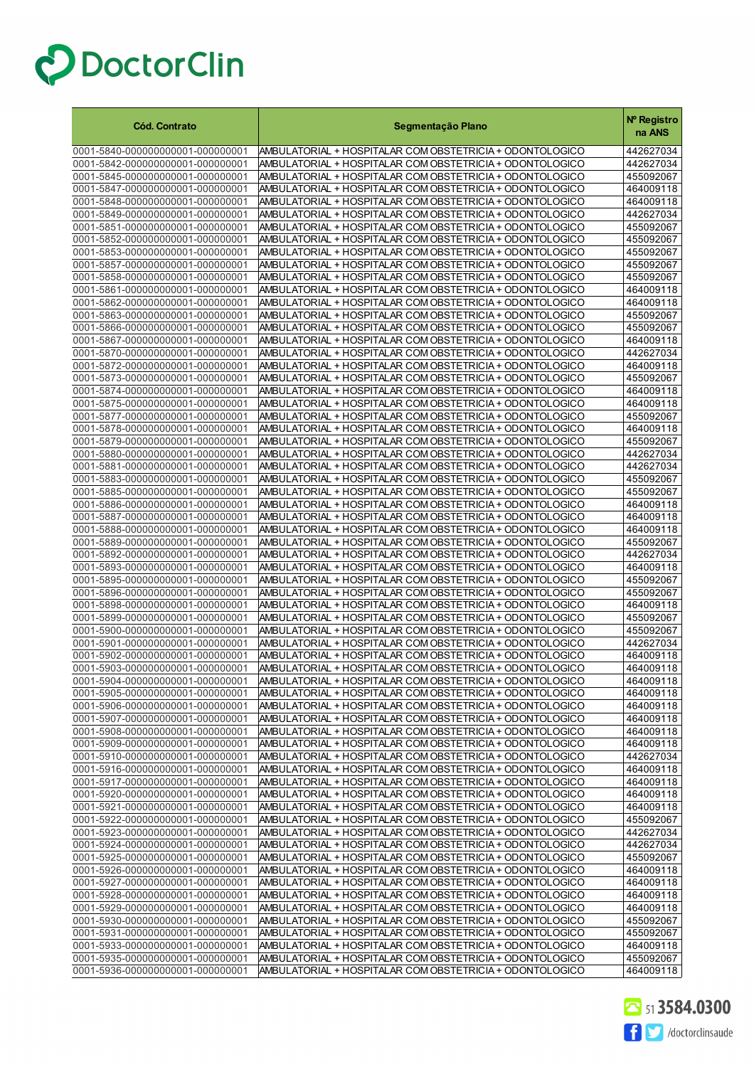DoctorClin

| Cód. Contrato | Segmentação Plano | Nº Registro na ANS |
|---|---|---|
| 0001-5840-000000000001-000000001 | AMBULATORIAL + HOSPITALAR COM OBSTETRICIA + ODONTOLOGICO | 442627034 |
| 0001-5842-000000000001-000000001 | AMBULATORIAL + HOSPITALAR COM OBSTETRICIA + ODONTOLOGICO | 442627034 |
| 0001-5845-000000000001-000000001 | AMBULATORIAL + HOSPITALAR COM OBSTETRICIA + ODONTOLOGICO | 455092067 |
| 0001-5847-000000000001-000000001 | AMBULATORIAL + HOSPITALAR COM OBSTETRICIA + ODONTOLOGICO | 464009118 |
| 0001-5848-000000000001-000000001 | AMBULATORIAL + HOSPITALAR COM OBSTETRICIA + ODONTOLOGICO | 464009118 |
| 0001-5849-000000000001-000000001 | AMBULATORIAL + HOSPITALAR COM OBSTETRICIA + ODONTOLOGICO | 442627034 |
| 0001-5851-000000000001-000000001 | AMBULATORIAL + HOSPITALAR COM OBSTETRICIA + ODONTOLOGICO | 455092067 |
| 0001-5852-000000000001-000000001 | AMBULATORIAL + HOSPITALAR COM OBSTETRICIA + ODONTOLOGICO | 455092067 |
| 0001-5853-000000000001-000000001 | AMBULATORIAL + HOSPITALAR COM OBSTETRICIA + ODONTOLOGICO | 455092067 |
| 0001-5857-000000000001-000000001 | AMBULATORIAL + HOSPITALAR COM OBSTETRICIA + ODONTOLOGICO | 455092067 |
| 0001-5858-000000000001-000000001 | AMBULATORIAL + HOSPITALAR COM OBSTETRICIA + ODONTOLOGICO | 455092067 |
| 0001-5861-000000000001-000000001 | AMBULATORIAL + HOSPITALAR COM OBSTETRICIA + ODONTOLOGICO | 464009118 |
| 0001-5862-000000000001-000000001 | AMBULATORIAL + HOSPITALAR COM OBSTETRICIA + ODONTOLOGICO | 464009118 |
| 0001-5863-000000000001-000000001 | AMBULATORIAL + HOSPITALAR COM OBSTETRICIA + ODONTOLOGICO | 455092067 |
| 0001-5866-000000000001-000000001 | AMBULATORIAL + HOSPITALAR COM OBSTETRICIA + ODONTOLOGICO | 455092067 |
| 0001-5867-000000000001-000000001 | AMBULATORIAL + HOSPITALAR COM OBSTETRICIA + ODONTOLOGICO | 464009118 |
| 0001-5870-000000000001-000000001 | AMBULATORIAL + HOSPITALAR COM OBSTETRICIA + ODONTOLOGICO | 442627034 |
| 0001-5872-000000000001-000000001 | AMBULATORIAL + HOSPITALAR COM OBSTETRICIA + ODONTOLOGICO | 464009118 |
| 0001-5873-000000000001-000000001 | AMBULATORIAL + HOSPITALAR COM OBSTETRICIA + ODONTOLOGICO | 455092067 |
| 0001-5874-000000000001-000000001 | AMBULATORIAL + HOSPITALAR COM OBSTETRICIA + ODONTOLOGICO | 464009118 |
| 0001-5875-000000000001-000000001 | AMBULATORIAL + HOSPITALAR COM OBSTETRICIA + ODONTOLOGICO | 464009118 |
| 0001-5877-000000000001-000000001 | AMBULATORIAL + HOSPITALAR COM OBSTETRICIA + ODONTOLOGICO | 455092067 |
| 0001-5878-000000000001-000000001 | AMBULATORIAL + HOSPITALAR COM OBSTETRICIA + ODONTOLOGICO | 464009118 |
| 0001-5879-000000000001-000000001 | AMBULATORIAL + HOSPITALAR COM OBSTETRICIA + ODONTOLOGICO | 455092067 |
| 0001-5880-000000000001-000000001 | AMBULATORIAL + HOSPITALAR COM OBSTETRICIA + ODONTOLOGICO | 442627034 |
| 0001-5881-000000000001-000000001 | AMBULATORIAL + HOSPITALAR COM OBSTETRICIA + ODONTOLOGICO | 442627034 |
| 0001-5883-000000000001-000000001 | AMBULATORIAL + HOSPITALAR COM OBSTETRICIA + ODONTOLOGICO | 455092067 |
| 0001-5885-000000000001-000000001 | AMBULATORIAL + HOSPITALAR COM OBSTETRICIA + ODONTOLOGICO | 455092067 |
| 0001-5886-000000000001-000000001 | AMBULATORIAL + HOSPITALAR COM OBSTETRICIA + ODONTOLOGICO | 464009118 |
| 0001-5887-000000000001-000000001 | AMBULATORIAL + HOSPITALAR COM OBSTETRICIA + ODONTOLOGICO | 464009118 |
| 0001-5888-000000000001-000000001 | AMBULATORIAL + HOSPITALAR COM OBSTETRICIA + ODONTOLOGICO | 464009118 |
| 0001-5889-000000000001-000000001 | AMBULATORIAL + HOSPITALAR COM OBSTETRICIA + ODONTOLOGICO | 455092067 |
| 0001-5892-000000000001-000000001 | AMBULATORIAL + HOSPITALAR COM OBSTETRICIA + ODONTOLOGICO | 442627034 |
| 0001-5893-000000000001-000000001 | AMBULATORIAL + HOSPITALAR COM OBSTETRICIA + ODONTOLOGICO | 464009118 |
| 0001-5895-000000000001-000000001 | AMBULATORIAL + HOSPITALAR COM OBSTETRICIA + ODONTOLOGICO | 455092067 |
| 0001-5896-000000000001-000000001 | AMBULATORIAL + HOSPITALAR COM OBSTETRICIA + ODONTOLOGICO | 455092067 |
| 0001-5898-000000000001-000000001 | AMBULATORIAL + HOSPITALAR COM OBSTETRICIA + ODONTOLOGICO | 464009118 |
| 0001-5899-000000000001-000000001 | AMBULATORIAL + HOSPITALAR COM OBSTETRICIA + ODONTOLOGICO | 455092067 |
| 0001-5900-000000000001-000000001 | AMBULATORIAL + HOSPITALAR COM OBSTETRICIA + ODONTOLOGICO | 455092067 |
| 0001-5901-000000000001-000000001 | AMBULATORIAL + HOSPITALAR COM OBSTETRICIA + ODONTOLOGICO | 442627034 |
| 0001-5902-000000000001-000000001 | AMBULATORIAL + HOSPITALAR COM OBSTETRICIA + ODONTOLOGICO | 464009118 |
| 0001-5903-000000000001-000000001 | AMBULATORIAL + HOSPITALAR COM OBSTETRICIA + ODONTOLOGICO | 464009118 |
| 0001-5904-000000000001-000000001 | AMBULATORIAL + HOSPITALAR COM OBSTETRICIA + ODONTOLOGICO | 464009118 |
| 0001-5905-000000000001-000000001 | AMBULATORIAL + HOSPITALAR COM OBSTETRICIA + ODONTOLOGICO | 464009118 |
| 0001-5906-000000000001-000000001 | AMBULATORIAL + HOSPITALAR COM OBSTETRICIA + ODONTOLOGICO | 464009118 |
| 0001-5907-000000000001-000000001 | AMBULATORIAL + HOSPITALAR COM OBSTETRICIA + ODONTOLOGICO | 464009118 |
| 0001-5908-000000000001-000000001 | AMBULATORIAL + HOSPITALAR COM OBSTETRICIA + ODONTOLOGICO | 464009118 |
| 0001-5909-000000000001-000000001 | AMBULATORIAL + HOSPITALAR COM OBSTETRICIA + ODONTOLOGICO | 464009118 |
| 0001-5910-000000000001-000000001 | AMBULATORIAL + HOSPITALAR COM OBSTETRICIA + ODONTOLOGICO | 442627034 |
| 0001-5916-000000000001-000000001 | AMBULATORIAL + HOSPITALAR COM OBSTETRICIA + ODONTOLOGICO | 464009118 |
| 0001-5917-000000000001-000000001 | AMBULATORIAL + HOSPITALAR COM OBSTETRICIA + ODONTOLOGICO | 464009118 |
| 0001-5920-000000000001-000000001 | AMBULATORIAL + HOSPITALAR COM OBSTETRICIA + ODONTOLOGICO | 464009118 |
| 0001-5921-000000000001-000000001 | AMBULATORIAL + HOSPITALAR COM OBSTETRICIA + ODONTOLOGICO | 464009118 |
| 0001-5922-000000000001-000000001 | AMBULATORIAL + HOSPITALAR COM OBSTETRICIA + ODONTOLOGICO | 455092067 |
| 0001-5923-000000000001-000000001 | AMBULATORIAL + HOSPITALAR COM OBSTETRICIA + ODONTOLOGICO | 442627034 |
| 0001-5924-000000000001-000000001 | AMBULATORIAL + HOSPITALAR COM OBSTETRICIA + ODONTOLOGICO | 442627034 |
| 0001-5925-000000000001-000000001 | AMBULATORIAL + HOSPITALAR COM OBSTETRICIA + ODONTOLOGICO | 455092067 |
| 0001-5926-000000000001-000000001 | AMBULATORIAL + HOSPITALAR COM OBSTETRICIA + ODONTOLOGICO | 464009118 |
| 0001-5927-000000000001-000000001 | AMBULATORIAL + HOSPITALAR COM OBSTETRICIA + ODONTOLOGICO | 464009118 |
| 0001-5928-000000000001-000000001 | AMBULATORIAL + HOSPITALAR COM OBSTETRICIA + ODONTOLOGICO | 464009118 |
| 0001-5929-000000000001-000000001 | AMBULATORIAL + HOSPITALAR COM OBSTETRICIA + ODONTOLOGICO | 464009118 |
| 0001-5930-000000000001-000000001 | AMBULATORIAL + HOSPITALAR COM OBSTETRICIA + ODONTOLOGICO | 455092067 |
| 0001-5931-000000000001-000000001 | AMBULATORIAL + HOSPITALAR COM OBSTETRICIA + ODONTOLOGICO | 455092067 |
| 0001-5933-000000000001-000000001 | AMBULATORIAL + HOSPITALAR COM OBSTETRICIA + ODONTOLOGICO | 464009118 |
| 0001-5935-000000000001-000000001 | AMBULATORIAL + HOSPITALAR COM OBSTETRICIA + ODONTOLOGICO | 455092067 |
| 0001-5936-000000000001-000000001 | AMBULATORIAL + HOSPITALAR COM OBSTETRICIA + ODONTOLOGICO | 464009118 |

51 3584.0300

/doctorclinsaude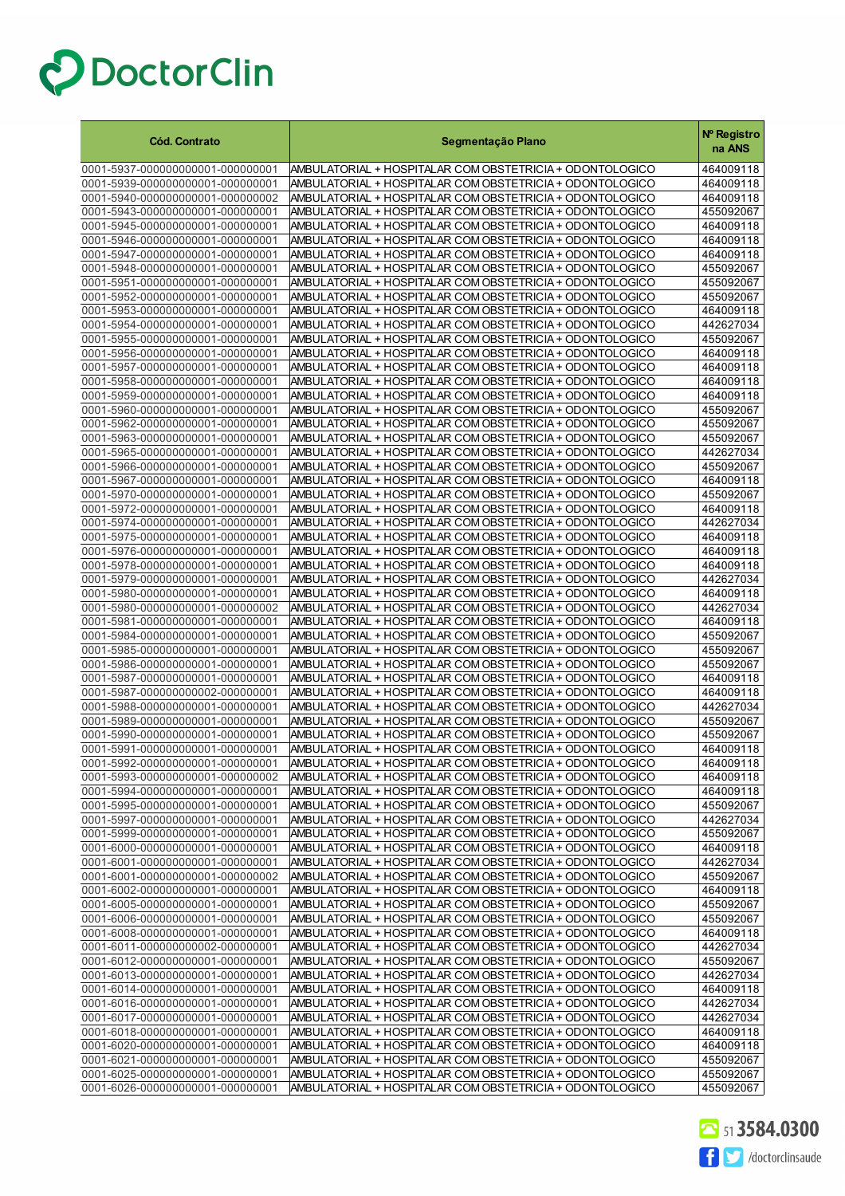# DoctorClin

| Cód. Contrato | Segmentação Plano | Nº Registro na ANS |
|---|---|---|
| 0001-5937-000000000001-000000001 | AMBULATORIAL + HOSPITALAR COM OBSTETRICIA + ODONTOLOGICO | 464009118 |
| 0001-5939-000000000001-000000001 | AMBULATORIAL + HOSPITALAR COM OBSTETRICIA + ODONTOLOGICO | 464009118 |
| 0001-5940-000000000001-000000002 | AMBULATORIAL + HOSPITALAR COM OBSTETRICIA + ODONTOLOGICO | 464009118 |
| 0001-5943-000000000001-000000001 | AMBULATORIAL + HOSPITALAR COM OBSTETRICIA + ODONTOLOGICO | 455092067 |
| 0001-5945-000000000001-000000001 | AMBULATORIAL + HOSPITALAR COM OBSTETRICIA + ODONTOLOGICO | 464009118 |
| 0001-5946-000000000001-000000001 | AMBULATORIAL + HOSPITALAR COM OBSTETRICIA + ODONTOLOGICO | 464009118 |
| 0001-5947-000000000001-000000001 | AMBULATORIAL + HOSPITALAR COM OBSTETRICIA + ODONTOLOGICO | 464009118 |
| 0001-5948-000000000001-000000001 | AMBULATORIAL + HOSPITALAR COM OBSTETRICIA + ODONTOLOGICO | 455092067 |
| 0001-5951-000000000001-000000001 | AMBULATORIAL + HOSPITALAR COM OBSTETRICIA + ODONTOLOGICO | 455092067 |
| 0001-5952-000000000001-000000001 | AMBULATORIAL + HOSPITALAR COM OBSTETRICIA + ODONTOLOGICO | 455092067 |
| 0001-5953-000000000001-000000001 | AMBULATORIAL + HOSPITALAR COM OBSTETRICIA + ODONTOLOGICO | 464009118 |
| 0001-5954-000000000001-000000001 | AMBULATORIAL + HOSPITALAR COM OBSTETRICIA + ODONTOLOGICO | 442627034 |
| 0001-5955-000000000001-000000001 | AMBULATORIAL + HOSPITALAR COM OBSTETRICIA + ODONTOLOGICO | 455092067 |
| 0001-5956-000000000001-000000001 | AMBULATORIAL + HOSPITALAR COM OBSTETRICIA + ODONTOLOGICO | 464009118 |
| 0001-5957-000000000001-000000001 | AMBULATORIAL + HOSPITALAR COM OBSTETRICIA + ODONTOLOGICO | 464009118 |
| 0001-5958-000000000001-000000001 | AMBULATORIAL + HOSPITALAR COM OBSTETRICIA + ODONTOLOGICO | 464009118 |
| 0001-5959-000000000001-000000001 | AMBULATORIAL + HOSPITALAR COM OBSTETRICIA + ODONTOLOGICO | 464009118 |
| 0001-5960-000000000001-000000001 | AMBULATORIAL + HOSPITALAR COM OBSTETRICIA + ODONTOLOGICO | 455092067 |
| 0001-5962-000000000001-000000001 | AMBULATORIAL + HOSPITALAR COM OBSTETRICIA + ODONTOLOGICO | 455092067 |
| 0001-5963-000000000001-000000001 | AMBULATORIAL + HOSPITALAR COM OBSTETRICIA + ODONTOLOGICO | 455092067 |
| 0001-5965-000000000001-000000001 | AMBULATORIAL + HOSPITALAR COM OBSTETRICIA + ODONTOLOGICO | 442627034 |
| 0001-5966-000000000001-000000001 | AMBULATORIAL + HOSPITALAR COM OBSTETRICIA + ODONTOLOGICO | 455092067 |
| 0001-5967-000000000001-000000001 | AMBULATORIAL + HOSPITALAR COM OBSTETRICIA + ODONTOLOGICO | 464009118 |
| 0001-5970-000000000001-000000001 | AMBULATORIAL + HOSPITALAR COM OBSTETRICIA + ODONTOLOGICO | 455092067 |
| 0001-5972-000000000001-000000001 | AMBULATORIAL + HOSPITALAR COM OBSTETRICIA + ODONTOLOGICO | 464009118 |
| 0001-5974-000000000001-000000001 | AMBULATORIAL + HOSPITALAR COM OBSTETRICIA + ODONTOLOGICO | 442627034 |
| 0001-5975-000000000001-000000001 | AMBULATORIAL + HOSPITALAR COM OBSTETRICIA + ODONTOLOGICO | 464009118 |
| 0001-5976-000000000001-000000001 | AMBULATORIAL + HOSPITALAR COM OBSTETRICIA + ODONTOLOGICO | 464009118 |
| 0001-5978-000000000001-000000001 | AMBULATORIAL + HOSPITALAR COM OBSTETRICIA + ODONTOLOGICO | 464009118 |
| 0001-5979-000000000001-000000001 | AMBULATORIAL + HOSPITALAR COM OBSTETRICIA + ODONTOLOGICO | 442627034 |
| 0001-5980-000000000001-000000001 | AMBULATORIAL + HOSPITALAR COM OBSTETRICIA + ODONTOLOGICO | 464009118 |
| 0001-5980-000000000001-000000002 | AMBULATORIAL + HOSPITALAR COM OBSTETRICIA + ODONTOLOGICO | 442627034 |
| 0001-5981-000000000001-000000001 | AMBULATORIAL + HOSPITALAR COM OBSTETRICIA + ODONTOLOGICO | 464009118 |
| 0001-5984-000000000001-000000001 | AMBULATORIAL + HOSPITALAR COM OBSTETRICIA + ODONTOLOGICO | 455092067 |
| 0001-5985-000000000001-000000001 | AMBULATORIAL + HOSPITALAR COM OBSTETRICIA + ODONTOLOGICO | 455092067 |
| 0001-5986-000000000001-000000001 | AMBULATORIAL + HOSPITALAR COM OBSTETRICIA + ODONTOLOGICO | 455092067 |
| 0001-5987-000000000001-000000001 | AMBULATORIAL + HOSPITALAR COM OBSTETRICIA + ODONTOLOGICO | 464009118 |
| 0001-5987-000000000002-000000001 | AMBULATORIAL + HOSPITALAR COM OBSTETRICIA + ODONTOLOGICO | 464009118 |
| 0001-5988-000000000001-000000001 | AMBULATORIAL + HOSPITALAR COM OBSTETRICIA + ODONTOLOGICO | 442627034 |
| 0001-5989-000000000001-000000001 | AMBULATORIAL + HOSPITALAR COM OBSTETRICIA + ODONTOLOGICO | 455092067 |
| 0001-5990-000000000001-000000001 | AMBULATORIAL + HOSPITALAR COM OBSTETRICIA + ODONTOLOGICO | 455092067 |
| 0001-5991-000000000001-000000001 | AMBULATORIAL + HOSPITALAR COM OBSTETRICIA + ODONTOLOGICO | 464009118 |
| 0001-5992-000000000001-000000001 | AMBULATORIAL + HOSPITALAR COM OBSTETRICIA + ODONTOLOGICO | 464009118 |
| 0001-5993-000000000001-000000002 | AMBULATORIAL + HOSPITALAR COM OBSTETRICIA + ODONTOLOGICO | 464009118 |
| 0001-5994-000000000001-000000001 | AMBULATORIAL + HOSPITALAR COM OBSTETRICIA + ODONTOLOGICO | 464009118 |
| 0001-5995-000000000001-000000001 | AMBULATORIAL + HOSPITALAR COM OBSTETRICIA + ODONTOLOGICO | 455092067 |
| 0001-5997-000000000001-000000001 | AMBULATORIAL + HOSPITALAR COM OBSTETRICIA + ODONTOLOGICO | 442627034 |
| 0001-5999-000000000001-000000001 | AMBULATORIAL + HOSPITALAR COM OBSTETRICIA + ODONTOLOGICO | 455092067 |
| 0001-6000-000000000001-000000001 | AMBULATORIAL + HOSPITALAR COM OBSTETRICIA + ODONTOLOGICO | 464009118 |
| 0001-6001-000000000001-000000001 | AMBULATORIAL + HOSPITALAR COM OBSTETRICIA + ODONTOLOGICO | 442627034 |
| 0001-6001-000000000001-000000002 | AMBULATORIAL + HOSPITALAR COM OBSTETRICIA + ODONTOLOGICO | 455092067 |
| 0001-6002-000000000001-000000001 | AMBULATORIAL + HOSPITALAR COM OBSTETRICIA + ODONTOLOGICO | 464009118 |
| 0001-6005-000000000001-000000001 | AMBULATORIAL + HOSPITALAR COM OBSTETRICIA + ODONTOLOGICO | 455092067 |
| 0001-6006-000000000001-000000001 | AMBULATORIAL + HOSPITALAR COM OBSTETRICIA + ODONTOLOGICO | 455092067 |
| 0001-6008-000000000001-000000001 | AMBULATORIAL + HOSPITALAR COM OBSTETRICIA + ODONTOLOGICO | 464009118 |
| 0001-6011-000000000002-000000001 | AMBULATORIAL + HOSPITALAR COM OBSTETRICIA + ODONTOLOGICO | 442627034 |
| 0001-6012-000000000001-000000001 | AMBULATORIAL + HOSPITALAR COM OBSTETRICIA + ODONTOLOGICO | 455092067 |
| 0001-6013-000000000001-000000001 | AMBULATORIAL + HOSPITALAR COM OBSTETRICIA + ODONTOLOGICO | 442627034 |
| 0001-6014-000000000001-000000001 | AMBULATORIAL + HOSPITALAR COM OBSTETRICIA + ODONTOLOGICO | 464009118 |
| 0001-6016-000000000001-000000001 | AMBULATORIAL + HOSPITALAR COM OBSTETRICIA + ODONTOLOGICO | 442627034 |
| 0001-6017-000000000001-000000001 | AMBULATORIAL + HOSPITALAR COM OBSTETRICIA + ODONTOLOGICO | 442627034 |
| 0001-6018-000000000001-000000001 | AMBULATORIAL + HOSPITALAR COM OBSTETRICIA + ODONTOLOGICO | 464009118 |
| 0001-6020-000000000001-000000001 | AMBULATORIAL + HOSPITALAR COM OBSTETRICIA + ODONTOLOGICO | 464009118 |
| 0001-6021-000000000001-000000001 | AMBULATORIAL + HOSPITALAR COM OBSTETRICIA + ODONTOLOGICO | 455092067 |
| 0001-6025-000000000001-000000001 | AMBULATORIAL + HOSPITALAR COM OBSTETRICIA + ODONTOLOGICO | 455092067 |
| 0001-6026-000000000001-000000001 | AMBULATORIAL + HOSPITALAR COM OBSTETRICIA + ODONTOLOGICO | 455092067 |

51 3584.0300

/doctorclinsaude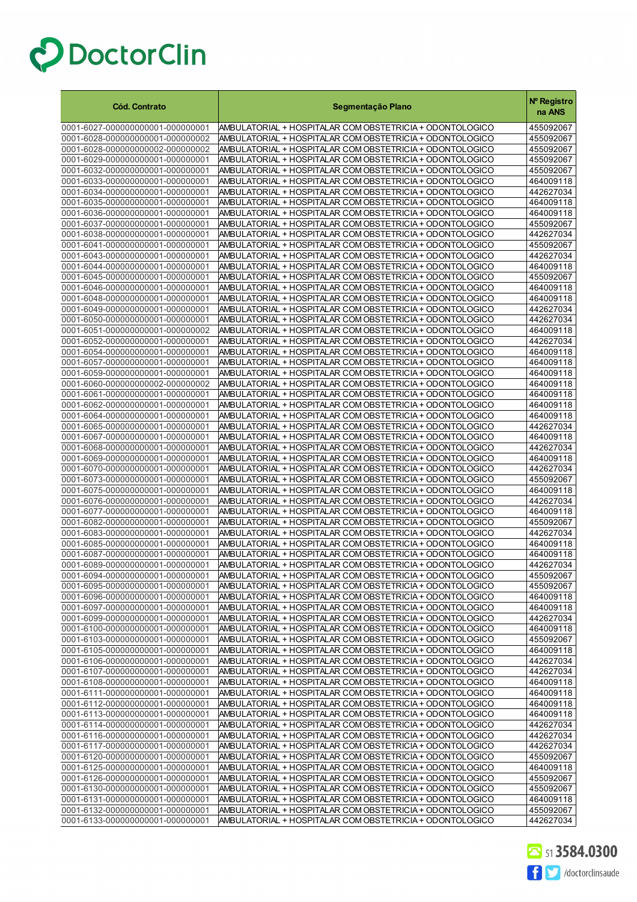| Cód. Contrato | Segmentação Plano | Nº Registro na ANS |
|---|---|---|
| 0001-6027-000000000001-000000001 | AMBULATORIAL + HOSPITALAR COM OBSTETRICIA + ODONTOLOGICO | 455092067 |
| 0001-6028-000000000001-000000002 | AMBULATORIAL + HOSPITALAR COM OBSTETRICIA + ODONTOLOGICO | 455092067 |
| 0001-6028-000000000002-000000002 | AMBULATORIAL + HOSPITALAR COM OBSTETRICIA + ODONTOLOGICO | 455092067 |
| 0001-6029-000000000001-000000001 | AMBULATORIAL + HOSPITALAR COM OBSTETRICIA + ODONTOLOGICO | 455092067 |
| 0001-6032-000000000001-000000001 | AMBULATORIAL + HOSPITALAR COM OBSTETRICIA + ODONTOLOGICO | 455092067 |
| 0001-6033-000000000001-000000001 | AMBULATORIAL + HOSPITALAR COM OBSTETRICIA + ODONTOLOGICO | 464009118 |
| 0001-6034-000000000001-000000001 | AMBULATORIAL + HOSPITALAR COM OBSTETRICIA + ODONTOLOGICO | 442627034 |
| 0001-6035-000000000001-000000001 | AMBULATORIAL + HOSPITALAR COM OBSTETRICIA + ODONTOLOGICO | 464009118 |
| 0001-6036-000000000001-000000001 | AMBULATORIAL + HOSPITALAR COM OBSTETRICIA + ODONTOLOGICO | 464009118 |
| 0001-6037-000000000001-000000001 | AMBULATORIAL + HOSPITALAR COM OBSTETRICIA + ODONTOLOGICO | 455092067 |
| 0001-6038-000000000001-000000001 | AMBULATORIAL + HOSPITALAR COM OBSTETRICIA + ODONTOLOGICO | 442627034 |
| 0001-6041-000000000001-000000001 | AMBULATORIAL + HOSPITALAR COM OBSTETRICIA + ODONTOLOGICO | 455092067 |
| 0001-6043-000000000001-000000001 | AMBULATORIAL + HOSPITALAR COM OBSTETRICIA + ODONTOLOGICO | 442627034 |
| 0001-6044-000000000001-000000001 | AMBULATORIAL + HOSPITALAR COM OBSTETRICIA + ODONTOLOGICO | 464009118 |
| 0001-6045-000000000001-000000001 | AMBULATORIAL + HOSPITALAR COM OBSTETRICIA + ODONTOLOGICO | 455092067 |
| 0001-6046-000000000001-000000001 | AMBULATORIAL + HOSPITALAR COM OBSTETRICIA + ODONTOLOGICO | 464009118 |
| 0001-6048-000000000001-000000001 | AMBULATORIAL + HOSPITALAR COM OBSTETRICIA + ODONTOLOGICO | 464009118 |
| 0001-6049-000000000001-000000001 | AMBULATORIAL + HOSPITALAR COM OBSTETRICIA + ODONTOLOGICO | 442627034 |
| 0001-6050-000000000001-000000001 | AMBULATORIAL + HOSPITALAR COM OBSTETRICIA + ODONTOLOGICO | 442627034 |
| 0001-6051-000000000001-000000002 | AMBULATORIAL + HOSPITALAR COM OBSTETRICIA + ODONTOLOGICO | 464009118 |
| 0001-6052-000000000001-000000001 | AMBULATORIAL + HOSPITALAR COM OBSTETRICIA + ODONTOLOGICO | 442627034 |
| 0001-6054-000000000001-000000001 | AMBULATORIAL + HOSPITALAR COM OBSTETRICIA + ODONTOLOGICO | 464009118 |
| 0001-6057-000000000001-000000001 | AMBULATORIAL + HOSPITALAR COM OBSTETRICIA + ODONTOLOGICO | 464009118 |
| 0001-6059-000000000001-000000001 | AMBULATORIAL + HOSPITALAR COM OBSTETRICIA + ODONTOLOGICO | 464009118 |
| 0001-6060-000000000002-000000002 | AMBULATORIAL + HOSPITALAR COM OBSTETRICIA + ODONTOLOGICO | 464009118 |
| 0001-6061-000000000001-000000001 | AMBULATORIAL + HOSPITALAR COM OBSTETRICIA + ODONTOLOGICO | 464009118 |
| 0001-6062-000000000001-000000001 | AMBULATORIAL + HOSPITALAR COM OBSTETRICIA + ODONTOLOGICO | 464009118 |
| 0001-6064-000000000001-000000001 | AMBULATORIAL + HOSPITALAR COM OBSTETRICIA + ODONTOLOGICO | 464009118 |
| 0001-6065-000000000001-000000001 | AMBULATORIAL + HOSPITALAR COM OBSTETRICIA + ODONTOLOGICO | 442627034 |
| 0001-6067-000000000001-000000001 | AMBULATORIAL + HOSPITALAR COM OBSTETRICIA + ODONTOLOGICO | 464009118 |
| 0001-6068-000000000001-000000001 | AMBULATORIAL + HOSPITALAR COM OBSTETRICIA + ODONTOLOGICO | 442627034 |
| 0001-6069-000000000001-000000001 | AMBULATORIAL + HOSPITALAR COM OBSTETRICIA + ODONTOLOGICO | 464009118 |
| 0001-6070-000000000001-000000001 | AMBULATORIAL + HOSPITALAR COM OBSTETRICIA + ODONTOLOGICO | 442627034 |
| 0001-6073-000000000001-000000001 | AMBULATORIAL + HOSPITALAR COM OBSTETRICIA + ODONTOLOGICO | 455092067 |
| 0001-6075-000000000001-000000001 | AMBULATORIAL + HOSPITALAR COM OBSTETRICIA + ODONTOLOGICO | 464009118 |
| 0001-6076-000000000001-000000001 | AMBULATORIAL + HOSPITALAR COM OBSTETRICIA + ODONTOLOGICO | 442627034 |
| 0001-6077-000000000001-000000001 | AMBULATORIAL + HOSPITALAR COM OBSTETRICIA + ODONTOLOGICO | 464009118 |
| 0001-6082-000000000001-000000001 | AMBULATORIAL + HOSPITALAR COM OBSTETRICIA + ODONTOLOGICO | 455092067 |
| 0001-6083-000000000001-000000001 | AMBULATORIAL + HOSPITALAR COM OBSTETRICIA + ODONTOLOGICO | 442627034 |
| 0001-6085-000000000001-000000001 | AMBULATORIAL + HOSPITALAR COM OBSTETRICIA + ODONTOLOGICO | 464009118 |
| 0001-6087-000000000001-000000001 | AMBULATORIAL + HOSPITALAR COM OBSTETRICIA + ODONTOLOGICO | 464009118 |
| 0001-6089-000000000001-000000001 | AMBULATORIAL + HOSPITALAR COM OBSTETRICIA + ODONTOLOGICO | 442627034 |
| 0001-6094-000000000001-000000001 | AMBULATORIAL + HOSPITALAR COM OBSTETRICIA + ODONTOLOGICO | 455092067 |
| 0001-6095-000000000001-000000001 | AMBULATORIAL + HOSPITALAR COM OBSTETRICIA + ODONTOLOGICO | 455092067 |
| 0001-6096-000000000001-000000001 | AMBULATORIAL + HOSPITALAR COM OBSTETRICIA + ODONTOLOGICO | 464009118 |
| 0001-6097-000000000001-000000001 | AMBULATORIAL + HOSPITALAR COM OBSTETRICIA + ODONTOLOGICO | 464009118 |
| 0001-6099-000000000001-000000001 | AMBULATORIAL + HOSPITALAR COM OBSTETRICIA + ODONTOLOGICO | 442627034 |
| 0001-6100-000000000001-000000001 | AMBULATORIAL + HOSPITALAR COM OBSTETRICIA + ODONTOLOGICO | 464009118 |
| 0001-6103-000000000001-000000001 | AMBULATORIAL + HOSPITALAR COM OBSTETRICIA + ODONTOLOGICO | 455092067 |
| 0001-6105-000000000001-000000001 | AMBULATORIAL + HOSPITALAR COM OBSTETRICIA + ODONTOLOGICO | 464009118 |
| 0001-6106-000000000001-000000001 | AMBULATORIAL + HOSPITALAR COM OBSTETRICIA + ODONTOLOGICO | 442627034 |
| 0001-6107-000000000001-000000001 | AMBULATORIAL + HOSPITALAR COM OBSTETRICIA + ODONTOLOGICO | 442627034 |
| 0001-6108-000000000001-000000001 | AMBULATORIAL + HOSPITALAR COM OBSTETRICIA + ODONTOLOGICO | 464009118 |
| 0001-6111-000000000001-000000001 | AMBULATORIAL + HOSPITALAR COM OBSTETRICIA + ODONTOLOGICO | 464009118 |
| 0001-6112-000000000001-000000001 | AMBULATORIAL + HOSPITALAR COM OBSTETRICIA + ODONTOLOGICO | 464009118 |
| 0001-6113-000000000001-000000001 | AMBULATORIAL + HOSPITALAR COM OBSTETRICIA + ODONTOLOGICO | 464009118 |
| 0001-6114-000000000001-000000001 | AMBULATORIAL + HOSPITALAR COM OBSTETRICIA + ODONTOLOGICO | 442627034 |
| 0001-6116-000000000001-000000001 | AMBULATORIAL + HOSPITALAR COM OBSTETRICIA + ODONTOLOGICO | 442627034 |
| 0001-6117-000000000001-000000001 | AMBULATORIAL + HOSPITALAR COM OBSTETRICIA + ODONTOLOGICO | 442627034 |
| 0001-6120-000000000001-000000001 | AMBULATORIAL + HOSPITALAR COM OBSTETRICIA + ODONTOLOGICO | 455092067 |
| 0001-6125-000000000001-000000001 | AMBULATORIAL + HOSPITALAR COM OBSTETRICIA + ODONTOLOGICO | 464009118 |
| 0001-6126-000000000001-000000001 | AMBULATORIAL + HOSPITALAR COM OBSTETRICIA + ODONTOLOGICO | 455092067 |
| 0001-6130-000000000001-000000001 | AMBULATORIAL + HOSPITALAR COM OBSTETRICIA + ODONTOLOGICO | 455092067 |
| 0001-6131-000000000001-000000001 | AMBULATORIAL + HOSPITALAR COM OBSTETRICIA + ODONTOLOGICO | 464009118 |
| 0001-6132-000000000001-000000001 | AMBULATORIAL + HOSPITALAR COM OBSTETRICIA + ODONTOLOGICO | 455092067 |
| 0001-6133-000000000001-000000001 | AMBULATORIAL + HOSPITALAR COM OBSTETRICIA + ODONTOLOGICO | 442627034 |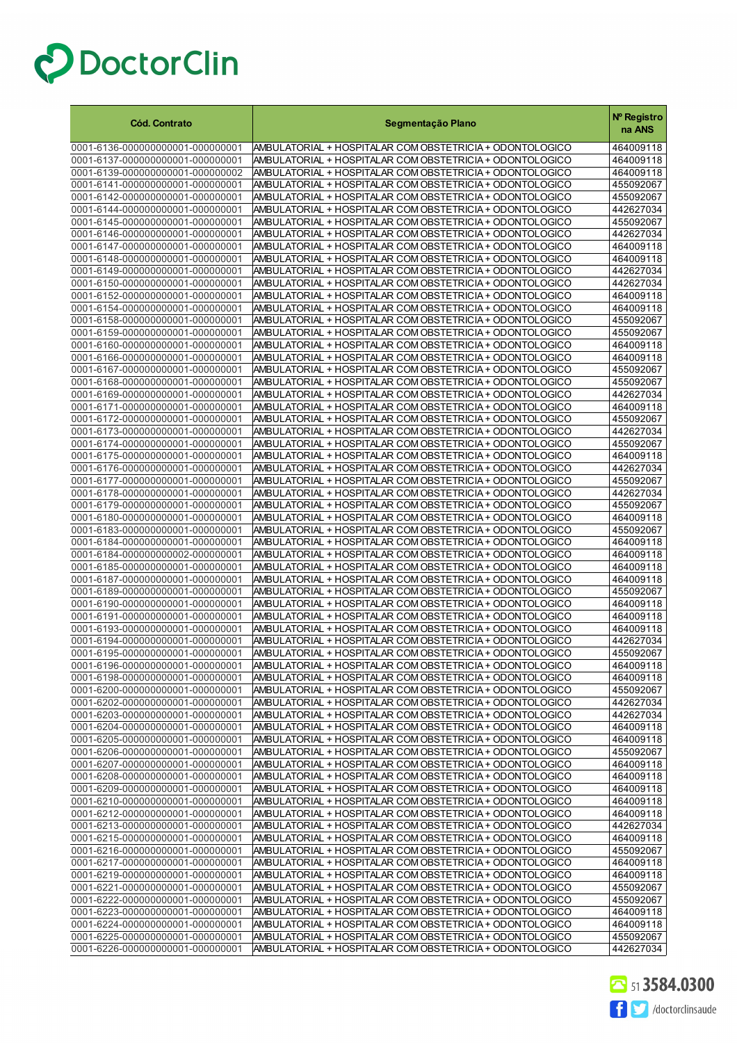| Cód. Contrato | Segmentação Plano | Nº Registro na ANS |
|---|---|---|
| 0001-6136-000000000001-000000001 | AMBULATORIAL + HOSPITALAR COM OBSTETRICIA + ODONTOLOGICO | 464009118 |
| 0001-6137-000000000001-000000001 | AMBULATORIAL + HOSPITALAR COM OBSTETRICIA + ODONTOLOGICO | 464009118 |
| 0001-6139-000000000001-000000002 | AMBULATORIAL + HOSPITALAR COM OBSTETRICIA + ODONTOLOGICO | 464009118 |
| 0001-6141-000000000001-000000001 | AMBULATORIAL + HOSPITALAR COM OBSTETRICIA + ODONTOLOGICO | 455092067 |
| 0001-6142-000000000001-000000001 | AMBULATORIAL + HOSPITALAR COM OBSTETRICIA + ODONTOLOGICO | 455092067 |
| 0001-6144-000000000001-000000001 | AMBULATORIAL + HOSPITALAR COM OBSTETRICIA + ODONTOLOGICO | 442627034 |
| 0001-6145-000000000001-000000001 | AMBULATORIAL + HOSPITALAR COM OBSTETRICIA + ODONTOLOGICO | 455092067 |
| 0001-6146-000000000001-000000001 | AMBULATORIAL + HOSPITALAR COM OBSTETRICIA + ODONTOLOGICO | 442627034 |
| 0001-6147-000000000001-000000001 | AMBULATORIAL + HOSPITALAR COM OBSTETRICIA + ODONTOLOGICO | 464009118 |
| 0001-6148-000000000001-000000001 | AMBULATORIAL + HOSPITALAR COM OBSTETRICIA + ODONTOLOGICO | 464009118 |
| 0001-6149-000000000001-000000001 | AMBULATORIAL + HOSPITALAR COM OBSTETRICIA + ODONTOLOGICO | 442627034 |
| 0001-6150-000000000001-000000001 | AMBULATORIAL + HOSPITALAR COM OBSTETRICIA + ODONTOLOGICO | 442627034 |
| 0001-6152-000000000001-000000001 | AMBULATORIAL + HOSPITALAR COM OBSTETRICIA + ODONTOLOGICO | 464009118 |
| 0001-6154-000000000001-000000001 | AMBULATORIAL + HOSPITALAR COM OBSTETRICIA + ODONTOLOGICO | 464009118 |
| 0001-6158-000000000001-000000001 | AMBULATORIAL + HOSPITALAR COM OBSTETRICIA + ODONTOLOGICO | 455092067 |
| 0001-6159-000000000001-000000001 | AMBULATORIAL + HOSPITALAR COM OBSTETRICIA + ODONTOLOGICO | 455092067 |
| 0001-6160-000000000001-000000001 | AMBULATORIAL + HOSPITALAR COM OBSTETRICIA + ODONTOLOGICO | 464009118 |
| 0001-6166-000000000001-000000001 | AMBULATORIAL + HOSPITALAR COM OBSTETRICIA + ODONTOLOGICO | 464009118 |
| 0001-6167-000000000001-000000001 | AMBULATORIAL + HOSPITALAR COM OBSTETRICIA + ODONTOLOGICO | 455092067 |
| 0001-6168-000000000001-000000001 | AMBULATORIAL + HOSPITALAR COM OBSTETRICIA + ODONTOLOGICO | 455092067 |
| 0001-6169-000000000001-000000001 | AMBULATORIAL + HOSPITALAR COM OBSTETRICIA + ODONTOLOGICO | 442627034 |
| 0001-6171-000000000001-000000001 | AMBULATORIAL + HOSPITALAR COM OBSTETRICIA + ODONTOLOGICO | 464009118 |
| 0001-6172-000000000001-000000001 | AMBULATORIAL + HOSPITALAR COM OBSTETRICIA + ODONTOLOGICO | 455092067 |
| 0001-6173-000000000001-000000001 | AMBULATORIAL + HOSPITALAR COM OBSTETRICIA + ODONTOLOGICO | 442627034 |
| 0001-6174-000000000001-000000001 | AMBULATORIAL + HOSPITALAR COM OBSTETRICIA + ODONTOLOGICO | 455092067 |
| 0001-6175-000000000001-000000001 | AMBULATORIAL + HOSPITALAR COM OBSTETRICIA + ODONTOLOGICO | 464009118 |
| 0001-6176-000000000001-000000001 | AMBULATORIAL + HOSPITALAR COM OBSTETRICIA + ODONTOLOGICO | 442627034 |
| 0001-6177-000000000001-000000001 | AMBULATORIAL + HOSPITALAR COM OBSTETRICIA + ODONTOLOGICO | 455092067 |
| 0001-6178-000000000001-000000001 | AMBULATORIAL + HOSPITALAR COM OBSTETRICIA + ODONTOLOGICO | 442627034 |
| 0001-6179-000000000001-000000001 | AMBULATORIAL + HOSPITALAR COM OBSTETRICIA + ODONTOLOGICO | 455092067 |
| 0001-6180-000000000001-000000001 | AMBULATORIAL + HOSPITALAR COM OBSTETRICIA + ODONTOLOGICO | 464009118 |
| 0001-6183-000000000001-000000001 | AMBULATORIAL + HOSPITALAR COM OBSTETRICIA + ODONTOLOGICO | 455092067 |
| 0001-6184-000000000001-000000001 | AMBULATORIAL + HOSPITALAR COM OBSTETRICIA + ODONTOLOGICO | 464009118 |
| 0001-6184-000000000002-000000001 | AMBULATORIAL + HOSPITALAR COM OBSTETRICIA + ODONTOLOGICO | 464009118 |
| 0001-6185-000000000001-000000001 | AMBULATORIAL + HOSPITALAR COM OBSTETRICIA + ODONTOLOGICO | 464009118 |
| 0001-6187-000000000001-000000001 | AMBULATORIAL + HOSPITALAR COM OBSTETRICIA + ODONTOLOGICO | 464009118 |
| 0001-6189-000000000001-000000001 | AMBULATORIAL + HOSPITALAR COM OBSTETRICIA + ODONTOLOGICO | 455092067 |
| 0001-6190-000000000001-000000001 | AMBULATORIAL + HOSPITALAR COM OBSTETRICIA + ODONTOLOGICO | 464009118 |
| 0001-6191-000000000001-000000001 | AMBULATORIAL + HOSPITALAR COM OBSTETRICIA + ODONTOLOGICO | 464009118 |
| 0001-6193-000000000001-000000001 | AMBULATORIAL + HOSPITALAR COM OBSTETRICIA + ODONTOLOGICO | 464009118 |
| 0001-6194-000000000001-000000001 | AMBULATORIAL + HOSPITALAR COM OBSTETRICIA + ODONTOLOGICO | 442627034 |
| 0001-6195-000000000001-000000001 | AMBULATORIAL + HOSPITALAR COM OBSTETRICIA + ODONTOLOGICO | 455092067 |
| 0001-6196-000000000001-000000001 | AMBULATORIAL + HOSPITALAR COM OBSTETRICIA + ODONTOLOGICO | 464009118 |
| 0001-6198-000000000001-000000001 | AMBULATORIAL + HOSPITALAR COM OBSTETRICIA + ODONTOLOGICO | 464009118 |
| 0001-6200-000000000001-000000001 | AMBULATORIAL + HOSPITALAR COM OBSTETRICIA + ODONTOLOGICO | 455092067 |
| 0001-6202-000000000001-000000001 | AMBULATORIAL + HOSPITALAR COM OBSTETRICIA + ODONTOLOGICO | 442627034 |
| 0001-6203-000000000001-000000001 | AMBULATORIAL + HOSPITALAR COM OBSTETRICIA + ODONTOLOGICO | 442627034 |
| 0001-6204-000000000001-000000001 | AMBULATORIAL + HOSPITALAR COM OBSTETRICIA + ODONTOLOGICO | 464009118 |
| 0001-6205-000000000001-000000001 | AMBULATORIAL + HOSPITALAR COM OBSTETRICIA + ODONTOLOGICO | 464009118 |
| 0001-6206-000000000001-000000001 | AMBULATORIAL + HOSPITALAR COM OBSTETRICIA + ODONTOLOGICO | 455092067 |
| 0001-6207-000000000001-000000001 | AMBULATORIAL + HOSPITALAR COM OBSTETRICIA + ODONTOLOGICO | 464009118 |
| 0001-6208-000000000001-000000001 | AMBULATORIAL + HOSPITALAR COM OBSTETRICIA + ODONTOLOGICO | 464009118 |
| 0001-6209-000000000001-000000001 | AMBULATORIAL + HOSPITALAR COM OBSTETRICIA + ODONTOLOGICO | 464009118 |
| 0001-6210-000000000001-000000001 | AMBULATORIAL + HOSPITALAR COM OBSTETRICIA + ODONTOLOGICO | 464009118 |
| 0001-6212-000000000001-000000001 | AMBULATORIAL + HOSPITALAR COM OBSTETRICIA + ODONTOLOGICO | 464009118 |
| 0001-6213-000000000001-000000001 | AMBULATORIAL + HOSPITALAR COM OBSTETRICIA + ODONTOLOGICO | 442627034 |
| 0001-6215-000000000001-000000001 | AMBULATORIAL + HOSPITALAR COM OBSTETRICIA + ODONTOLOGICO | 464009118 |
| 0001-6216-000000000001-000000001 | AMBULATORIAL + HOSPITALAR COM OBSTETRICIA + ODONTOLOGICO | 455092067 |
| 0001-6217-000000000001-000000001 | AMBULATORIAL + HOSPITALAR COM OBSTETRICIA + ODONTOLOGICO | 464009118 |
| 0001-6219-000000000001-000000001 | AMBULATORIAL + HOSPITALAR COM OBSTETRICIA + ODONTOLOGICO | 464009118 |
| 0001-6221-000000000001-000000001 | AMBULATORIAL + HOSPITALAR COM OBSTETRICIA + ODONTOLOGICO | 455092067 |
| 0001-6222-000000000001-000000001 | AMBULATORIAL + HOSPITALAR COM OBSTETRICIA + ODONTOLOGICO | 455092067 |
| 0001-6223-000000000001-000000001 | AMBULATORIAL + HOSPITALAR COM OBSTETRICIA + ODONTOLOGICO | 464009118 |
| 0001-6224-000000000001-000000001 | AMBULATORIAL + HOSPITALAR COM OBSTETRICIA + ODONTOLOGICO | 464009118 |
| 0001-6225-000000000001-000000001 | AMBULATORIAL + HOSPITALAR COM OBSTETRICIA + ODONTOLOGICO | 455092067 |
| 0001-6226-000000000001-000000001 | AMBULATORIAL + HOSPITALAR COM OBSTETRICIA + ODONTOLOGICO | 442627034 |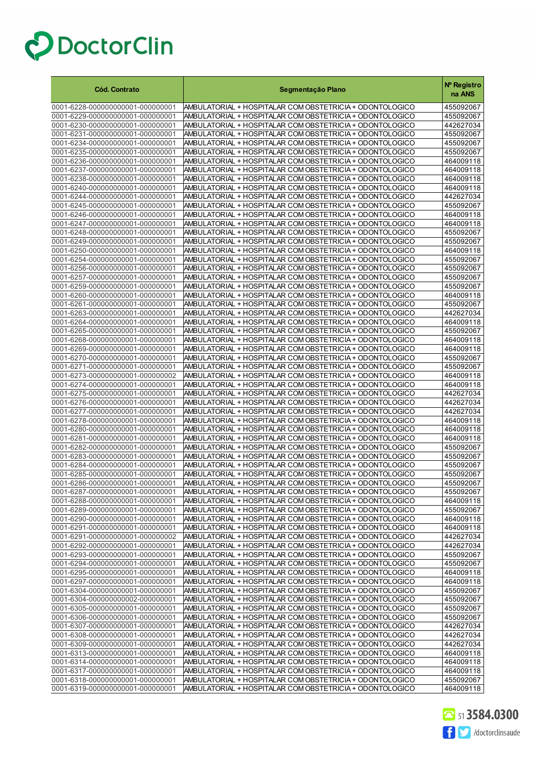# DoctorClin

| Cód. Contrato | Segmentação Plano | Nº Registro na ANS |
|---|---|---|
| 0001-6228-000000000001-000000001 | AMBULATORIAL + HOSPITALAR COM OBSTETRICIA + ODONTOLOGICO | 455092067 |
| 0001-6229-000000000001-000000001 | AMBULATORIAL + HOSPITALAR COM OBSTETRICIA + ODONTOLOGICO | 455092067 |
| 0001-6230-000000000001-000000001 | AMBULATORIAL + HOSPITALAR COM OBSTETRICIA + ODONTOLOGICO | 442627034 |
| 0001-6231-000000000001-000000001 | AMBULATORIAL + HOSPITALAR COM OBSTETRICIA + ODONTOLOGICO | 455092067 |
| 0001-6234-000000000001-000000001 | AMBULATORIAL + HOSPITALAR COM OBSTETRICIA + ODONTOLOGICO | 455092067 |
| 0001-6235-000000000001-000000001 | AMBULATORIAL + HOSPITALAR COM OBSTETRICIA + ODONTOLOGICO | 455092067 |
| 0001-6236-000000000001-000000001 | AMBULATORIAL + HOSPITALAR COM OBSTETRICIA + ODONTOLOGICO | 464009118 |
| 0001-6237-000000000001-000000001 | AMBULATORIAL + HOSPITALAR COM OBSTETRICIA + ODONTOLOGICO | 464009118 |
| 0001-6238-000000000001-000000001 | AMBULATORIAL + HOSPITALAR COM OBSTETRICIA + ODONTOLOGICO | 464009118 |
| 0001-6240-000000000001-000000001 | AMBULATORIAL + HOSPITALAR COM OBSTETRICIA + ODONTOLOGICO | 464009118 |
| 0001-6244-000000000001-000000001 | AMBULATORIAL + HOSPITALAR COM OBSTETRICIA + ODONTOLOGICO | 442627034 |
| 0001-6245-000000000001-000000001 | AMBULATORIAL + HOSPITALAR COM OBSTETRICIA + ODONTOLOGICO | 455092067 |
| 0001-6246-000000000001-000000001 | AMBULATORIAL + HOSPITALAR COM OBSTETRICIA + ODONTOLOGICO | 464009118 |
| 0001-6247-000000000001-000000001 | AMBULATORIAL + HOSPITALAR COM OBSTETRICIA + ODONTOLOGICO | 464009118 |
| 0001-6248-000000000001-000000001 | AMBULATORIAL + HOSPITALAR COM OBSTETRICIA + ODONTOLOGICO | 455092067 |
| 0001-6249-000000000001-000000001 | AMBULATORIAL + HOSPITALAR COM OBSTETRICIA + ODONTOLOGICO | 455092067 |
| 0001-6250-000000000001-000000001 | AMBULATORIAL + HOSPITALAR COM OBSTETRICIA + ODONTOLOGICO | 464009118 |
| 0001-6254-000000000001-000000001 | AMBULATORIAL + HOSPITALAR COM OBSTETRICIA + ODONTOLOGICO | 455092067 |
| 0001-6256-000000000001-000000001 | AMBULATORIAL + HOSPITALAR COM OBSTETRICIA + ODONTOLOGICO | 455092067 |
| 0001-6257-000000000001-000000001 | AMBULATORIAL + HOSPITALAR COM OBSTETRICIA + ODONTOLOGICO | 455092067 |
| 0001-6259-000000000001-000000001 | AMBULATORIAL + HOSPITALAR COM OBSTETRICIA + ODONTOLOGICO | 455092067 |
| 0001-6260-000000000001-000000001 | AMBULATORIAL + HOSPITALAR COM OBSTETRICIA + ODONTOLOGICO | 464009118 |
| 0001-6261-000000000001-000000001 | AMBULATORIAL + HOSPITALAR COM OBSTETRICIA + ODONTOLOGICO | 455092067 |
| 0001-6263-000000000001-000000001 | AMBULATORIAL + HOSPITALAR COM OBSTETRICIA + ODONTOLOGICO | 442627034 |
| 0001-6264-000000000001-000000001 | AMBULATORIAL + HOSPITALAR COM OBSTETRICIA + ODONTOLOGICO | 464009118 |
| 0001-6265-000000000001-000000001 | AMBULATORIAL + HOSPITALAR COM OBSTETRICIA + ODONTOLOGICO | 455092067 |
| 0001-6268-000000000001-000000001 | AMBULATORIAL + HOSPITALAR COM OBSTETRICIA + ODONTOLOGICO | 464009118 |
| 0001-6269-000000000001-000000001 | AMBULATORIAL + HOSPITALAR COM OBSTETRICIA + ODONTOLOGICO | 464009118 |
| 0001-6270-000000000001-000000001 | AMBULATORIAL + HOSPITALAR COM OBSTETRICIA + ODONTOLOGICO | 455092067 |
| 0001-6271-000000000001-000000001 | AMBULATORIAL + HOSPITALAR COM OBSTETRICIA + ODONTOLOGICO | 455092067 |
| 0001-6273-000000000001-000000002 | AMBULATORIAL + HOSPITALAR COM OBSTETRICIA + ODONTOLOGICO | 464009118 |
| 0001-6274-000000000001-000000001 | AMBULATORIAL + HOSPITALAR COM OBSTETRICIA + ODONTOLOGICO | 464009118 |
| 0001-6275-000000000001-000000001 | AMBULATORIAL + HOSPITALAR COM OBSTETRICIA + ODONTOLOGICO | 442627034 |
| 0001-6276-000000000001-000000001 | AMBULATORIAL + HOSPITALAR COM OBSTETRICIA + ODONTOLOGICO | 442627034 |
| 0001-6277-000000000001-000000001 | AMBULATORIAL + HOSPITALAR COM OBSTETRICIA + ODONTOLOGICO | 442627034 |
| 0001-6278-000000000001-000000001 | AMBULATORIAL + HOSPITALAR COM OBSTETRICIA + ODONTOLOGICO | 464009118 |
| 0001-6280-000000000001-000000001 | AMBULATORIAL + HOSPITALAR COM OBSTETRICIA + ODONTOLOGICO | 464009118 |
| 0001-6281-000000000001-000000001 | AMBULATORIAL + HOSPITALAR COM OBSTETRICIA + ODONTOLOGICO | 464009118 |
| 0001-6282-000000000001-000000001 | AMBULATORIAL + HOSPITALAR COM OBSTETRICIA + ODONTOLOGICO | 455092067 |
| 0001-6283-000000000001-000000001 | AMBULATORIAL + HOSPITALAR COM OBSTETRICIA + ODONTOLOGICO | 455092067 |
| 0001-6284-000000000001-000000001 | AMBULATORIAL + HOSPITALAR COM OBSTETRICIA + ODONTOLOGICO | 455092067 |
| 0001-6285-000000000001-000000001 | AMBULATORIAL + HOSPITALAR COM OBSTETRICIA + ODONTOLOGICO | 455092067 |
| 0001-6286-000000000001-000000001 | AMBULATORIAL + HOSPITALAR COM OBSTETRICIA + ODONTOLOGICO | 455092067 |
| 0001-6287-000000000001-000000001 | AMBULATORIAL + HOSPITALAR COM OBSTETRICIA + ODONTOLOGICO | 455092067 |
| 0001-6288-000000000001-000000001 | AMBULATORIAL + HOSPITALAR COM OBSTETRICIA + ODONTOLOGICO | 464009118 |
| 0001-6289-000000000001-000000001 | AMBULATORIAL + HOSPITALAR COM OBSTETRICIA + ODONTOLOGICO | 455092067 |
| 0001-6290-000000000001-000000001 | AMBULATORIAL + HOSPITALAR COM OBSTETRICIA + ODONTOLOGICO | 464009118 |
| 0001-6291-000000000001-000000001 | AMBULATORIAL + HOSPITALAR COM OBSTETRICIA + ODONTOLOGICO | 464009118 |
| 0001-6291-000000000001-000000002 | AMBULATORIAL + HOSPITALAR COM OBSTETRICIA + ODONTOLOGICO | 442627034 |
| 0001-6292-000000000001-000000001 | AMBULATORIAL + HOSPITALAR COM OBSTETRICIA + ODONTOLOGICO | 442627034 |
| 0001-6293-000000000001-000000001 | AMBULATORIAL + HOSPITALAR COM OBSTETRICIA + ODONTOLOGICO | 455092067 |
| 0001-6294-000000000001-000000001 | AMBULATORIAL + HOSPITALAR COM OBSTETRICIA + ODONTOLOGICO | 455092067 |
| 0001-6295-000000000001-000000001 | AMBULATORIAL + HOSPITALAR COM OBSTETRICIA + ODONTOLOGICO | 464009118 |
| 0001-6297-000000000001-000000001 | AMBULATORIAL + HOSPITALAR COM OBSTETRICIA + ODONTOLOGICO | 464009118 |
| 0001-6304-000000000001-000000001 | AMBULATORIAL + HOSPITALAR COM OBSTETRICIA + ODONTOLOGICO | 455092067 |
| 0001-6304-000000000002-000000001 | AMBULATORIAL + HOSPITALAR COM OBSTETRICIA + ODONTOLOGICO | 455092067 |
| 0001-6305-000000000001-000000001 | AMBULATORIAL + HOSPITALAR COM OBSTETRICIA + ODONTOLOGICO | 455092067 |
| 0001-6306-000000000001-000000001 | AMBULATORIAL + HOSPITALAR COM OBSTETRICIA + ODONTOLOGICO | 455092067 |
| 0001-6307-000000000001-000000001 | AMBULATORIAL + HOSPITALAR COM OBSTETRICIA + ODONTOLOGICO | 442627034 |
| 0001-6308-000000000001-000000001 | AMBULATORIAL + HOSPITALAR COM OBSTETRICIA + ODONTOLOGICO | 442627034 |
| 0001-6309-000000000001-000000001 | AMBULATORIAL + HOSPITALAR COM OBSTETRICIA + ODONTOLOGICO | 442627034 |
| 0001-6313-000000000001-000000001 | AMBULATORIAL + HOSPITALAR COM OBSTETRICIA + ODONTOLOGICO | 464009118 |
| 0001-6314-000000000001-000000001 | AMBULATORIAL + HOSPITALAR COM OBSTETRICIA + ODONTOLOGICO | 464009118 |
| 0001-6317-000000000001-000000001 | AMBULATORIAL + HOSPITALAR COM OBSTETRICIA + ODONTOLOGICO | 464009118 |
| 0001-6318-000000000001-000000001 | AMBULATORIAL + HOSPITALAR COM OBSTETRICIA + ODONTOLOGICO | 455092067 |
| 0001-6319-000000000001-000000001 | AMBULATORIAL + HOSPITALAR COM OBSTETRICIA + ODONTOLOGICO | 464009118 |

51 3584.0300

/doctorclinsaude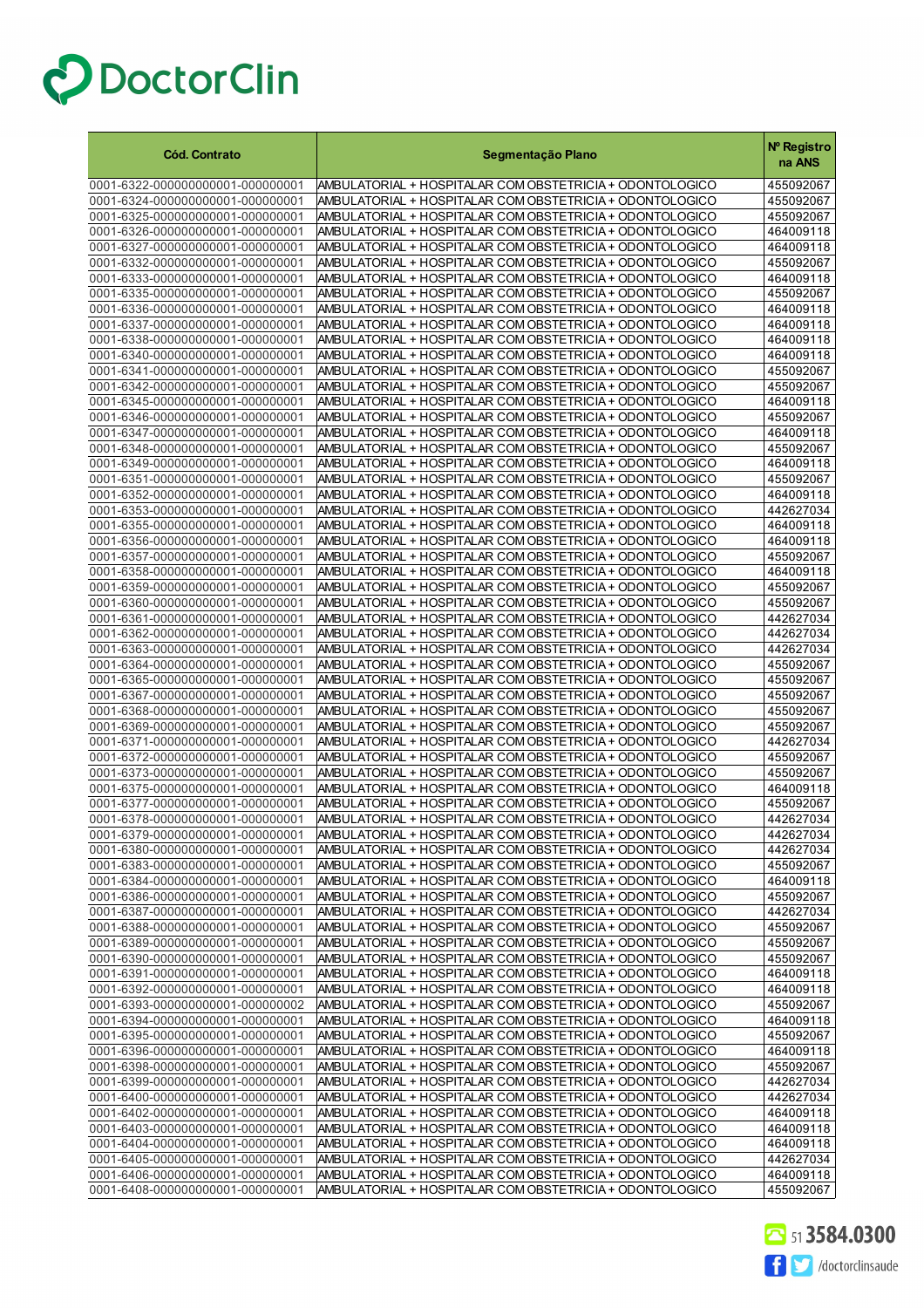| Cód. Contrato | Segmentação Plano | Nº Registro na ANS |
|---|---|---|
| 0001-6322-000000000001-000000001 | AMBULATORIAL + HOSPITALAR COM OBSTETRICIA + ODONTOLOGICO | 455092067 |
| 0001-6324-000000000001-000000001 | AMBULATORIAL + HOSPITALAR COM OBSTETRICIA + ODONTOLOGICO | 455092067 |
| 0001-6325-000000000001-000000001 | AMBULATORIAL + HOSPITALAR COM OBSTETRICIA + ODONTOLOGICO | 455092067 |
| 0001-6326-000000000001-000000001 | AMBULATORIAL + HOSPITALAR COM OBSTETRICIA + ODONTOLOGICO | 464009118 |
| 0001-6327-000000000001-000000001 | AMBULATORIAL + HOSPITALAR COM OBSTETRICIA + ODONTOLOGICO | 464009118 |
| 0001-6332-000000000001-000000001 | AMBULATORIAL + HOSPITALAR COM OBSTETRICIA + ODONTOLOGICO | 455092067 |
| 0001-6333-000000000001-000000001 | AMBULATORIAL + HOSPITALAR COM OBSTETRICIA + ODONTOLOGICO | 464009118 |
| 0001-6335-000000000001-000000001 | AMBULATORIAL + HOSPITALAR COM OBSTETRICIA + ODONTOLOGICO | 455092067 |
| 0001-6336-000000000001-000000001 | AMBULATORIAL + HOSPITALAR COM OBSTETRICIA + ODONTOLOGICO | 464009118 |
| 0001-6337-000000000001-000000001 | AMBULATORIAL + HOSPITALAR COM OBSTETRICIA + ODONTOLOGICO | 464009118 |
| 0001-6338-000000000001-000000001 | AMBULATORIAL + HOSPITALAR COM OBSTETRICIA + ODONTOLOGICO | 464009118 |
| 0001-6340-000000000001-000000001 | AMBULATORIAL + HOSPITALAR COM OBSTETRICIA + ODONTOLOGICO | 464009118 |
| 0001-6341-000000000001-000000001 | AMBULATORIAL + HOSPITALAR COM OBSTETRICIA + ODONTOLOGICO | 455092067 |
| 0001-6342-000000000001-000000001 | AMBULATORIAL + HOSPITALAR COM OBSTETRICIA + ODONTOLOGICO | 455092067 |
| 0001-6345-000000000001-000000001 | AMBULATORIAL + HOSPITALAR COM OBSTETRICIA + ODONTOLOGICO | 464009118 |
| 0001-6346-000000000001-000000001 | AMBULATORIAL + HOSPITALAR COM OBSTETRICIA + ODONTOLOGICO | 455092067 |
| 0001-6347-000000000001-000000001 | AMBULATORIAL + HOSPITALAR COM OBSTETRICIA + ODONTOLOGICO | 464009118 |
| 0001-6348-000000000001-000000001 | AMBULATORIAL + HOSPITALAR COM OBSTETRICIA + ODONTOLOGICO | 455092067 |
| 0001-6349-000000000001-000000001 | AMBULATORIAL + HOSPITALAR COM OBSTETRICIA + ODONTOLOGICO | 464009118 |
| 0001-6351-000000000001-000000001 | AMBULATORIAL + HOSPITALAR COM OBSTETRICIA + ODONTOLOGICO | 455092067 |
| 0001-6352-000000000001-000000001 | AMBULATORIAL + HOSPITALAR COM OBSTETRICIA + ODONTOLOGICO | 464009118 |
| 0001-6353-000000000001-000000001 | AMBULATORIAL + HOSPITALAR COM OBSTETRICIA + ODONTOLOGICO | 442627034 |
| 0001-6355-000000000001-000000001 | AMBULATORIAL + HOSPITALAR COM OBSTETRICIA + ODONTOLOGICO | 464009118 |
| 0001-6356-000000000001-000000001 | AMBULATORIAL + HOSPITALAR COM OBSTETRICIA + ODONTOLOGICO | 464009118 |
| 0001-6357-000000000001-000000001 | AMBULATORIAL + HOSPITALAR COM OBSTETRICIA + ODONTOLOGICO | 455092067 |
| 0001-6358-000000000001-000000001 | AMBULATORIAL + HOSPITALAR COM OBSTETRICIA + ODONTOLOGICO | 464009118 |
| 0001-6359-000000000001-000000001 | AMBULATORIAL + HOSPITALAR COM OBSTETRICIA + ODONTOLOGICO | 455092067 |
| 0001-6360-000000000001-000000001 | AMBULATORIAL + HOSPITALAR COM OBSTETRICIA + ODONTOLOGICO | 455092067 |
| 0001-6361-000000000001-000000001 | AMBULATORIAL + HOSPITALAR COM OBSTETRICIA + ODONTOLOGICO | 442627034 |
| 0001-6362-000000000001-000000001 | AMBULATORIAL + HOSPITALAR COM OBSTETRICIA + ODONTOLOGICO | 442627034 |
| 0001-6363-000000000001-000000001 | AMBULATORIAL + HOSPITALAR COM OBSTETRICIA + ODONTOLOGICO | 442627034 |
| 0001-6364-000000000001-000000001 | AMBULATORIAL + HOSPITALAR COM OBSTETRICIA + ODONTOLOGICO | 455092067 |
| 0001-6365-000000000001-000000001 | AMBULATORIAL + HOSPITALAR COM OBSTETRICIA + ODONTOLOGICO | 455092067 |
| 0001-6367-000000000001-000000001 | AMBULATORIAL + HOSPITALAR COM OBSTETRICIA + ODONTOLOGICO | 455092067 |
| 0001-6368-000000000001-000000001 | AMBULATORIAL + HOSPITALAR COM OBSTETRICIA + ODONTOLOGICO | 455092067 |
| 0001-6369-000000000001-000000001 | AMBULATORIAL + HOSPITALAR COM OBSTETRICIA + ODONTOLOGICO | 455092067 |
| 0001-6371-000000000001-000000001 | AMBULATORIAL + HOSPITALAR COM OBSTETRICIA + ODONTOLOGICO | 442627034 |
| 0001-6372-000000000001-000000001 | AMBULATORIAL + HOSPITALAR COM OBSTETRICIA + ODONTOLOGICO | 455092067 |
| 0001-6373-000000000001-000000001 | AMBULATORIAL + HOSPITALAR COM OBSTETRICIA + ODONTOLOGICO | 455092067 |
| 0001-6375-000000000001-000000001 | AMBULATORIAL + HOSPITALAR COM OBSTETRICIA + ODONTOLOGICO | 464009118 |
| 0001-6377-000000000001-000000001 | AMBULATORIAL + HOSPITALAR COM OBSTETRICIA + ODONTOLOGICO | 455092067 |
| 0001-6378-000000000001-000000001 | AMBULATORIAL + HOSPITALAR COM OBSTETRICIA + ODONTOLOGICO | 442627034 |
| 0001-6379-000000000001-000000001 | AMBULATORIAL + HOSPITALAR COM OBSTETRICIA + ODONTOLOGICO | 442627034 |
| 0001-6380-000000000001-000000001 | AMBULATORIAL + HOSPITALAR COM OBSTETRICIA + ODONTOLOGICO | 442627034 |
| 0001-6383-000000000001-000000001 | AMBULATORIAL + HOSPITALAR COM OBSTETRICIA + ODONTOLOGICO | 455092067 |
| 0001-6384-000000000001-000000001 | AMBULATORIAL + HOSPITALAR COM OBSTETRICIA + ODONTOLOGICO | 464009118 |
| 0001-6386-000000000001-000000001 | AMBULATORIAL + HOSPITALAR COM OBSTETRICIA + ODONTOLOGICO | 455092067 |
| 0001-6387-000000000001-000000001 | AMBULATORIAL + HOSPITALAR COM OBSTETRICIA + ODONTOLOGICO | 442627034 |
| 0001-6388-000000000001-000000001 | AMBULATORIAL + HOSPITALAR COM OBSTETRICIA + ODONTOLOGICO | 455092067 |
| 0001-6389-000000000001-000000001 | AMBULATORIAL + HOSPITALAR COM OBSTETRICIA + ODONTOLOGICO | 455092067 |
| 0001-6390-000000000001-000000001 | AMBULATORIAL + HOSPITALAR COM OBSTETRICIA + ODONTOLOGICO | 455092067 |
| 0001-6391-000000000001-000000001 | AMBULATORIAL + HOSPITALAR COM OBSTETRICIA + ODONTOLOGICO | 464009118 |
| 0001-6392-000000000001-000000001 | AMBULATORIAL + HOSPITALAR COM OBSTETRICIA + ODONTOLOGICO | 464009118 |
| 0001-6393-000000000001-000000002 | AMBULATORIAL + HOSPITALAR COM OBSTETRICIA + ODONTOLOGICO | 455092067 |
| 0001-6394-000000000001-000000001 | AMBULATORIAL + HOSPITALAR COM OBSTETRICIA + ODONTOLOGICO | 464009118 |
| 0001-6395-000000000001-000000001 | AMBULATORIAL + HOSPITALAR COM OBSTETRICIA + ODONTOLOGICO | 455092067 |
| 0001-6396-000000000001-000000001 | AMBULATORIAL + HOSPITALAR COM OBSTETRICIA + ODONTOLOGICO | 464009118 |
| 0001-6398-000000000001-000000001 | AMBULATORIAL + HOSPITALAR COM OBSTETRICIA + ODONTOLOGICO | 455092067 |
| 0001-6399-000000000001-000000001 | AMBULATORIAL + HOSPITALAR COM OBSTETRICIA + ODONTOLOGICO | 442627034 |
| 0001-6400-000000000001-000000001 | AMBULATORIAL + HOSPITALAR COM OBSTETRICIA + ODONTOLOGICO | 442627034 |
| 0001-6402-000000000001-000000001 | AMBULATORIAL + HOSPITALAR COM OBSTETRICIA + ODONTOLOGICO | 464009118 |
| 0001-6403-000000000001-000000001 | AMBULATORIAL + HOSPITALAR COM OBSTETRICIA + ODONTOLOGICO | 464009118 |
| 0001-6404-000000000001-000000001 | AMBULATORIAL + HOSPITALAR COM OBSTETRICIA + ODONTOLOGICO | 464009118 |
| 0001-6405-000000000001-000000001 | AMBULATORIAL + HOSPITALAR COM OBSTETRICIA + ODONTOLOGICO | 442627034 |
| 0001-6406-000000000001-000000001 | AMBULATORIAL + HOSPITALAR COM OBSTETRICIA + ODONTOLOGICO | 464009118 |
| 0001-6408-000000000001-000000001 | AMBULATORIAL + HOSPITALAR COM OBSTETRICIA + ODONTOLOGICO | 455092067 |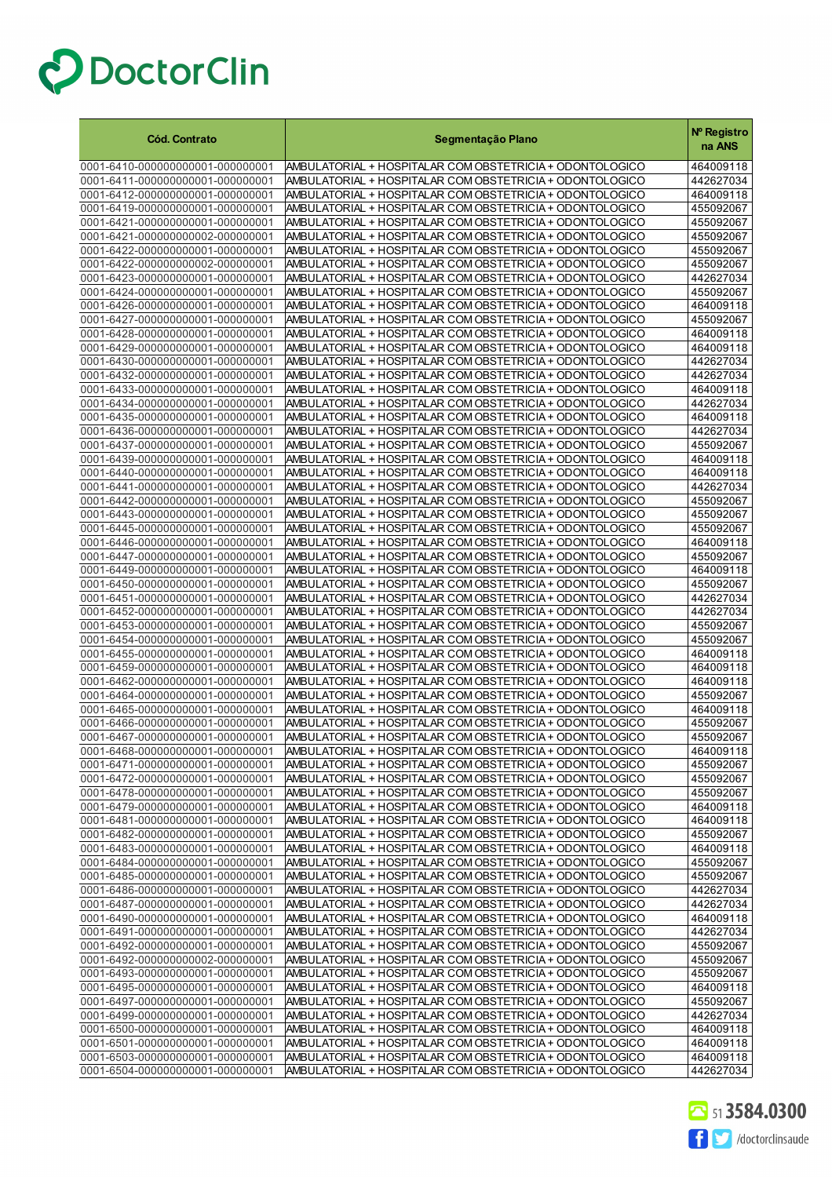DoctorClin

| Cód. Contrato | Segmentação Plano | Nº Registro na ANS |
|---|---|---|
| 0001-6410-000000000001-000000001 | AMBULATORIAL + HOSPITALAR COM OBSTETRICIA + ODONTOLOGICO | 464009118 |
| 0001-6411-000000000001-000000001 | AMBULATORIAL + HOSPITALAR COM OBSTETRICIA + ODONTOLOGICO | 442627034 |
| 0001-6412-000000000001-000000001 | AMBULATORIAL + HOSPITALAR COM OBSTETRICIA + ODONTOLOGICO | 464009118 |
| 0001-6419-000000000001-000000001 | AMBULATORIAL + HOSPITALAR COM OBSTETRICIA + ODONTOLOGICO | 455092067 |
| 0001-6421-000000000001-000000001 | AMBULATORIAL + HOSPITALAR COM OBSTETRICIA + ODONTOLOGICO | 455092067 |
| 0001-6421-000000000002-000000001 | AMBULATORIAL + HOSPITALAR COM OBSTETRICIA + ODONTOLOGICO | 455092067 |
| 0001-6422-000000000001-000000001 | AMBULATORIAL + HOSPITALAR COM OBSTETRICIA + ODONTOLOGICO | 455092067 |
| 0001-6422-000000000002-000000001 | AMBULATORIAL + HOSPITALAR COM OBSTETRICIA + ODONTOLOGICO | 455092067 |
| 0001-6423-000000000001-000000001 | AMBULATORIAL + HOSPITALAR COM OBSTETRICIA + ODONTOLOGICO | 442627034 |
| 0001-6424-000000000001-000000001 | AMBULATORIAL + HOSPITALAR COM OBSTETRICIA + ODONTOLOGICO | 455092067 |
| 0001-6426-000000000001-000000001 | AMBULATORIAL + HOSPITALAR COM OBSTETRICIA + ODONTOLOGICO | 464009118 |
| 0001-6427-000000000001-000000001 | AMBULATORIAL + HOSPITALAR COM OBSTETRICIA + ODONTOLOGICO | 455092067 |
| 0001-6428-000000000001-000000001 | AMBULATORIAL + HOSPITALAR COM OBSTETRICIA + ODONTOLOGICO | 464009118 |
| 0001-6429-000000000001-000000001 | AMBULATORIAL + HOSPITALAR COM OBSTETRICIA + ODONTOLOGICO | 464009118 |
| 0001-6430-000000000001-000000001 | AMBULATORIAL + HOSPITALAR COM OBSTETRICIA + ODONTOLOGICO | 442627034 |
| 0001-6432-000000000001-000000001 | AMBULATORIAL + HOSPITALAR COM OBSTETRICIA + ODONTOLOGICO | 442627034 |
| 0001-6433-000000000001-000000001 | AMBULATORIAL + HOSPITALAR COM OBSTETRICIA + ODONTOLOGICO | 464009118 |
| 0001-6434-000000000001-000000001 | AMBULATORIAL + HOSPITALAR COM OBSTETRICIA + ODONTOLOGICO | 442627034 |
| 0001-6435-000000000001-000000001 | AMBULATORIAL + HOSPITALAR COM OBSTETRICIA + ODONTOLOGICO | 464009118 |
| 0001-6436-000000000001-000000001 | AMBULATORIAL + HOSPITALAR COM OBSTETRICIA + ODONTOLOGICO | 442627034 |
| 0001-6437-000000000001-000000001 | AMBULATORIAL + HOSPITALAR COM OBSTETRICIA + ODONTOLOGICO | 455092067 |
| 0001-6439-000000000001-000000001 | AMBULATORIAL + HOSPITALAR COM OBSTETRICIA + ODONTOLOGICO | 464009118 |
| 0001-6440-000000000001-000000001 | AMBULATORIAL + HOSPITALAR COM OBSTETRICIA + ODONTOLOGICO | 464009118 |
| 0001-6441-000000000001-000000001 | AMBULATORIAL + HOSPITALAR COM OBSTETRICIA + ODONTOLOGICO | 442627034 |
| 0001-6442-000000000001-000000001 | AMBULATORIAL + HOSPITALAR COM OBSTETRICIA + ODONTOLOGICO | 455092067 |
| 0001-6443-000000000001-000000001 | AMBULATORIAL + HOSPITALAR COM OBSTETRICIA + ODONTOLOGICO | 455092067 |
| 0001-6445-000000000001-000000001 | AMBULATORIAL + HOSPITALAR COM OBSTETRICIA + ODONTOLOGICO | 455092067 |
| 0001-6446-000000000001-000000001 | AMBULATORIAL + HOSPITALAR COM OBSTETRICIA + ODONTOLOGICO | 464009118 |
| 0001-6447-000000000001-000000001 | AMBULATORIAL + HOSPITALAR COM OBSTETRICIA + ODONTOLOGICO | 455092067 |
| 0001-6449-000000000001-000000001 | AMBULATORIAL + HOSPITALAR COM OBSTETRICIA + ODONTOLOGICO | 464009118 |
| 0001-6450-000000000001-000000001 | AMBULATORIAL + HOSPITALAR COM OBSTETRICIA + ODONTOLOGICO | 455092067 |
| 0001-6451-000000000001-000000001 | AMBULATORIAL + HOSPITALAR COM OBSTETRICIA + ODONTOLOGICO | 442627034 |
| 0001-6452-000000000001-000000001 | AMBULATORIAL + HOSPITALAR COM OBSTETRICIA + ODONTOLOGICO | 442627034 |
| 0001-6453-000000000001-000000001 | AMBULATORIAL + HOSPITALAR COM OBSTETRICIA + ODONTOLOGICO | 455092067 |
| 0001-6454-000000000001-000000001 | AMBULATORIAL + HOSPITALAR COM OBSTETRICIA + ODONTOLOGICO | 455092067 |
| 0001-6455-000000000001-000000001 | AMBULATORIAL + HOSPITALAR COM OBSTETRICIA + ODONTOLOGICO | 464009118 |
| 0001-6459-000000000001-000000001 | AMBULATORIAL + HOSPITALAR COM OBSTETRICIA + ODONTOLOGICO | 464009118 |
| 0001-6462-000000000001-000000001 | AMBULATORIAL + HOSPITALAR COM OBSTETRICIA + ODONTOLOGICO | 464009118 |
| 0001-6464-000000000001-000000001 | AMBULATORIAL + HOSPITALAR COM OBSTETRICIA + ODONTOLOGICO | 455092067 |
| 0001-6465-000000000001-000000001 | AMBULATORIAL + HOSPITALAR COM OBSTETRICIA + ODONTOLOGICO | 464009118 |
| 0001-6466-000000000001-000000001 | AMBULATORIAL + HOSPITALAR COM OBSTETRICIA + ODONTOLOGICO | 455092067 |
| 0001-6467-000000000001-000000001 | AMBULATORIAL + HOSPITALAR COM OBSTETRICIA + ODONTOLOGICO | 455092067 |
| 0001-6468-000000000001-000000001 | AMBULATORIAL + HOSPITALAR COM OBSTETRICIA + ODONTOLOGICO | 464009118 |
| 0001-6471-000000000001-000000001 | AMBULATORIAL + HOSPITALAR COM OBSTETRICIA + ODONTOLOGICO | 455092067 |
| 0001-6472-000000000001-000000001 | AMBULATORIAL + HOSPITALAR COM OBSTETRICIA + ODONTOLOGICO | 455092067 |
| 0001-6478-000000000001-000000001 | AMBULATORIAL + HOSPITALAR COM OBSTETRICIA + ODONTOLOGICO | 455092067 |
| 0001-6479-000000000001-000000001 | AMBULATORIAL + HOSPITALAR COM OBSTETRICIA + ODONTOLOGICO | 464009118 |
| 0001-6481-000000000001-000000001 | AMBULATORIAL + HOSPITALAR COM OBSTETRICIA + ODONTOLOGICO | 464009118 |
| 0001-6482-000000000001-000000001 | AMBULATORIAL + HOSPITALAR COM OBSTETRICIA + ODONTOLOGICO | 455092067 |
| 0001-6483-000000000001-000000001 | AMBULATORIAL + HOSPITALAR COM OBSTETRICIA + ODONTOLOGICO | 464009118 |
| 0001-6484-000000000001-000000001 | AMBULATORIAL + HOSPITALAR COM OBSTETRICIA + ODONTOLOGICO | 455092067 |
| 0001-6485-000000000001-000000001 | AMBULATORIAL + HOSPITALAR COM OBSTETRICIA + ODONTOLOGICO | 455092067 |
| 0001-6486-000000000001-000000001 | AMBULATORIAL + HOSPITALAR COM OBSTETRICIA + ODONTOLOGICO | 442627034 |
| 0001-6487-000000000001-000000001 | AMBULATORIAL + HOSPITALAR COM OBSTETRICIA + ODONTOLOGICO | 442627034 |
| 0001-6490-000000000001-000000001 | AMBULATORIAL + HOSPITALAR COM OBSTETRICIA + ODONTOLOGICO | 464009118 |
| 0001-6491-000000000001-000000001 | AMBULATORIAL + HOSPITALAR COM OBSTETRICIA + ODONTOLOGICO | 442627034 |
| 0001-6492-000000000001-000000001 | AMBULATORIAL + HOSPITALAR COM OBSTETRICIA + ODONTOLOGICO | 455092067 |
| 0001-6492-000000000002-000000001 | AMBULATORIAL + HOSPITALAR COM OBSTETRICIA + ODONTOLOGICO | 455092067 |
| 0001-6493-000000000001-000000001 | AMBULATORIAL + HOSPITALAR COM OBSTETRICIA + ODONTOLOGICO | 455092067 |
| 0001-6495-000000000001-000000001 | AMBULATORIAL + HOSPITALAR COM OBSTETRICIA + ODONTOLOGICO | 464009118 |
| 0001-6497-000000000001-000000001 | AMBULATORIAL + HOSPITALAR COM OBSTETRICIA + ODONTOLOGICO | 455092067 |
| 0001-6499-000000000001-000000001 | AMBULATORIAL + HOSPITALAR COM OBSTETRICIA + ODONTOLOGICO | 442627034 |
| 0001-6500-000000000001-000000001 | AMBULATORIAL + HOSPITALAR COM OBSTETRICIA + ODONTOLOGICO | 464009118 |
| 0001-6501-000000000001-000000001 | AMBULATORIAL + HOSPITALAR COM OBSTETRICIA + ODONTOLOGICO | 464009118 |
| 0001-6503-000000000001-000000001 | AMBULATORIAL + HOSPITALAR COM OBSTETRICIA + ODONTOLOGICO | 464009118 |
| 0001-6504-000000000001-000000001 | AMBULATORIAL + HOSPITALAR COM OBSTETRICIA + ODONTOLOGICO | 442627034 |

51 3584.0300

/doctorclinsaude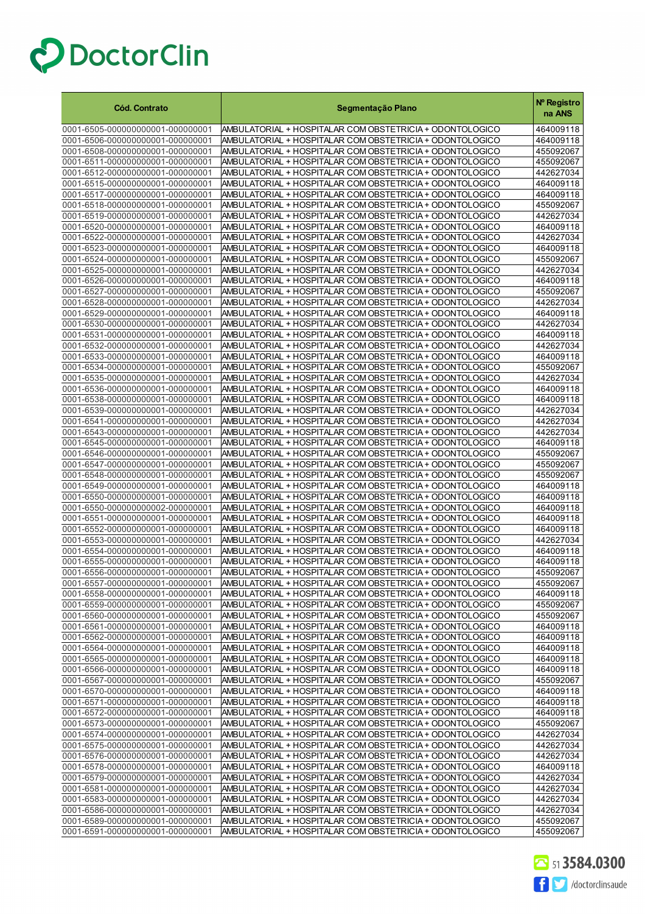| Cód. Contrato | Segmentação Plano | Nº Registro na ANS |
|---|---|---|
| 0001-6505-000000000001-000000001 | AMBULATORIAL + HOSPITALAR COM OBSTETRICIA + ODONTOLOGICO | 464009118 |
| 0001-6506-000000000001-000000001 | AMBULATORIAL + HOSPITALAR COM OBSTETRICIA + ODONTOLOGICO | 464009118 |
| 0001-6508-000000000001-000000001 | AMBULATORIAL + HOSPITALAR COM OBSTETRICIA + ODONTOLOGICO | 455092067 |
| 0001-6511-000000000001-000000001 | AMBULATORIAL + HOSPITALAR COM OBSTETRICIA + ODONTOLOGICO | 455092067 |
| 0001-6512-000000000001-000000001 | AMBULATORIAL + HOSPITALAR COM OBSTETRICIA + ODONTOLOGICO | 442627034 |
| 0001-6515-000000000001-000000001 | AMBULATORIAL + HOSPITALAR COM OBSTETRICIA + ODONTOLOGICO | 464009118 |
| 0001-6517-000000000001-000000001 | AMBULATORIAL + HOSPITALAR COM OBSTETRICIA + ODONTOLOGICO | 464009118 |
| 0001-6518-000000000001-000000001 | AMBULATORIAL + HOSPITALAR COM OBSTETRICIA + ODONTOLOGICO | 455092067 |
| 0001-6519-000000000001-000000001 | AMBULATORIAL + HOSPITALAR COM OBSTETRICIA + ODONTOLOGICO | 442627034 |
| 0001-6520-000000000001-000000001 | AMBULATORIAL + HOSPITALAR COM OBSTETRICIA + ODONTOLOGICO | 464009118 |
| 0001-6522-000000000001-000000001 | AMBULATORIAL + HOSPITALAR COM OBSTETRICIA + ODONTOLOGICO | 442627034 |
| 0001-6523-000000000001-000000001 | AMBULATORIAL + HOSPITALAR COM OBSTETRICIA + ODONTOLOGICO | 464009118 |
| 0001-6524-000000000001-000000001 | AMBULATORIAL + HOSPITALAR COM OBSTETRICIA + ODONTOLOGICO | 455092067 |
| 0001-6525-000000000001-000000001 | AMBULATORIAL + HOSPITALAR COM OBSTETRICIA + ODONTOLOGICO | 442627034 |
| 0001-6526-000000000001-000000001 | AMBULATORIAL + HOSPITALAR COM OBSTETRICIA + ODONTOLOGICO | 464009118 |
| 0001-6527-000000000001-000000001 | AMBULATORIAL + HOSPITALAR COM OBSTETRICIA + ODONTOLOGICO | 455092067 |
| 0001-6528-000000000001-000000001 | AMBULATORIAL + HOSPITALAR COM OBSTETRICIA + ODONTOLOGICO | 442627034 |
| 0001-6529-000000000001-000000001 | AMBULATORIAL + HOSPITALAR COM OBSTETRICIA + ODONTOLOGICO | 464009118 |
| 0001-6530-000000000001-000000001 | AMBULATORIAL + HOSPITALAR COM OBSTETRICIA + ODONTOLOGICO | 442627034 |
| 0001-6531-000000000001-000000001 | AMBULATORIAL + HOSPITALAR COM OBSTETRICIA + ODONTOLOGICO | 464009118 |
| 0001-6532-000000000001-000000001 | AMBULATORIAL + HOSPITALAR COM OBSTETRICIA + ODONTOLOGICO | 442627034 |
| 0001-6533-000000000001-000000001 | AMBULATORIAL + HOSPITALAR COM OBSTETRICIA + ODONTOLOGICO | 464009118 |
| 0001-6534-000000000001-000000001 | AMBULATORIAL + HOSPITALAR COM OBSTETRICIA + ODONTOLOGICO | 455092067 |
| 0001-6535-000000000001-000000001 | AMBULATORIAL + HOSPITALAR COM OBSTETRICIA + ODONTOLOGICO | 442627034 |
| 0001-6536-000000000001-000000001 | AMBULATORIAL + HOSPITALAR COM OBSTETRICIA + ODONTOLOGICO | 464009118 |
| 0001-6538-000000000001-000000001 | AMBULATORIAL + HOSPITALAR COM OBSTETRICIA + ODONTOLOGICO | 464009118 |
| 0001-6539-000000000001-000000001 | AMBULATORIAL + HOSPITALAR COM OBSTETRICIA + ODONTOLOGICO | 442627034 |
| 0001-6541-000000000001-000000001 | AMBULATORIAL + HOSPITALAR COM OBSTETRICIA + ODONTOLOGICO | 442627034 |
| 0001-6543-000000000001-000000001 | AMBULATORIAL + HOSPITALAR COM OBSTETRICIA + ODONTOLOGICO | 442627034 |
| 0001-6545-000000000001-000000001 | AMBULATORIAL + HOSPITALAR COM OBSTETRICIA + ODONTOLOGICO | 464009118 |
| 0001-6546-000000000001-000000001 | AMBULATORIAL + HOSPITALAR COM OBSTETRICIA + ODONTOLOGICO | 455092067 |
| 0001-6547-000000000001-000000001 | AMBULATORIAL + HOSPITALAR COM OBSTETRICIA + ODONTOLOGICO | 455092067 |
| 0001-6548-000000000001-000000001 | AMBULATORIAL + HOSPITALAR COM OBSTETRICIA + ODONTOLOGICO | 455092067 |
| 0001-6549-000000000001-000000001 | AMBULATORIAL + HOSPITALAR COM OBSTETRICIA + ODONTOLOGICO | 464009118 |
| 0001-6550-000000000001-000000001 | AMBULATORIAL + HOSPITALAR COM OBSTETRICIA + ODONTOLOGICO | 464009118 |
| 0001-6550-000000000002-000000001 | AMBULATORIAL + HOSPITALAR COM OBSTETRICIA + ODONTOLOGICO | 464009118 |
| 0001-6551-000000000001-000000001 | AMBULATORIAL + HOSPITALAR COM OBSTETRICIA + ODONTOLOGICO | 464009118 |
| 0001-6552-000000000001-000000001 | AMBULATORIAL + HOSPITALAR COM OBSTETRICIA + ODONTOLOGICO | 464009118 |
| 0001-6553-000000000001-000000001 | AMBULATORIAL + HOSPITALAR COM OBSTETRICIA + ODONTOLOGICO | 442627034 |
| 0001-6554-000000000001-000000001 | AMBULATORIAL + HOSPITALAR COM OBSTETRICIA + ODONTOLOGICO | 464009118 |
| 0001-6555-000000000001-000000001 | AMBULATORIAL + HOSPITALAR COM OBSTETRICIA + ODONTOLOGICO | 464009118 |
| 0001-6556-000000000001-000000001 | AMBULATORIAL + HOSPITALAR COM OBSTETRICIA + ODONTOLOGICO | 455092067 |
| 0001-6557-000000000001-000000001 | AMBULATORIAL + HOSPITALAR COM OBSTETRICIA + ODONTOLOGICO | 455092067 |
| 0001-6558-000000000001-000000001 | AMBULATORIAL + HOSPITALAR COM OBSTETRICIA + ODONTOLOGICO | 464009118 |
| 0001-6559-000000000001-000000001 | AMBULATORIAL + HOSPITALAR COM OBSTETRICIA + ODONTOLOGICO | 455092067 |
| 0001-6560-000000000001-000000001 | AMBULATORIAL + HOSPITALAR COM OBSTETRICIA + ODONTOLOGICO | 455092067 |
| 0001-6561-000000000001-000000001 | AMBULATORIAL + HOSPITALAR COM OBSTETRICIA + ODONTOLOGICO | 464009118 |
| 0001-6562-000000000001-000000001 | AMBULATORIAL + HOSPITALAR COM OBSTETRICIA + ODONTOLOGICO | 464009118 |
| 0001-6564-000000000001-000000001 | AMBULATORIAL + HOSPITALAR COM OBSTETRICIA + ODONTOLOGICO | 464009118 |
| 0001-6565-000000000001-000000001 | AMBULATORIAL + HOSPITALAR COM OBSTETRICIA + ODONTOLOGICO | 464009118 |
| 0001-6566-000000000001-000000001 | AMBULATORIAL + HOSPITALAR COM OBSTETRICIA + ODONTOLOGICO | 464009118 |
| 0001-6567-000000000001-000000001 | AMBULATORIAL + HOSPITALAR COM OBSTETRICIA + ODONTOLOGICO | 455092067 |
| 0001-6570-000000000001-000000001 | AMBULATORIAL + HOSPITALAR COM OBSTETRICIA + ODONTOLOGICO | 464009118 |
| 0001-6571-000000000001-000000001 | AMBULATORIAL + HOSPITALAR COM OBSTETRICIA + ODONTOLOGICO | 464009118 |
| 0001-6572-000000000001-000000001 | AMBULATORIAL + HOSPITALAR COM OBSTETRICIA + ODONTOLOGICO | 464009118 |
| 0001-6573-000000000001-000000001 | AMBULATORIAL + HOSPITALAR COM OBSTETRICIA + ODONTOLOGICO | 455092067 |
| 0001-6574-000000000001-000000001 | AMBULATORIAL + HOSPITALAR COM OBSTETRICIA + ODONTOLOGICO | 442627034 |
| 0001-6575-000000000001-000000001 | AMBULATORIAL + HOSPITALAR COM OBSTETRICIA + ODONTOLOGICO | 442627034 |
| 0001-6576-000000000001-000000001 | AMBULATORIAL + HOSPITALAR COM OBSTETRICIA + ODONTOLOGICO | 442627034 |
| 0001-6578-000000000001-000000001 | AMBULATORIAL + HOSPITALAR COM OBSTETRICIA + ODONTOLOGICO | 464009118 |
| 0001-6579-000000000001-000000001 | AMBULATORIAL + HOSPITALAR COM OBSTETRICIA + ODONTOLOGICO | 442627034 |
| 0001-6581-000000000001-000000001 | AMBULATORIAL + HOSPITALAR COM OBSTETRICIA + ODONTOLOGICO | 442627034 |
| 0001-6583-000000000001-000000001 | AMBULATORIAL + HOSPITALAR COM OBSTETRICIA + ODONTOLOGICO | 442627034 |
| 0001-6586-000000000001-000000001 | AMBULATORIAL + HOSPITALAR COM OBSTETRICIA + ODONTOLOGICO | 442627034 |
| 0001-6589-000000000001-000000001 | AMBULATORIAL + HOSPITALAR COM OBSTETRICIA + ODONTOLOGICO | 455092067 |
| 0001-6591-000000000001-000000001 | AMBULATORIAL + HOSPITALAR COM OBSTETRICIA + ODONTOLOGICO | 455092067 |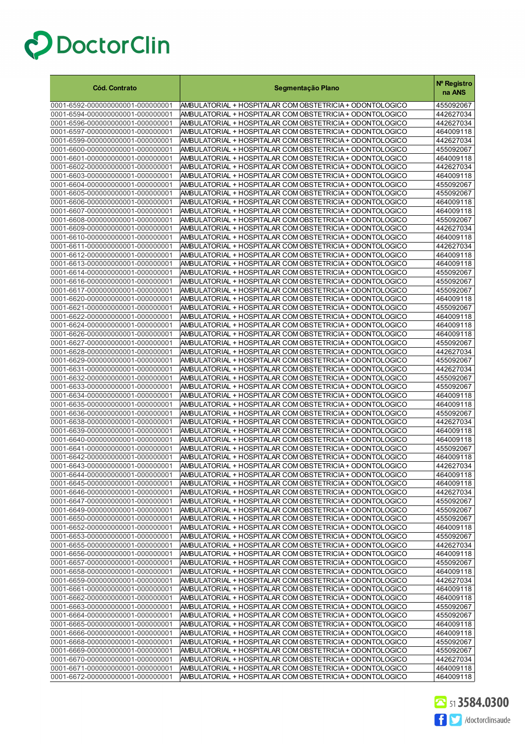DoctorClin

| Cód. Contrato | Segmentação Plano | Nº Registro na ANS |
|---|---|---|
| 0001-6592-000000000001-000000001 | AMBULATORIAL + HOSPITALAR COM OBSTETRICIA + ODONTOLOGICO | 455092067 |
| 0001-6594-000000000001-000000001 | AMBULATORIAL + HOSPITALAR COM OBSTETRICIA + ODONTOLOGICO | 442627034 |
| 0001-6596-000000000001-000000001 | AMBULATORIAL + HOSPITALAR COM OBSTETRICIA + ODONTOLOGICO | 442627034 |
| 0001-6597-000000000001-000000001 | AMBULATORIAL + HOSPITALAR COM OBSTETRICIA + ODONTOLOGICO | 464009118 |
| 0001-6599-000000000001-000000001 | AMBULATORIAL + HOSPITALAR COM OBSTETRICIA + ODONTOLOGICO | 442627034 |
| 0001-6600-000000000001-000000001 | AMBULATORIAL + HOSPITALAR COM OBSTETRICIA + ODONTOLOGICO | 455092067 |
| 0001-6601-000000000001-000000001 | AMBULATORIAL + HOSPITALAR COM OBSTETRICIA + ODONTOLOGICO | 464009118 |
| 0001-6602-000000000001-000000001 | AMBULATORIAL + HOSPITALAR COM OBSTETRICIA + ODONTOLOGICO | 442627034 |
| 0001-6603-000000000001-000000001 | AMBULATORIAL + HOSPITALAR COM OBSTETRICIA + ODONTOLOGICO | 464009118 |
| 0001-6604-000000000001-000000001 | AMBULATORIAL + HOSPITALAR COM OBSTETRICIA + ODONTOLOGICO | 455092067 |
| 0001-6605-000000000001-000000001 | AMBULATORIAL + HOSPITALAR COM OBSTETRICIA + ODONTOLOGICO | 455092067 |
| 0001-6606-000000000001-000000001 | AMBULATORIAL + HOSPITALAR COM OBSTETRICIA + ODONTOLOGICO | 464009118 |
| 0001-6607-000000000001-000000001 | AMBULATORIAL + HOSPITALAR COM OBSTETRICIA + ODONTOLOGICO | 464009118 |
| 0001-6608-000000000001-000000001 | AMBULATORIAL + HOSPITALAR COM OBSTETRICIA + ODONTOLOGICO | 455092067 |
| 0001-6609-000000000001-000000001 | AMBULATORIAL + HOSPITALAR COM OBSTETRICIA + ODONTOLOGICO | 442627034 |
| 0001-6610-000000000001-000000001 | AMBULATORIAL + HOSPITALAR COM OBSTETRICIA + ODONTOLOGICO | 464009118 |
| 0001-6611-000000000001-000000001 | AMBULATORIAL + HOSPITALAR COM OBSTETRICIA + ODONTOLOGICO | 442627034 |
| 0001-6612-000000000001-000000001 | AMBULATORIAL + HOSPITALAR COM OBSTETRICIA + ODONTOLOGICO | 464009118 |
| 0001-6613-000000000001-000000001 | AMBULATORIAL + HOSPITALAR COM OBSTETRICIA + ODONTOLOGICO | 464009118 |
| 0001-6614-000000000001-000000001 | AMBULATORIAL + HOSPITALAR COM OBSTETRICIA + ODONTOLOGICO | 455092067 |
| 0001-6616-000000000001-000000001 | AMBULATORIAL + HOSPITALAR COM OBSTETRICIA + ODONTOLOGICO | 455092067 |
| 0001-6617-000000000001-000000001 | AMBULATORIAL + HOSPITALAR COM OBSTETRICIA + ODONTOLOGICO | 455092067 |
| 0001-6620-000000000001-000000001 | AMBULATORIAL + HOSPITALAR COM OBSTETRICIA + ODONTOLOGICO | 464009118 |
| 0001-6621-000000000001-000000001 | AMBULATORIAL + HOSPITALAR COM OBSTETRICIA + ODONTOLOGICO | 455092067 |
| 0001-6622-000000000001-000000001 | AMBULATORIAL + HOSPITALAR COM OBSTETRICIA + ODONTOLOGICO | 464009118 |
| 0001-6624-000000000001-000000001 | AMBULATORIAL + HOSPITALAR COM OBSTETRICIA + ODONTOLOGICO | 464009118 |
| 0001-6626-000000000001-000000001 | AMBULATORIAL + HOSPITALAR COM OBSTETRICIA + ODONTOLOGICO | 464009118 |
| 0001-6627-000000000001-000000001 | AMBULATORIAL + HOSPITALAR COM OBSTETRICIA + ODONTOLOGICO | 455092067 |
| 0001-6628-000000000001-000000001 | AMBULATORIAL + HOSPITALAR COM OBSTETRICIA + ODONTOLOGICO | 442627034 |
| 0001-6629-000000000001-000000001 | AMBULATORIAL + HOSPITALAR COM OBSTETRICIA + ODONTOLOGICO | 455092067 |
| 0001-6631-000000000001-000000001 | AMBULATORIAL + HOSPITALAR COM OBSTETRICIA + ODONTOLOGICO | 442627034 |
| 0001-6632-000000000001-000000001 | AMBULATORIAL + HOSPITALAR COM OBSTETRICIA + ODONTOLOGICO | 455092067 |
| 0001-6633-000000000001-000000001 | AMBULATORIAL + HOSPITALAR COM OBSTETRICIA + ODONTOLOGICO | 455092067 |
| 0001-6634-000000000001-000000001 | AMBULATORIAL + HOSPITALAR COM OBSTETRICIA + ODONTOLOGICO | 464009118 |
| 0001-6635-000000000001-000000001 | AMBULATORIAL + HOSPITALAR COM OBSTETRICIA + ODONTOLOGICO | 464009118 |
| 0001-6636-000000000001-000000001 | AMBULATORIAL + HOSPITALAR COM OBSTETRICIA + ODONTOLOGICO | 455092067 |
| 0001-6638-000000000001-000000001 | AMBULATORIAL + HOSPITALAR COM OBSTETRICIA + ODONTOLOGICO | 442627034 |
| 0001-6639-000000000001-000000001 | AMBULATORIAL + HOSPITALAR COM OBSTETRICIA + ODONTOLOGICO | 464009118 |
| 0001-6640-000000000001-000000001 | AMBULATORIAL + HOSPITALAR COM OBSTETRICIA + ODONTOLOGICO | 464009118 |
| 0001-6641-000000000001-000000001 | AMBULATORIAL + HOSPITALAR COM OBSTETRICIA + ODONTOLOGICO | 455092067 |
| 0001-6642-000000000001-000000001 | AMBULATORIAL + HOSPITALAR COM OBSTETRICIA + ODONTOLOGICO | 464009118 |
| 0001-6643-000000000001-000000001 | AMBULATORIAL + HOSPITALAR COM OBSTETRICIA + ODONTOLOGICO | 442627034 |
| 0001-6644-000000000001-000000001 | AMBULATORIAL + HOSPITALAR COM OBSTETRICIA + ODONTOLOGICO | 464009118 |
| 0001-6645-000000000001-000000001 | AMBULATORIAL + HOSPITALAR COM OBSTETRICIA + ODONTOLOGICO | 464009118 |
| 0001-6646-000000000001-000000001 | AMBULATORIAL + HOSPITALAR COM OBSTETRICIA + ODONTOLOGICO | 442627034 |
| 0001-6647-000000000001-000000001 | AMBULATORIAL + HOSPITALAR COM OBSTETRICIA + ODONTOLOGICO | 455092067 |
| 0001-6649-000000000001-000000001 | AMBULATORIAL + HOSPITALAR COM OBSTETRICIA + ODONTOLOGICO | 455092067 |
| 0001-6650-000000000001-000000001 | AMBULATORIAL + HOSPITALAR COM OBSTETRICIA + ODONTOLOGICO | 455092067 |
| 0001-6652-000000000001-000000001 | AMBULATORIAL + HOSPITALAR COM OBSTETRICIA + ODONTOLOGICO | 464009118 |
| 0001-6653-000000000001-000000001 | AMBULATORIAL + HOSPITALAR COM OBSTETRICIA + ODONTOLOGICO | 455092067 |
| 0001-6655-000000000001-000000001 | AMBULATORIAL + HOSPITALAR COM OBSTETRICIA + ODONTOLOGICO | 442627034 |
| 0001-6656-000000000001-000000001 | AMBULATORIAL + HOSPITALAR COM OBSTETRICIA + ODONTOLOGICO | 464009118 |
| 0001-6657-000000000001-000000001 | AMBULATORIAL + HOSPITALAR COM OBSTETRICIA + ODONTOLOGICO | 455092067 |
| 0001-6658-000000000001-000000001 | AMBULATORIAL + HOSPITALAR COM OBSTETRICIA + ODONTOLOGICO | 464009118 |
| 0001-6659-000000000001-000000001 | AMBULATORIAL + HOSPITALAR COM OBSTETRICIA + ODONTOLOGICO | 442627034 |
| 0001-6661-000000000001-000000001 | AMBULATORIAL + HOSPITALAR COM OBSTETRICIA + ODONTOLOGICO | 464009118 |
| 0001-6662-000000000001-000000001 | AMBULATORIAL + HOSPITALAR COM OBSTETRICIA + ODONTOLOGICO | 464009118 |
| 0001-6663-000000000001-000000001 | AMBULATORIAL + HOSPITALAR COM OBSTETRICIA + ODONTOLOGICO | 455092067 |
| 0001-6664-000000000001-000000001 | AMBULATORIAL + HOSPITALAR COM OBSTETRICIA + ODONTOLOGICO | 455092067 |
| 0001-6665-000000000001-000000001 | AMBULATORIAL + HOSPITALAR COM OBSTETRICIA + ODONTOLOGICO | 464009118 |
| 0001-6666-000000000001-000000001 | AMBULATORIAL + HOSPITALAR COM OBSTETRICIA + ODONTOLOGICO | 464009118 |
| 0001-6668-000000000001-000000001 | AMBULATORIAL + HOSPITALAR COM OBSTETRICIA + ODONTOLOGICO | 455092067 |
| 0001-6669-000000000001-000000001 | AMBULATORIAL + HOSPITALAR COM OBSTETRICIA + ODONTOLOGICO | 455092067 |
| 0001-6670-000000000001-000000001 | AMBULATORIAL + HOSPITALAR COM OBSTETRICIA + ODONTOLOGICO | 442627034 |
| 0001-6671-000000000001-000000001 | AMBULATORIAL + HOSPITALAR COM OBSTETRICIA + ODONTOLOGICO | 464009118 |
| 0001-6672-000000000001-000000001 | AMBULATORIAL + HOSPITALAR COM OBSTETRICIA + ODONTOLOGICO | 464009118 |

51 3584.0300

/doctorclinsaude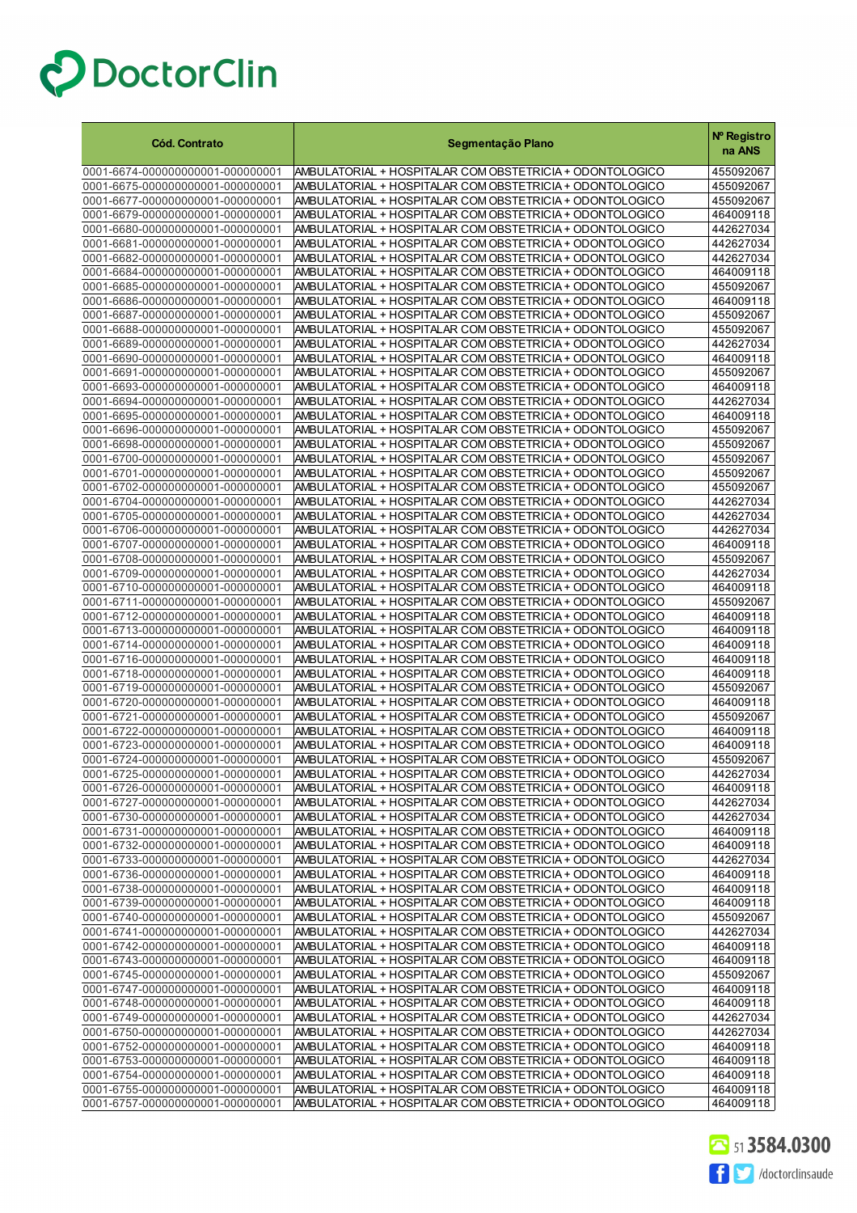| Cód. Contrato | Segmentação Plano | Nº Registro na ANS |
|---|---|---|
| 0001-6674-000000000001-000000001 | AMBULATORIAL + HOSPITALAR COM OBSTETRICIA + ODONTOLOGICO | 455092067 |
| 0001-6675-000000000001-000000001 | AMBULATORIAL + HOSPITALAR COM OBSTETRICIA + ODONTOLOGICO | 455092067 |
| 0001-6677-000000000001-000000001 | AMBULATORIAL + HOSPITALAR COM OBSTETRICIA + ODONTOLOGICO | 455092067 |
| 0001-6679-000000000001-000000001 | AMBULATORIAL + HOSPITALAR COM OBSTETRICIA + ODONTOLOGICO | 464009118 |
| 0001-6680-000000000001-000000001 | AMBULATORIAL + HOSPITALAR COM OBSTETRICIA + ODONTOLOGICO | 442627034 |
| 0001-6681-000000000001-000000001 | AMBULATORIAL + HOSPITALAR COM OBSTETRICIA + ODONTOLOGICO | 442627034 |
| 0001-6682-000000000001-000000001 | AMBULATORIAL + HOSPITALAR COM OBSTETRICIA + ODONTOLOGICO | 442627034 |
| 0001-6684-000000000001-000000001 | AMBULATORIAL + HOSPITALAR COM OBSTETRICIA + ODONTOLOGICO | 464009118 |
| 0001-6685-000000000001-000000001 | AMBULATORIAL + HOSPITALAR COM OBSTETRICIA + ODONTOLOGICO | 455092067 |
| 0001-6686-000000000001-000000001 | AMBULATORIAL + HOSPITALAR COM OBSTETRICIA + ODONTOLOGICO | 464009118 |
| 0001-6687-000000000001-000000001 | AMBULATORIAL + HOSPITALAR COM OBSTETRICIA + ODONTOLOGICO | 455092067 |
| 0001-6688-000000000001-000000001 | AMBULATORIAL + HOSPITALAR COM OBSTETRICIA + ODONTOLOGICO | 455092067 |
| 0001-6689-000000000001-000000001 | AMBULATORIAL + HOSPITALAR COM OBSTETRICIA + ODONTOLOGICO | 442627034 |
| 0001-6690-000000000001-000000001 | AMBULATORIAL + HOSPITALAR COM OBSTETRICIA + ODONTOLOGICO | 464009118 |
| 0001-6691-000000000001-000000001 | AMBULATORIAL + HOSPITALAR COM OBSTETRICIA + ODONTOLOGICO | 455092067 |
| 0001-6693-000000000001-000000001 | AMBULATORIAL + HOSPITALAR COM OBSTETRICIA + ODONTOLOGICO | 464009118 |
| 0001-6694-000000000001-000000001 | AMBULATORIAL + HOSPITALAR COM OBSTETRICIA + ODONTOLOGICO | 442627034 |
| 0001-6695-000000000001-000000001 | AMBULATORIAL + HOSPITALAR COM OBSTETRICIA + ODONTOLOGICO | 464009118 |
| 0001-6696-000000000001-000000001 | AMBULATORIAL + HOSPITALAR COM OBSTETRICIA + ODONTOLOGICO | 455092067 |
| 0001-6698-000000000001-000000001 | AMBULATORIAL + HOSPITALAR COM OBSTETRICIA + ODONTOLOGICO | 455092067 |
| 0001-6700-000000000001-000000001 | AMBULATORIAL + HOSPITALAR COM OBSTETRICIA + ODONTOLOGICO | 455092067 |
| 0001-6701-000000000001-000000001 | AMBULATORIAL + HOSPITALAR COM OBSTETRICIA + ODONTOLOGICO | 455092067 |
| 0001-6702-000000000001-000000001 | AMBULATORIAL + HOSPITALAR COM OBSTETRICIA + ODONTOLOGICO | 455092067 |
| 0001-6704-000000000001-000000001 | AMBULATORIAL + HOSPITALAR COM OBSTETRICIA + ODONTOLOGICO | 442627034 |
| 0001-6705-000000000001-000000001 | AMBULATORIAL + HOSPITALAR COM OBSTETRICIA + ODONTOLOGICO | 442627034 |
| 0001-6706-000000000001-000000001 | AMBULATORIAL + HOSPITALAR COM OBSTETRICIA + ODONTOLOGICO | 442627034 |
| 0001-6707-000000000001-000000001 | AMBULATORIAL + HOSPITALAR COM OBSTETRICIA + ODONTOLOGICO | 464009118 |
| 0001-6708-000000000001-000000001 | AMBULATORIAL + HOSPITALAR COM OBSTETRICIA + ODONTOLOGICO | 455092067 |
| 0001-6709-000000000001-000000001 | AMBULATORIAL + HOSPITALAR COM OBSTETRICIA + ODONTOLOGICO | 442627034 |
| 0001-6710-000000000001-000000001 | AMBULATORIAL + HOSPITALAR COM OBSTETRICIA + ODONTOLOGICO | 464009118 |
| 0001-6711-000000000001-000000001 | AMBULATORIAL + HOSPITALAR COM OBSTETRICIA + ODONTOLOGICO | 455092067 |
| 0001-6712-000000000001-000000001 | AMBULATORIAL + HOSPITALAR COM OBSTETRICIA + ODONTOLOGICO | 464009118 |
| 0001-6713-000000000001-000000001 | AMBULATORIAL + HOSPITALAR COM OBSTETRICIA + ODONTOLOGICO | 464009118 |
| 0001-6714-000000000001-000000001 | AMBULATORIAL + HOSPITALAR COM OBSTETRICIA + ODONTOLOGICO | 464009118 |
| 0001-6716-000000000001-000000001 | AMBULATORIAL + HOSPITALAR COM OBSTETRICIA + ODONTOLOGICO | 464009118 |
| 0001-6718-000000000001-000000001 | AMBULATORIAL + HOSPITALAR COM OBSTETRICIA + ODONTOLOGICO | 464009118 |
| 0001-6719-000000000001-000000001 | AMBULATORIAL + HOSPITALAR COM OBSTETRICIA + ODONTOLOGICO | 455092067 |
| 0001-6720-000000000001-000000001 | AMBULATORIAL + HOSPITALAR COM OBSTETRICIA + ODONTOLOGICO | 464009118 |
| 0001-6721-000000000001-000000001 | AMBULATORIAL + HOSPITALAR COM OBSTETRICIA + ODONTOLOGICO | 455092067 |
| 0001-6722-000000000001-000000001 | AMBULATORIAL + HOSPITALAR COM OBSTETRICIA + ODONTOLOGICO | 464009118 |
| 0001-6723-000000000001-000000001 | AMBULATORIAL + HOSPITALAR COM OBSTETRICIA + ODONTOLOGICO | 464009118 |
| 0001-6724-000000000001-000000001 | AMBULATORIAL + HOSPITALAR COM OBSTETRICIA + ODONTOLOGICO | 455092067 |
| 0001-6725-000000000001-000000001 | AMBULATORIAL + HOSPITALAR COM OBSTETRICIA + ODONTOLOGICO | 442627034 |
| 0001-6726-000000000001-000000001 | AMBULATORIAL + HOSPITALAR COM OBSTETRICIA + ODONTOLOGICO | 464009118 |
| 0001-6727-000000000001-000000001 | AMBULATORIAL + HOSPITALAR COM OBSTETRICIA + ODONTOLOGICO | 442627034 |
| 0001-6730-000000000001-000000001 | AMBULATORIAL + HOSPITALAR COM OBSTETRICIA + ODONTOLOGICO | 442627034 |
| 0001-6731-000000000001-000000001 | AMBULATORIAL + HOSPITALAR COM OBSTETRICIA + ODONTOLOGICO | 464009118 |
| 0001-6732-000000000001-000000001 | AMBULATORIAL + HOSPITALAR COM OBSTETRICIA + ODONTOLOGICO | 464009118 |
| 0001-6733-000000000001-000000001 | AMBULATORIAL + HOSPITALAR COM OBSTETRICIA + ODONTOLOGICO | 442627034 |
| 0001-6736-000000000001-000000001 | AMBULATORIAL + HOSPITALAR COM OBSTETRICIA + ODONTOLOGICO | 464009118 |
| 0001-6738-000000000001-000000001 | AMBULATORIAL + HOSPITALAR COM OBSTETRICIA + ODONTOLOGICO | 464009118 |
| 0001-6739-000000000001-000000001 | AMBULATORIAL + HOSPITALAR COM OBSTETRICIA + ODONTOLOGICO | 464009118 |
| 0001-6740-000000000001-000000001 | AMBULATORIAL + HOSPITALAR COM OBSTETRICIA + ODONTOLOGICO | 455092067 |
| 0001-6741-000000000001-000000001 | AMBULATORIAL + HOSPITALAR COM OBSTETRICIA + ODONTOLOGICO | 442627034 |
| 0001-6742-000000000001-000000001 | AMBULATORIAL + HOSPITALAR COM OBSTETRICIA + ODONTOLOGICO | 464009118 |
| 0001-6743-000000000001-000000001 | AMBULATORIAL + HOSPITALAR COM OBSTETRICIA + ODONTOLOGICO | 464009118 |
| 0001-6745-000000000001-000000001 | AMBULATORIAL + HOSPITALAR COM OBSTETRICIA + ODONTOLOGICO | 455092067 |
| 0001-6747-000000000001-000000001 | AMBULATORIAL + HOSPITALAR COM OBSTETRICIA + ODONTOLOGICO | 464009118 |
| 0001-6748-000000000001-000000001 | AMBULATORIAL + HOSPITALAR COM OBSTETRICIA + ODONTOLOGICO | 464009118 |
| 0001-6749-000000000001-000000001 | AMBULATORIAL + HOSPITALAR COM OBSTETRICIA + ODONTOLOGICO | 442627034 |
| 0001-6750-000000000001-000000001 | AMBULATORIAL + HOSPITALAR COM OBSTETRICIA + ODONTOLOGICO | 442627034 |
| 0001-6752-000000000001-000000001 | AMBULATORIAL + HOSPITALAR COM OBSTETRICIA + ODONTOLOGICO | 464009118 |
| 0001-6753-000000000001-000000001 | AMBULATORIAL + HOSPITALAR COM OBSTETRICIA + ODONTOLOGICO | 464009118 |
| 0001-6754-000000000001-000000001 | AMBULATORIAL + HOSPITALAR COM OBSTETRICIA + ODONTOLOGICO | 464009118 |
| 0001-6755-000000000001-000000001 | AMBULATORIAL + HOSPITALAR COM OBSTETRICIA + ODONTOLOGICO | 464009118 |
| 0001-6757-000000000001-000000001 | AMBULATORIAL + HOSPITALAR COM OBSTETRICIA + ODONTOLOGICO | 464009118 |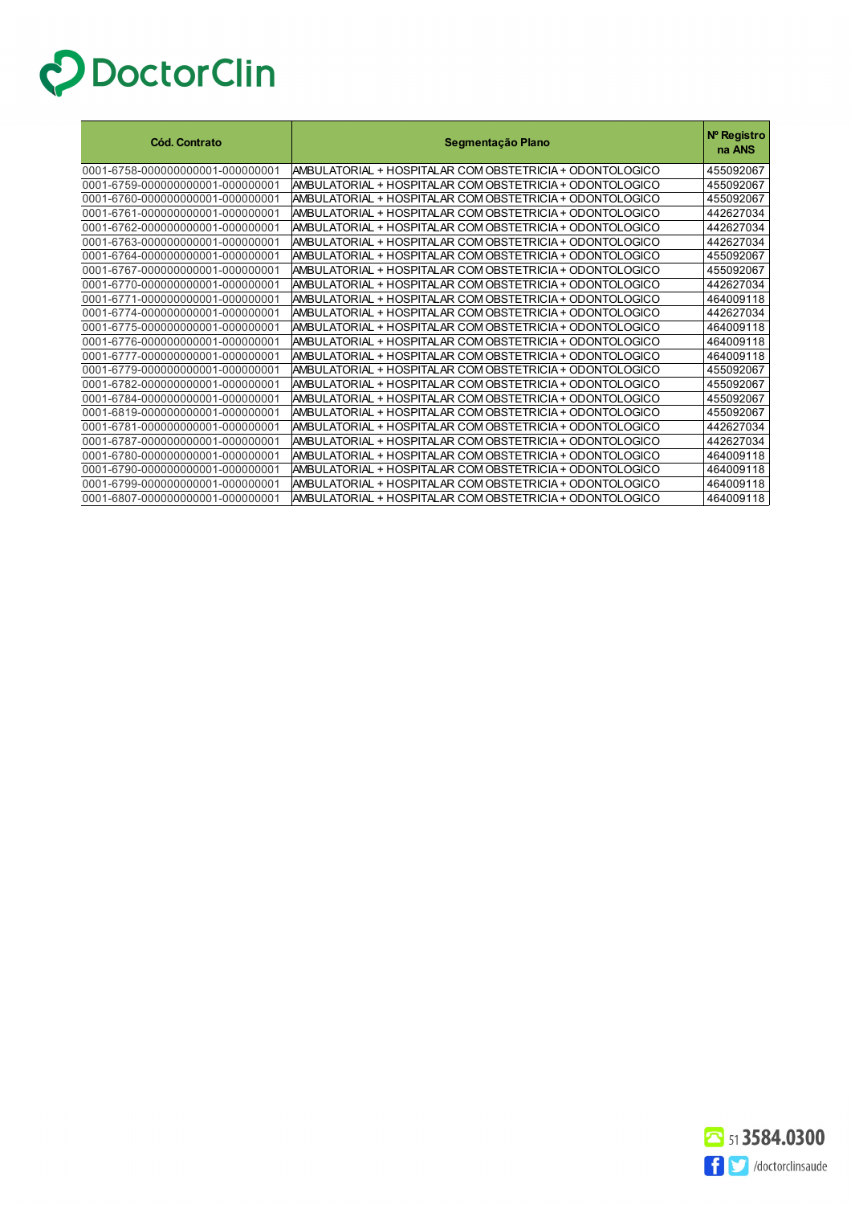DoctorClin

| Cód. Contrato | Segmentação Plano | Nº Registro na ANS |
|---|---|---|
| 0001-6758-000000000001-000000001 | AMBULATORIAL + HOSPITALAR COM OBSTETRICIA + ODONTOLOGICO | 455092067 |
| 0001-6759-000000000001-000000001 | AMBULATORIAL + HOSPITALAR COM OBSTETRICIA + ODONTOLOGICO | 455092067 |
| 0001-6760-000000000001-000000001 | AMBULATORIAL + HOSPITALAR COM OBSTETRICIA + ODONTOLOGICO | 455092067 |
| 0001-6761-000000000001-000000001 | AMBULATORIAL + HOSPITALAR COM OBSTETRICIA + ODONTOLOGICO | 442627034 |
| 0001-6762-000000000001-000000001 | AMBULATORIAL + HOSPITALAR COM OBSTETRICIA + ODONTOLOGICO | 442627034 |
| 0001-6763-000000000001-000000001 | AMBULATORIAL + HOSPITALAR COM OBSTETRICIA + ODONTOLOGICO | 442627034 |
| 0001-6764-000000000001-000000001 | AMBULATORIAL + HOSPITALAR COM OBSTETRICIA + ODONTOLOGICO | 455092067 |
| 0001-6767-000000000001-000000001 | AMBULATORIAL + HOSPITALAR COM OBSTETRICIA + ODONTOLOGICO | 455092067 |
| 0001-6770-000000000001-000000001 | AMBULATORIAL + HOSPITALAR COM OBSTETRICIA + ODONTOLOGICO | 442627034 |
| 0001-6771-000000000001-000000001 | AMBULATORIAL + HOSPITALAR COM OBSTETRICIA + ODONTOLOGICO | 464009118 |
| 0001-6774-000000000001-000000001 | AMBULATORIAL + HOSPITALAR COM OBSTETRICIA + ODONTOLOGICO | 442627034 |
| 0001-6775-000000000001-000000001 | AMBULATORIAL + HOSPITALAR COM OBSTETRICIA + ODONTOLOGICO | 464009118 |
| 0001-6776-000000000001-000000001 | AMBULATORIAL + HOSPITALAR COM OBSTETRICIA + ODONTOLOGICO | 464009118 |
| 0001-6777-000000000001-000000001 | AMBULATORIAL + HOSPITALAR COM OBSTETRICIA + ODONTOLOGICO | 464009118 |
| 0001-6779-000000000001-000000001 | AMBULATORIAL + HOSPITALAR COM OBSTETRICIA + ODONTOLOGICO | 455092067 |
| 0001-6782-000000000001-000000001 | AMBULATORIAL + HOSPITALAR COM OBSTETRICIA + ODONTOLOGICO | 455092067 |
| 0001-6784-000000000001-000000001 | AMBULATORIAL + HOSPITALAR COM OBSTETRICIA + ODONTOLOGICO | 455092067 |
| 0001-6819-000000000001-000000001 | AMBULATORIAL + HOSPITALAR COM OBSTETRICIA + ODONTOLOGICO | 455092067 |
| 0001-6781-000000000001-000000001 | AMBULATORIAL + HOSPITALAR COM OBSTETRICIA + ODONTOLOGICO | 442627034 |
| 0001-6787-000000000001-000000001 | AMBULATORIAL + HOSPITALAR COM OBSTETRICIA + ODONTOLOGICO | 442627034 |
| 0001-6780-000000000001-000000001 | AMBULATORIAL + HOSPITALAR COM OBSTETRICIA + ODONTOLOGICO | 464009118 |
| 0001-6790-000000000001-000000001 | AMBULATORIAL + HOSPITALAR COM OBSTETRICIA + ODONTOLOGICO | 464009118 |
| 0001-6799-000000000001-000000001 | AMBULATORIAL + HOSPITALAR COM OBSTETRICIA + ODONTOLOGICO | 464009118 |
| 0001-6807-000000000001-000000001 | AMBULATORIAL + HOSPITALAR COM OBSTETRICIA + ODONTOLOGICO | 464009118 |

51 3584.0300

/doctorclinsaude